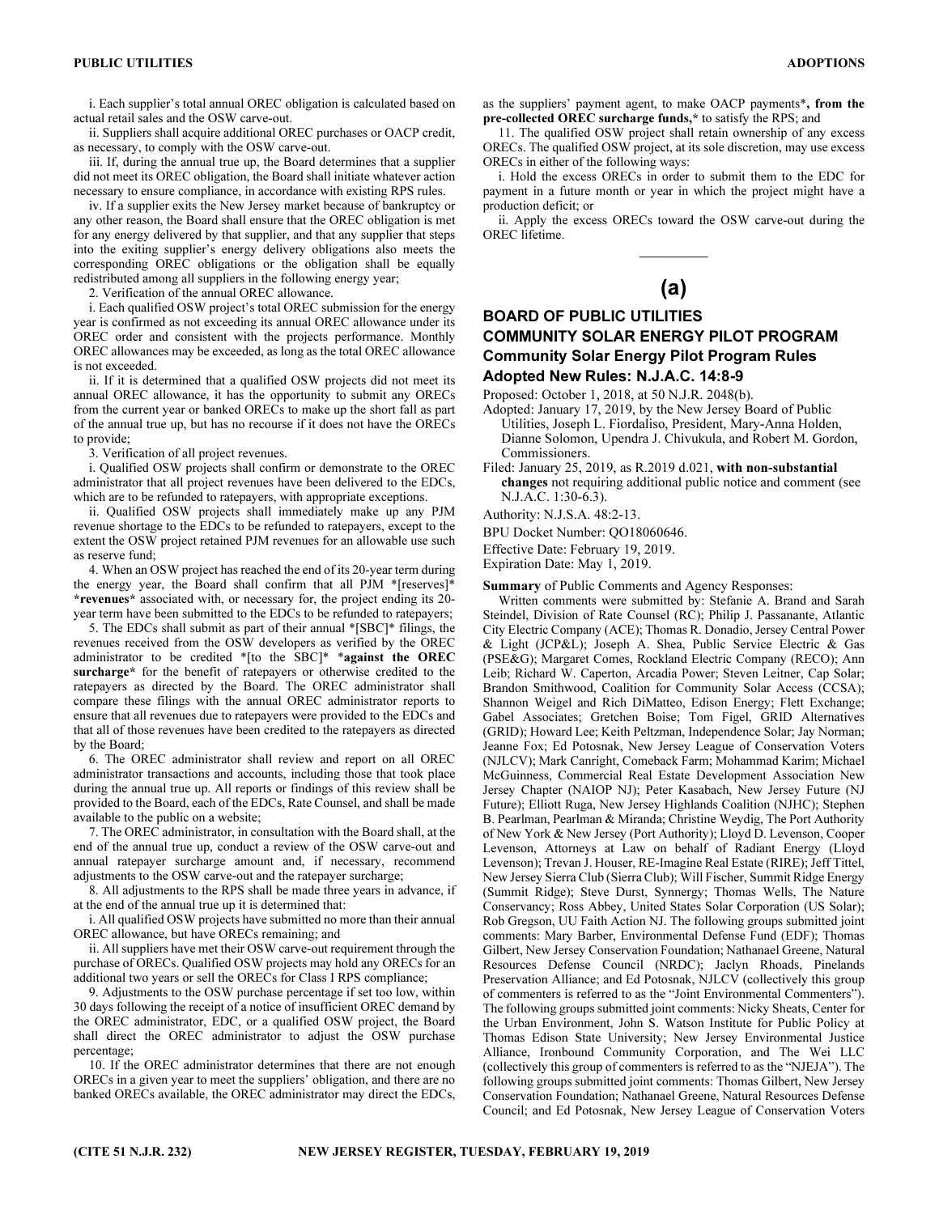i. Each supplier's total annual OREC obligation is calculated based on actual retail sales and the OSW carve-out.

ii. Suppliers shall acquire additional OREC purchases or OACP credit, as necessary, to comply with the OSW carve-out.

iii. If, during the annual true up, the Board determines that a supplier did not meet its OREC obligation, the Board shall initiate whatever action necessary to ensure compliance, in accordance with existing RPS rules.

iv. If a supplier exits the New Jersey market because of bankruptcy or any other reason, the Board shall ensure that the OREC obligation is met for any energy delivered by that supplier, and that any supplier that steps into the exiting supplier's energy delivery obligations also meets the corresponding OREC obligations or the obligation shall be equally redistributed among all suppliers in the following energy year;

2. Verification of the annual OREC allowance.

i. Each qualified OSW project's total OREC submission for the energy year is confirmed as not exceeding its annual OREC allowance under its OREC order and consistent with the projects performance. Monthly OREC allowances may be exceeded, as long as the total OREC allowance is not exceeded.

ii. If it is determined that a qualified OSW projects did not meet its annual OREC allowance, it has the opportunity to submit any ORECs from the current year or banked ORECs to make up the short fall as part of the annual true up, but has no recourse if it does not have the ORECs to provide;

3. Verification of all project revenues.

i. Qualified OSW projects shall confirm or demonstrate to the OREC administrator that all project revenues have been delivered to the EDCs, which are to be refunded to ratepayers, with appropriate exceptions.

ii. Qualified OSW projects shall immediately make up any PJM revenue shortage to the EDCs to be refunded to ratepayers, except to the extent the OSW project retained PJM revenues for an allowable use such as reserve fund;

4. When an OSW project has reached the end of its 20-year term during the energy year, the Board shall confirm that all PJM *[reserves]* ***revenues*** associated with, or necessary for, the project ending its 20-year term have been submitted to the EDCs to be refunded to ratepayers;

5. The EDCs shall submit as part of their annual *[SBC]* filings, the revenues received from the OSW developers as verified by the OREC administrator to be credited *[to the SBC]* ***against the OREC surcharge*** for the benefit of ratepayers or otherwise credited to the ratepayers as directed by the Board. The OREC administrator shall compare these filings with the annual OREC administrator reports to ensure that all revenues due to ratepayers were provided to the EDCs and that all of those revenues have been credited to the ratepayers as directed by the Board;

6. The OREC administrator shall review and report on all OREC administrator transactions and accounts, including those that took place during the annual true up. All reports or findings of this review shall be provided to the Board, each of the EDCs, Rate Counsel, and shall be made available to the public on a website;

7. The OREC administrator, in consultation with the Board shall, at the end of the annual true up, conduct a review of the OSW carve-out and annual ratepayer surcharge amount and, if necessary, recommend adjustments to the OSW carve-out and the ratepayer surcharge;

8. All adjustments to the RPS shall be made three years in advance, if at the end of the annual true up it is determined that:

i. All qualified OSW projects have submitted no more than their annual OREC allowance, but have ORECs remaining; and

ii. All suppliers have met their OSW carve-out requirement through the purchase of ORECs. Qualified OSW projects may hold any ORECs for an additional two years or sell the ORECs for Class I RPS compliance;

9. Adjustments to the OSW purchase percentage if set too low, within 30 days following the receipt of a notice of insufficient OREC demand by the OREC administrator, EDC, or a qualified OSW project, the Board shall direct the OREC administrator to adjust the OSW purchase percentage;

10. If the OREC administrator determines that there are not enough ORECs in a given year to meet the suppliers' obligation, and there are no banked ORECs available, the OREC administrator may direct the EDCs, as the suppliers' payment agent, to make OACP payments***, from the pre-collected OREC surcharge funds,*** to satisfy the RPS; and

11. The qualified OSW project shall retain ownership of any excess ORECs. The qualified OSW project, at its sole discretion, may use excess ORECs in either of the following ways:

i. Hold the excess ORECs in order to submit them to the EDC for payment in a future month or year in which the project might have a production deficit; or

ii. Apply the excess ORECs toward the OSW carve-out during the OREC lifetime.

---

# (a)

## BOARD OF PUBLIC UTILITIES

## COMMUNITY SOLAR ENERGY PILOT PROGRAM

### Community Solar Energy Pilot Program Rules

### Adopted New Rules: N.J.A.C. 14:8-9

Proposed: October 1, 2018, at 50 N.J.R. 2048(b).

Adopted: January 17, 2019, by the New Jersey Board of Public Utilities, Joseph L. Fiordaliso, President, Mary-Anna Holden, Dianne Solomon, Upendra J. Chivukula, and Robert M. Gordon, Commissioners.

Filed: January 25, 2019, as R.2019 d.021, **with non-substantial changes** not requiring additional public notice and comment (see N.J.A.C. 1:30-6.3).

Authority: N.J.S.A. 48:2-13.

BPU Docket Number: QO18060646.

Effective Date: February 19, 2019.

Expiration Date: May 1, 2019.

**Summary** of Public Comments and Agency Responses:

Written comments were submitted by: Stefanie A. Brand and Sarah Steindel, Division of Rate Counsel (RC); Philip J. Passanante, Atlantic City Electric Company (ACE); Thomas R. Donadio, Jersey Central Power & Light (JCP&L); Joseph A. Shea, Public Service Electric & Gas (PSE&G); Margaret Comes, Rockland Electric Company (RECO); Ann Leib; Richard W. Caperton, Arcadia Power; Steven Leitner, Cap Solar; Brandon Smithwood, Coalition for Community Solar Access (CCSA); Shannon Weigel and Rich DiMatteo, Edison Energy; Flett Exchange; Gabel Associates; Gretchen Boise; Tom Figel, GRID Alternatives (GRID); Howard Lee; Keith Peltzman, Independence Solar; Jay Norman; Jeanne Fox; Ed Potosnak, New Jersey League of Conservation Voters (NJLCV); Mark Canright, Comeback Farm; Mohammad Karim; Michael McGuinness, Commercial Real Estate Development Association New Jersey Chapter (NAIOP NJ); Peter Kasabach, New Jersey Future (NJ Future); Elliott Ruga, New Jersey Highlands Coalition (NJHC); Stephen B. Pearlman, Pearlman & Miranda; Christine Weydig, The Port Authority of New York & New Jersey (Port Authority); Lloyd D. Levenson, Cooper Levenson, Attorneys at Law on behalf of Radiant Energy (Lloyd Levenson); Trevan J. Houser, RE-Imagine Real Estate (RIRE); Jeff Tittel, New Jersey Sierra Club (Sierra Club); Will Fischer, Summit Ridge Energy (Summit Ridge); Steve Durst, Synnergy; Thomas Wells, The Nature Conservancy; Ross Abbey, United States Solar Corporation (US Solar); Rob Gregson, UU Faith Action NJ. The following groups submitted joint comments: Mary Barber, Environmental Defense Fund (EDF); Thomas Gilbert, New Jersey Conservation Foundation; Nathanael Greene, Natural Resources Defense Council (NRDC); Jaclyn Rhoads, Pinelands Preservation Alliance; and Ed Potosnak, NJLCV (collectively this group of commenters is referred to as the "Joint Environmental Commenters"). The following groups submitted joint comments: Nicky Sheats, Center for the Urban Environment, John S. Watson Institute for Public Policy at Thomas Edison State University; New Jersey Environmental Justice Alliance, Ironbound Community Corporation, and The Wei LLC (collectively this group of commenters is referred to as the "NJEJA"). The following groups submitted joint comments: Thomas Gilbert, New Jersey Conservation Foundation; Nathanael Greene, Natural Resources Defense Council; and Ed Potosnak, New Jersey League of Conservation Voters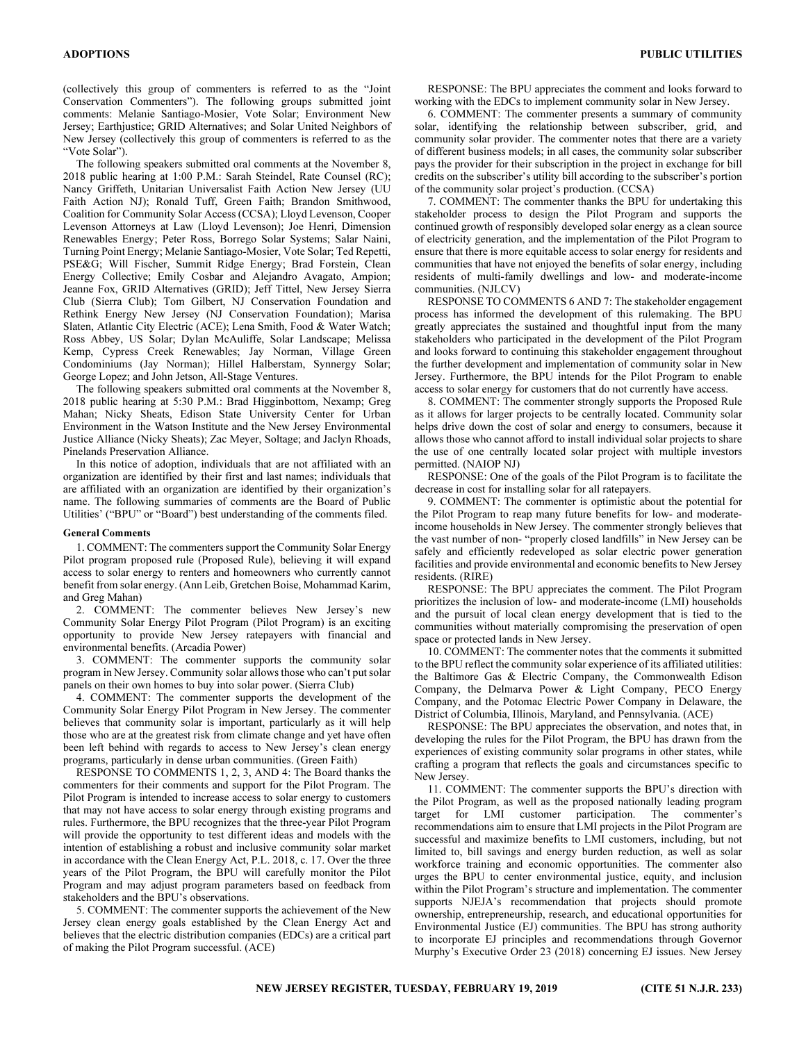(collectively this group of commenters is referred to as the "Joint Conservation Commenters"). The following groups submitted joint comments: Melanie Santiago-Mosier, Vote Solar; Environment New Jersey; Earthjustice; GRID Alternatives; and Solar United Neighbors of New Jersey (collectively this group of commenters is referred to as the "Vote Solar").

The following speakers submitted oral comments at the November 8, 2018 public hearing at 1:00 P.M.: Sarah Steindel, Rate Counsel (RC); Nancy Griffeth, Unitarian Universalist Faith Action New Jersey (UU Faith Action NJ); Ronald Tuff, Green Faith; Brandon Smithwood, Coalition for Community Solar Access (CCSA); Lloyd Levenson, Cooper Levenson Attorneys at Law (Lloyd Levenson); Joe Henri, Dimension Renewables Energy; Peter Ross, Borrego Solar Systems; Salar Naini, Turning Point Energy; Melanie Santiago-Mosier, Vote Solar; Ted Repetti, PSE&G; Will Fischer, Summit Ridge Energy; Brad Forstein, Clean Energy Collective; Emily Cosbar and Alejandro Avagato, Ampion; Jeanne Fox, GRID Alternatives (GRID); Jeff Tittel, New Jersey Sierra Club (Sierra Club); Tom Gilbert, NJ Conservation Foundation and Rethink Energy New Jersey (NJ Conservation Foundation); Marisa Slaten, Atlantic City Electric (ACE); Lena Smith, Food & Water Watch; Ross Abbey, US Solar; Dylan McAuliffe, Solar Landscape; Melissa Kemp, Cypress Creek Renewables; Jay Norman, Village Green Condominiums (Jay Norman); Hillel Halberstam, Synnergy Solar; George Lopez; and John Jetson, All-Stage Ventures.

The following speakers submitted oral comments at the November 8, 2018 public hearing at 5:30 P.M.: Brad Higginbottom, Nexamp; Greg Mahan; Nicky Sheats, Edison State University Center for Urban Environment in the Watson Institute and the New Jersey Environmental Justice Alliance (Nicky Sheats); Zac Meyer, Soltage; and Jaclyn Rhoads, Pinelands Preservation Alliance.

In this notice of adoption, individuals that are not affiliated with an organization are identified by their first and last names; individuals that are affiliated with an organization are identified by their organization's name. The following summaries of comments are the Board of Public Utilities' ("BPU" or "Board") best understanding of the comments filed.

**General Comments**

1. COMMENT: The commenters support the Community Solar Energy Pilot program proposed rule (Proposed Rule), believing it will expand access to solar energy to renters and homeowners who currently cannot benefit from solar energy. (Ann Leib, Gretchen Boise, Mohammad Karim, and Greg Mahan)

2. COMMENT: The commenter believes New Jersey's new Community Solar Energy Pilot Program (Pilot Program) is an exciting opportunity to provide New Jersey ratepayers with financial and environmental benefits. (Arcadia Power)

3. COMMENT: The commenter supports the community solar program in New Jersey. Community solar allows those who can't put solar panels on their own homes to buy into solar power. (Sierra Club)

4. COMMENT: The commenter supports the development of the Community Solar Energy Pilot Program in New Jersey. The commenter believes that community solar is important, particularly as it will help those who are at the greatest risk from climate change and yet have often been left behind with regards to access to New Jersey's clean energy programs, particularly in dense urban communities. (Green Faith)

RESPONSE TO COMMENTS 1, 2, 3, AND 4: The Board thanks the commenters for their comments and support for the Pilot Program. The Pilot Program is intended to increase access to solar energy to customers that may not have access to solar energy through existing programs and rules. Furthermore, the BPU recognizes that the three-year Pilot Program will provide the opportunity to test different ideas and models with the intention of establishing a robust and inclusive community solar market in accordance with the Clean Energy Act, P.L. 2018, c. 17. Over the three years of the Pilot Program, the BPU will carefully monitor the Pilot Program and may adjust program parameters based on feedback from stakeholders and the BPU's observations.

5. COMMENT: The commenter supports the achievement of the New Jersey clean energy goals established by the Clean Energy Act and believes that the electric distribution companies (EDCs) are a critical part of making the Pilot Program successful. (ACE)

RESPONSE: The BPU appreciates the comment and looks forward to working with the EDCs to implement community solar in New Jersey.

6. COMMENT: The commenter presents a summary of community solar, identifying the relationship between subscriber, grid, and community solar provider. The commenter notes that there are a variety of different business models; in all cases, the community solar subscriber pays the provider for their subscription in the project in exchange for bill credits on the subscriber's utility bill according to the subscriber's portion of the community solar project's production. (CCSA)

7. COMMENT: The commenter thanks the BPU for undertaking this stakeholder process to design the Pilot Program and supports the continued growth of responsibly developed solar energy as a clean source of electricity generation, and the implementation of the Pilot Program to ensure that there is more equitable access to solar energy for residents and communities that have not enjoyed the benefits of solar energy, including residents of multi-family dwellings and low- and moderate-income communities. (NJLCV)

RESPONSE TO COMMENTS 6 AND 7: The stakeholder engagement process has informed the development of this rulemaking. The BPU greatly appreciates the sustained and thoughtful input from the many stakeholders who participated in the development of the Pilot Program and looks forward to continuing this stakeholder engagement throughout the further development and implementation of community solar in New Jersey. Furthermore, the BPU intends for the Pilot Program to enable access to solar energy for customers that do not currently have access.

8. COMMENT: The commenter strongly supports the Proposed Rule as it allows for larger projects to be centrally located. Community solar helps drive down the cost of solar and energy to consumers, because it allows those who cannot afford to install individual solar projects to share the use of one centrally located solar project with multiple investors permitted. (NAIOP NJ)

RESPONSE: One of the goals of the Pilot Program is to facilitate the decrease in cost for installing solar for all ratepayers.

9. COMMENT: The commenter is optimistic about the potential for the Pilot Program to reap many future benefits for low- and moderate-income households in New Jersey. The commenter strongly believes that the vast number of non- "properly closed landfills" in New Jersey can be safely and efficiently redeveloped as solar electric power generation facilities and provide environmental and economic benefits to New Jersey residents. (RIRE)

RESPONSE: The BPU appreciates the comment. The Pilot Program prioritizes the inclusion of low- and moderate-income (LMI) households and the pursuit of local clean energy development that is tied to the communities without materially compromising the preservation of open space or protected lands in New Jersey.

10. COMMENT: The commenter notes that the comments it submitted to the BPU reflect the community solar experience of its affiliated utilities: the Baltimore Gas & Electric Company, the Commonwealth Edison Company, the Delmarva Power & Light Company, PECO Energy Company, and the Potomac Electric Power Company in Delaware, the District of Columbia, Illinois, Maryland, and Pennsylvania. (ACE)

RESPONSE: The BPU appreciates the observation, and notes that, in developing the rules for the Pilot Program, the BPU has drawn from the experiences of existing community solar programs in other states, while crafting a program that reflects the goals and circumstances specific to New Jersey.

11. COMMENT: The commenter supports the BPU's direction with the Pilot Program, as well as the proposed nationally leading program target for LMI customer participation. The commenter's recommendations aim to ensure that LMI projects in the Pilot Program are successful and maximize benefits to LMI customers, including, but not limited to, bill savings and energy burden reduction, as well as solar workforce training and economic opportunities. The commenter also urges the BPU to center environmental justice, equity, and inclusion within the Pilot Program's structure and implementation. The commenter supports NJEJA's recommendation that projects should promote ownership, entrepreneurship, research, and educational opportunities for Environmental Justice (EJ) communities. The BPU has strong authority to incorporate EJ principles and recommendations through Governor Murphy's Executive Order 23 (2018) concerning EJ issues. New Jersey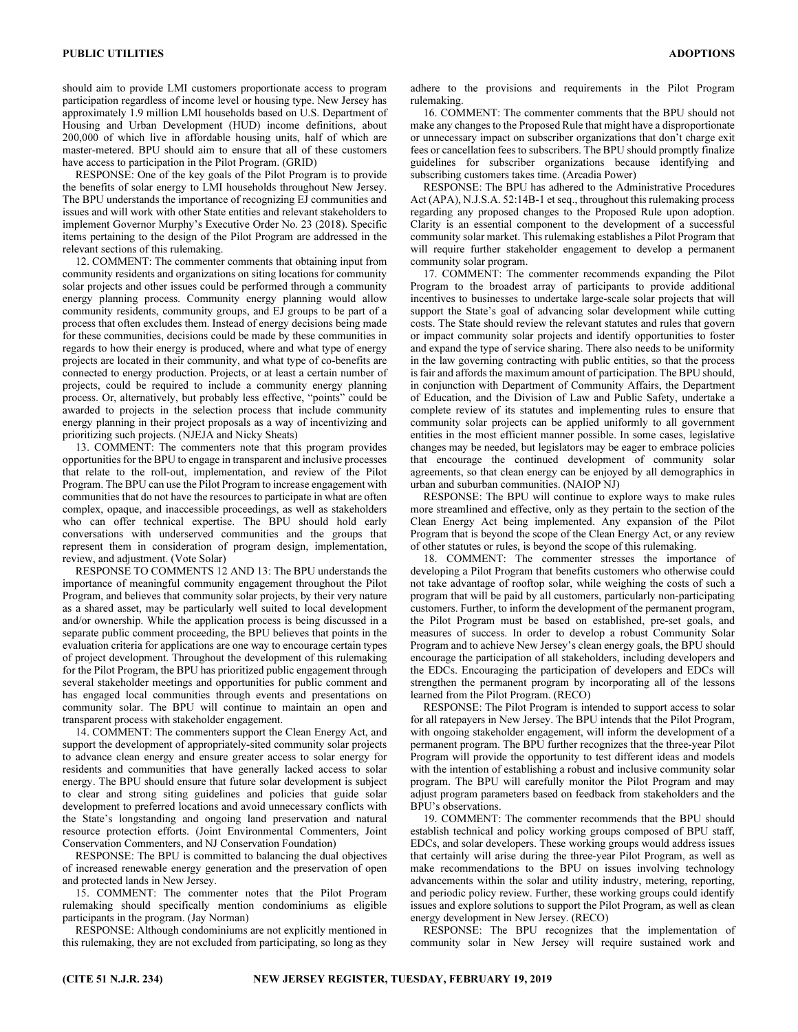should aim to provide LMI customers proportionate access to program participation regardless of income level or housing type. New Jersey has approximately 1.9 million LMI households based on U.S. Department of Housing and Urban Development (HUD) income definitions, about 200,000 of which live in affordable housing units, half of which are master-metered. BPU should aim to ensure that all of these customers have access to participation in the Pilot Program. (GRID)

RESPONSE: One of the key goals of the Pilot Program is to provide the benefits of solar energy to LMI households throughout New Jersey. The BPU understands the importance of recognizing EJ communities and issues and will work with other State entities and relevant stakeholders to implement Governor Murphy's Executive Order No. 23 (2018). Specific items pertaining to the design of the Pilot Program are addressed in the relevant sections of this rulemaking.

12. COMMENT: The commenter comments that obtaining input from community residents and organizations on siting locations for community solar projects and other issues could be performed through a community energy planning process. Community energy planning would allow community residents, community groups, and EJ groups to be part of a process that often excludes them. Instead of energy decisions being made for these communities, decisions could be made by these communities in regards to how their energy is produced, where and what type of energy projects are located in their community, and what type of co-benefits are connected to energy production. Projects, or at least a certain number of projects, could be required to include a community energy planning process. Or, alternatively, but probably less effective, "points" could be awarded to projects in the selection process that include community energy planning in their project proposals as a way of incentivizing and prioritizing such projects. (NJEJA and Nicky Sheats)

13. COMMENT: The commenters note that this program provides opportunities for the BPU to engage in transparent and inclusive processes that relate to the roll-out, implementation, and review of the Pilot Program. The BPU can use the Pilot Program to increase engagement with communities that do not have the resources to participate in what are often complex, opaque, and inaccessible proceedings, as well as stakeholders who can offer technical expertise. The BPU should hold early conversations with underserved communities and the groups that represent them in consideration of program design, implementation, review, and adjustment. (Vote Solar)

RESPONSE TO COMMENTS 12 AND 13: The BPU understands the importance of meaningful community engagement throughout the Pilot Program, and believes that community solar projects, by their very nature as a shared asset, may be particularly well suited to local development and/or ownership. While the application process is being discussed in a separate public comment proceeding, the BPU believes that points in the evaluation criteria for applications are one way to encourage certain types of project development. Throughout the development of this rulemaking for the Pilot Program, the BPU has prioritized public engagement through several stakeholder meetings and opportunities for public comment and has engaged local communities through events and presentations on community solar. The BPU will continue to maintain an open and transparent process with stakeholder engagement.

14. COMMENT: The commenters support the Clean Energy Act, and support the development of appropriately-sited community solar projects to advance clean energy and ensure greater access to solar energy for residents and communities that have generally lacked access to solar energy. The BPU should ensure that future solar development is subject to clear and strong siting guidelines and policies that guide solar development to preferred locations and avoid unnecessary conflicts with the State's longstanding and ongoing land preservation and natural resource protection efforts. (Joint Environmental Commenters, Joint Conservation Commenters, and NJ Conservation Foundation)

RESPONSE: The BPU is committed to balancing the dual objectives of increased renewable energy generation and the preservation of open and protected lands in New Jersey.

15. COMMENT: The commenter notes that the Pilot Program rulemaking should specifically mention condominiums as eligible participants in the program. (Jay Norman)

RESPONSE: Although condominiums are not explicitly mentioned in this rulemaking, they are not excluded from participating, so long as they adhere to the provisions and requirements in the Pilot Program rulemaking.

16. COMMENT: The commenter comments that the BPU should not make any changes to the Proposed Rule that might have a disproportionate or unnecessary impact on subscriber organizations that don't charge exit fees or cancellation fees to subscribers. The BPU should promptly finalize guidelines for subscriber organizations because identifying and subscribing customers takes time. (Arcadia Power)

RESPONSE: The BPU has adhered to the Administrative Procedures Act (APA), N.J.S.A. 52:14B-1 et seq., throughout this rulemaking process regarding any proposed changes to the Proposed Rule upon adoption. Clarity is an essential component to the development of a successful community solar market. This rulemaking establishes a Pilot Program that will require further stakeholder engagement to develop a permanent community solar program.

17. COMMENT: The commenter recommends expanding the Pilot Program to the broadest array of participants to provide additional incentives to businesses to undertake large-scale solar projects that will support the State's goal of advancing solar development while cutting costs. The State should review the relevant statutes and rules that govern or impact community solar projects and identify opportunities to foster and expand the type of service sharing. There also needs to be uniformity in the law governing contracting with public entities, so that the process is fair and affords the maximum amount of participation. The BPU should, in conjunction with Department of Community Affairs, the Department of Education, and the Division of Law and Public Safety, undertake a complete review of its statutes and implementing rules to ensure that community solar projects can be applied uniformly to all government entities in the most efficient manner possible. In some cases, legislative changes may be needed, but legislators may be eager to embrace policies that encourage the continued development of community solar agreements, so that clean energy can be enjoyed by all demographics in urban and suburban communities. (NAIOP NJ)

RESPONSE: The BPU will continue to explore ways to make rules more streamlined and effective, only as they pertain to the section of the Clean Energy Act being implemented. Any expansion of the Pilot Program that is beyond the scope of the Clean Energy Act, or any review of other statutes or rules, is beyond the scope of this rulemaking.

18. COMMENT: The commenter stresses the importance of developing a Pilot Program that benefits customers who otherwise could not take advantage of rooftop solar, while weighing the costs of such a program that will be paid by all customers, particularly non-participating customers. Further, to inform the development of the permanent program, the Pilot Program must be based on established, pre-set goals, and measures of success. In order to develop a robust Community Solar Program and to achieve New Jersey's clean energy goals, the BPU should encourage the participation of all stakeholders, including developers and the EDCs. Encouraging the participation of developers and EDCs will strengthen the permanent program by incorporating all of the lessons learned from the Pilot Program. (RECO)

RESPONSE: The Pilot Program is intended to support access to solar for all ratepayers in New Jersey. The BPU intends that the Pilot Program, with ongoing stakeholder engagement, will inform the development of a permanent program. The BPU further recognizes that the three-year Pilot Program will provide the opportunity to test different ideas and models with the intention of establishing a robust and inclusive community solar program. The BPU will carefully monitor the Pilot Program and may adjust program parameters based on feedback from stakeholders and the BPU's observations.

19. COMMENT: The commenter recommends that the BPU should establish technical and policy working groups composed of BPU staff, EDCs, and solar developers. These working groups would address issues that certainly will arise during the three-year Pilot Program, as well as make recommendations to the BPU on issues involving technology advancements within the solar and utility industry, metering, reporting, and periodic policy review. Further, these working groups could identify issues and explore solutions to support the Pilot Program, as well as clean energy development in New Jersey. (RECO)

RESPONSE: The BPU recognizes that the implementation of community solar in New Jersey will require sustained work and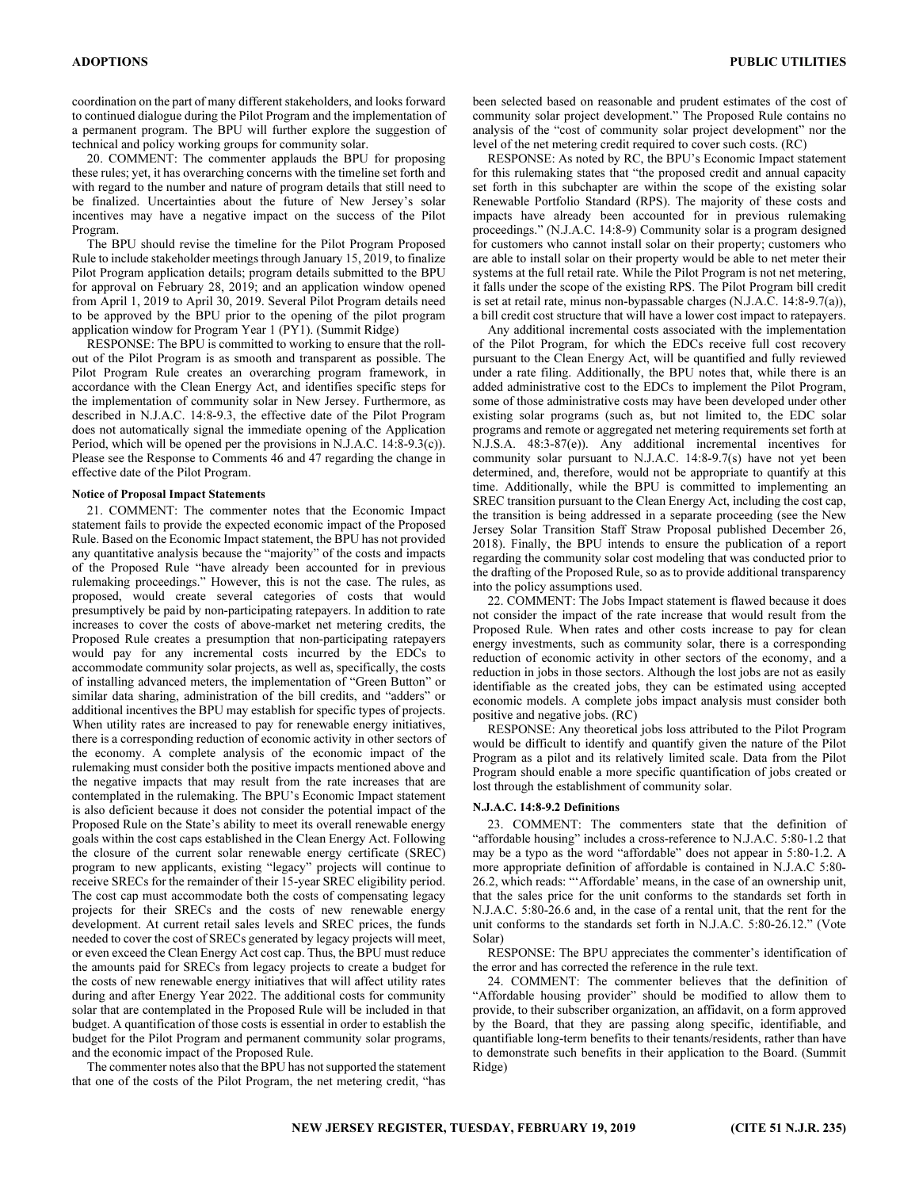coordination on the part of many different stakeholders, and looks forward to continued dialogue during the Pilot Program and the implementation of a permanent program. The BPU will further explore the suggestion of technical and policy working groups for community solar.

20. COMMENT: The commenter applauds the BPU for proposing these rules; yet, it has overarching concerns with the timeline set forth and with regard to the number and nature of program details that still need to be finalized. Uncertainties about the future of New Jersey's solar incentives may have a negative impact on the success of the Pilot Program.

The BPU should revise the timeline for the Pilot Program Proposed Rule to include stakeholder meetings through January 15, 2019, to finalize Pilot Program application details; program details submitted to the BPU for approval on February 28, 2019; and an application window opened from April 1, 2019 to April 30, 2019. Several Pilot Program details need to be approved by the BPU prior to the opening of the pilot program application window for Program Year 1 (PY1). (Summit Ridge)

RESPONSE: The BPU is committed to working to ensure that the roll-out of the Pilot Program is as smooth and transparent as possible. The Pilot Program Rule creates an overarching program framework, in accordance with the Clean Energy Act, and identifies specific steps for the implementation of community solar in New Jersey. Furthermore, as described in N.J.A.C. 14:8-9.3, the effective date of the Pilot Program does not automatically signal the immediate opening of the Application Period, which will be opened per the provisions in N.J.A.C. 14:8-9.3(c)). Please see the Response to Comments 46 and 47 regarding the change in effective date of the Pilot Program.

**Notice of Proposal Impact Statements**

21. COMMENT: The commenter notes that the Economic Impact statement fails to provide the expected economic impact of the Proposed Rule. Based on the Economic Impact statement, the BPU has not provided any quantitative analysis because the "majority" of the costs and impacts of the Proposed Rule "have already been accounted for in previous rulemaking proceedings." However, this is not the case. The rules, as proposed, would create several categories of costs that would presumptively be paid by non-participating ratepayers. In addition to rate increases to cover the costs of above-market net metering credits, the Proposed Rule creates a presumption that non-participating ratepayers would pay for any incremental costs incurred by the EDCs to accommodate community solar projects, as well as, specifically, the costs of installing advanced meters, the implementation of "Green Button" or similar data sharing, administration of the bill credits, and "adders" or additional incentives the BPU may establish for specific types of projects. When utility rates are increased to pay for renewable energy initiatives, there is a corresponding reduction of economic activity in other sectors of the economy. A complete analysis of the economic impact of the rulemaking must consider both the positive impacts mentioned above and the negative impacts that may result from the rate increases that are contemplated in the rulemaking. The BPU's Economic Impact statement is also deficient because it does not consider the potential impact of the Proposed Rule on the State's ability to meet its overall renewable energy goals within the cost caps established in the Clean Energy Act. Following the closure of the current solar renewable energy certificate (SREC) program to new applicants, existing "legacy" projects will continue to receive SRECs for the remainder of their 15-year SREC eligibility period. The cost cap must accommodate both the costs of compensating legacy projects for their SRECs and the costs of new renewable energy development. At current retail sales levels and SREC prices, the funds needed to cover the cost of SRECs generated by legacy projects will meet, or even exceed the Clean Energy Act cost cap. Thus, the BPU must reduce the amounts paid for SRECs from legacy projects to create a budget for the costs of new renewable energy initiatives that will affect utility rates during and after Energy Year 2022. The additional costs for community solar that are contemplated in the Proposed Rule will be included in that budget. A quantification of those costs is essential in order to establish the budget for the Pilot Program and permanent community solar programs, and the economic impact of the Proposed Rule.

The commenter notes also that the BPU has not supported the statement that one of the costs of the Pilot Program, the net metering credit, "has been selected based on reasonable and prudent estimates of the cost of community solar project development." The Proposed Rule contains no analysis of the "cost of community solar project development" nor the level of the net metering credit required to cover such costs. (RC)

RESPONSE: As noted by RC, the BPU's Economic Impact statement for this rulemaking states that "the proposed credit and annual capacity set forth in this subchapter are within the scope of the existing solar Renewable Portfolio Standard (RPS). The majority of these costs and impacts have already been accounted for in previous rulemaking proceedings." (N.J.A.C. 14:8-9) Community solar is a program designed for customers who cannot install solar on their property; customers who are able to install solar on their property would be able to net meter their systems at the full retail rate. While the Pilot Program is not net metering, it falls under the scope of the existing RPS. The Pilot Program bill credit is set at retail rate, minus non-bypassable charges (N.J.A.C. 14:8-9.7(a)), a bill credit cost structure that will have a lower cost impact to ratepayers.

Any additional incremental costs associated with the implementation of the Pilot Program, for which the EDCs receive full cost recovery pursuant to the Clean Energy Act, will be quantified and fully reviewed under a rate filing. Additionally, the BPU notes that, while there is an added administrative cost to the EDCs to implement the Pilot Program, some of those administrative costs may have been developed under other existing solar programs (such as, but not limited to, the EDC solar programs and remote or aggregated net metering requirements set forth at N.J.S.A. 48:3-87(e)). Any additional incremental incentives for community solar pursuant to N.J.A.C. 14:8-9.7(s) have not yet been determined, and, therefore, would not be appropriate to quantify at this time. Additionally, while the BPU is committed to implementing an SREC transition pursuant to the Clean Energy Act, including the cost cap, the transition is being addressed in a separate proceeding (see the New Jersey Solar Transition Staff Straw Proposal published December 26, 2018). Finally, the BPU intends to ensure the publication of a report regarding the community solar cost modeling that was conducted prior to the drafting of the Proposed Rule, so as to provide additional transparency into the policy assumptions used.

22. COMMENT: The Jobs Impact statement is flawed because it does not consider the impact of the rate increase that would result from the Proposed Rule. When rates and other costs increase to pay for clean energy investments, such as community solar, there is a corresponding reduction of economic activity in other sectors of the economy, and a reduction in jobs in those sectors. Although the lost jobs are not as easily identifiable as the created jobs, they can be estimated using accepted economic models. A complete jobs impact analysis must consider both positive and negative jobs. (RC)

RESPONSE: Any theoretical jobs loss attributed to the Pilot Program would be difficult to identify and quantify given the nature of the Pilot Program as a pilot and its relatively limited scale. Data from the Pilot Program should enable a more specific quantification of jobs created or lost through the establishment of community solar.

**N.J.A.C. 14:8-9.2 Definitions**

23. COMMENT: The commenters state that the definition of "affordable housing" includes a cross-reference to N.J.A.C. 5:80-1.2 that may be a typo as the word "affordable" does not appear in 5:80-1.2. A more appropriate definition of affordable is contained in N.J.A.C 5:80-26.2, which reads: "'Affordable' means, in the case of an ownership unit, that the sales price for the unit conforms to the standards set forth in N.J.A.C. 5:80-26.6 and, in the case of a rental unit, that the rent for the unit conforms to the standards set forth in N.J.A.C. 5:80-26.12." (Vote Solar)

RESPONSE: The BPU appreciates the commenter's identification of the error and has corrected the reference in the rule text.

24. COMMENT: The commenter believes that the definition of "Affordable housing provider" should be modified to allow them to provide, to their subscriber organization, an affidavit, on a form approved by the Board, that they are passing along specific, identifiable, and quantifiable long-term benefits to their tenants/residents, rather than have to demonstrate such benefits in their application to the Board. (Summit Ridge)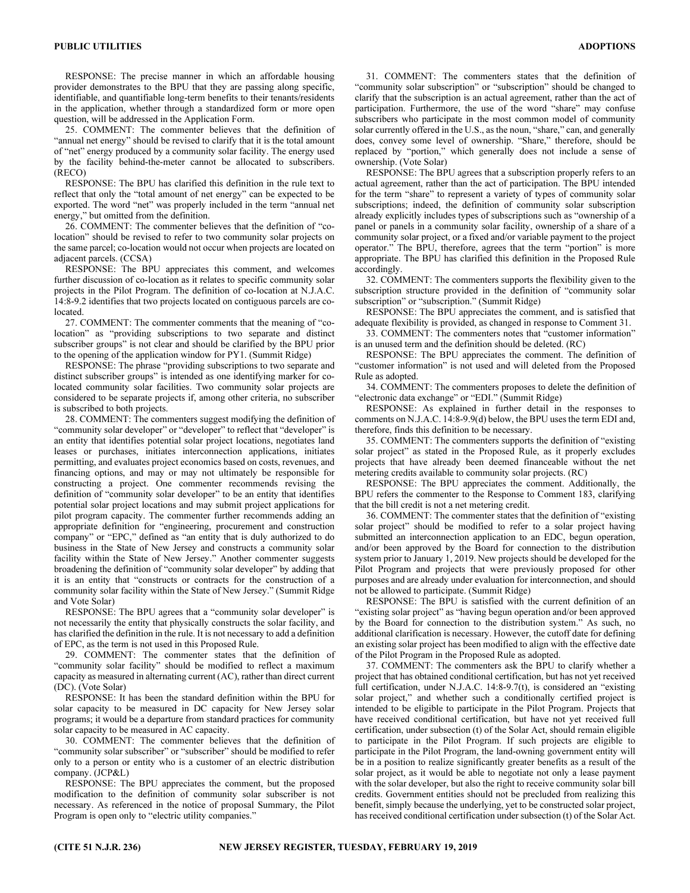RESPONSE: The precise manner in which an affordable housing provider demonstrates to the BPU that they are passing along specific, identifiable, and quantifiable long-term benefits to their tenants/residents in the application, whether through a standardized form or more open question, will be addressed in the Application Form.

25. COMMENT: The commenter believes that the definition of "annual net energy" should be revised to clarify that it is the total amount of "net" energy produced by a community solar facility. The energy used by the facility behind-the-meter cannot be allocated to subscribers. (RECO)

RESPONSE: The BPU has clarified this definition in the rule text to reflect that only the "total amount of net energy" can be expected to be exported. The word "net" was properly included in the term "annual net energy," but omitted from the definition.

26. COMMENT: The commenter believes that the definition of "co-location" should be revised to refer to two community solar projects on the same parcel; co-location would not occur when projects are located on adjacent parcels. (CCSA)

RESPONSE: The BPU appreciates this comment, and welcomes further discussion of co-location as it relates to specific community solar projects in the Pilot Program. The definition of co-location at N.J.A.C. 14:8-9.2 identifies that two projects located on contiguous parcels are co-located.

27. COMMENT: The commenter comments that the meaning of "co-location" as "providing subscriptions to two separate and distinct subscriber groups" is not clear and should be clarified by the BPU prior to the opening of the application window for PY1. (Summit Ridge)

RESPONSE: The phrase "providing subscriptions to two separate and distinct subscriber groups" is intended as one identifying marker for co-located community solar facilities. Two community solar projects are considered to be separate projects if, among other criteria, no subscriber is subscribed to both projects.

28. COMMENT: The commenters suggest modifying the definition of "community solar developer" or "developer" to reflect that "developer" is an entity that identifies potential solar project locations, negotiates land leases or purchases, initiates interconnection applications, initiates permitting, and evaluates project economics based on costs, revenues, and financing options, and may or may not ultimately be responsible for constructing a project. One commenter recommends revising the definition of "community solar developer" to be an entity that identifies potential solar project locations and may submit project applications for pilot program capacity. The commenter further recommends adding an appropriate definition for "engineering, procurement and construction company" or "EPC," defined as "an entity that is duly authorized to do business in the State of New Jersey and constructs a community solar facility within the State of New Jersey." Another commenter suggests broadening the definition of "community solar developer" by adding that it is an entity that "constructs or contracts for the construction of a community solar facility within the State of New Jersey." (Summit Ridge and Vote Solar)

RESPONSE: The BPU agrees that a "community solar developer" is not necessarily the entity that physically constructs the solar facility, and has clarified the definition in the rule. It is not necessary to add a definition of EPC, as the term is not used in this Proposed Rule.

29. COMMENT: The commenter states that the definition of "community solar facility" should be modified to reflect a maximum capacity as measured in alternating current (AC), rather than direct current (DC). (Vote Solar)

RESPONSE: It has been the standard definition within the BPU for solar capacity to be measured in DC capacity for New Jersey solar programs; it would be a departure from standard practices for community solar capacity to be measured in AC capacity.

30. COMMENT: The commenter believes that the definition of "community solar subscriber" or "subscriber" should be modified to refer only to a person or entity who is a customer of an electric distribution company. (JCP&L)

RESPONSE: The BPU appreciates the comment, but the proposed modification to the definition of community solar subscriber is not necessary. As referenced in the notice of proposal Summary, the Pilot Program is open only to "electric utility companies."

31. COMMENT: The commenters states that the definition of "community solar subscription" or "subscription" should be changed to clarify that the subscription is an actual agreement, rather than the act of participation. Furthermore, the use of the word "share" may confuse subscribers who participate in the most common model of community solar currently offered in the U.S., as the noun, "share," can, and generally does, convey some level of ownership. "Share," therefore, should be replaced by "portion," which generally does not include a sense of ownership. (Vote Solar)

RESPONSE: The BPU agrees that a subscription properly refers to an actual agreement, rather than the act of participation. The BPU intended for the term "share" to represent a variety of types of community solar subscriptions; indeed, the definition of community solar subscription already explicitly includes types of subscriptions such as "ownership of a panel or panels in a community solar facility, ownership of a share of a community solar project, or a fixed and/or variable payment to the project operator." The BPU, therefore, agrees that the term "portion" is more appropriate. The BPU has clarified this definition in the Proposed Rule accordingly.

32. COMMENT: The commenters supports the flexibility given to the subscription structure provided in the definition of "community solar subscription" or "subscription." (Summit Ridge)

RESPONSE: The BPU appreciates the comment, and is satisfied that adequate flexibility is provided, as changed in response to Comment 31.

33. COMMENT: The commenters notes that "customer information" is an unused term and the definition should be deleted. (RC)

RESPONSE: The BPU appreciates the comment. The definition of "customer information" is not used and will deleted from the Proposed Rule as adopted.

34. COMMENT: The commenters proposes to delete the definition of "electronic data exchange" or "EDI." (Summit Ridge)

RESPONSE: As explained in further detail in the responses to comments on N.J.A.C. 14:8-9.9(d) below, the BPU uses the term EDI and, therefore, finds this definition to be necessary.

35. COMMENT: The commenters supports the definition of "existing solar project" as stated in the Proposed Rule, as it properly excludes projects that have already been deemed financeable without the net metering credits available to community solar projects. (RC)

RESPONSE: The BPU appreciates the comment. Additionally, the BPU refers the commenter to the Response to Comment 183, clarifying that the bill credit is not a net metering credit.

36. COMMENT: The commenter states that the definition of "existing solar project" should be modified to refer to a solar project having submitted an interconnection application to an EDC, begun operation, and/or been approved by the Board for connection to the distribution system prior to January 1, 2019. New projects should be developed for the Pilot Program and projects that were previously proposed for other purposes and are already under evaluation for interconnection, and should not be allowed to participate. (Summit Ridge)

RESPONSE: The BPU is satisfied with the current definition of an "existing solar project" as "having begun operation and/or been approved by the Board for connection to the distribution system." As such, no additional clarification is necessary. However, the cutoff date for defining an existing solar project has been modified to align with the effective date of the Pilot Program in the Proposed Rule as adopted.

37. COMMENT: The commenters ask the BPU to clarify whether a project that has obtained conditional certification, but has not yet received full certification, under N.J.A.C. 14:8-9.7(t), is considered an "existing solar project," and whether such a conditionally certified project is intended to be eligible to participate in the Pilot Program. Projects that have received conditional certification, but have not yet received full certification, under subsection (t) of the Solar Act, should remain eligible to participate in the Pilot Program. If such projects are eligible to participate in the Pilot Program, the land-owning government entity will be in a position to realize significantly greater benefits as a result of the solar project, as it would be able to negotiate not only a lease payment with the solar developer, but also the right to receive community solar bill credits. Government entities should not be precluded from realizing this benefit, simply because the underlying, yet to be constructed solar project, has received conditional certification under subsection (t) of the Solar Act.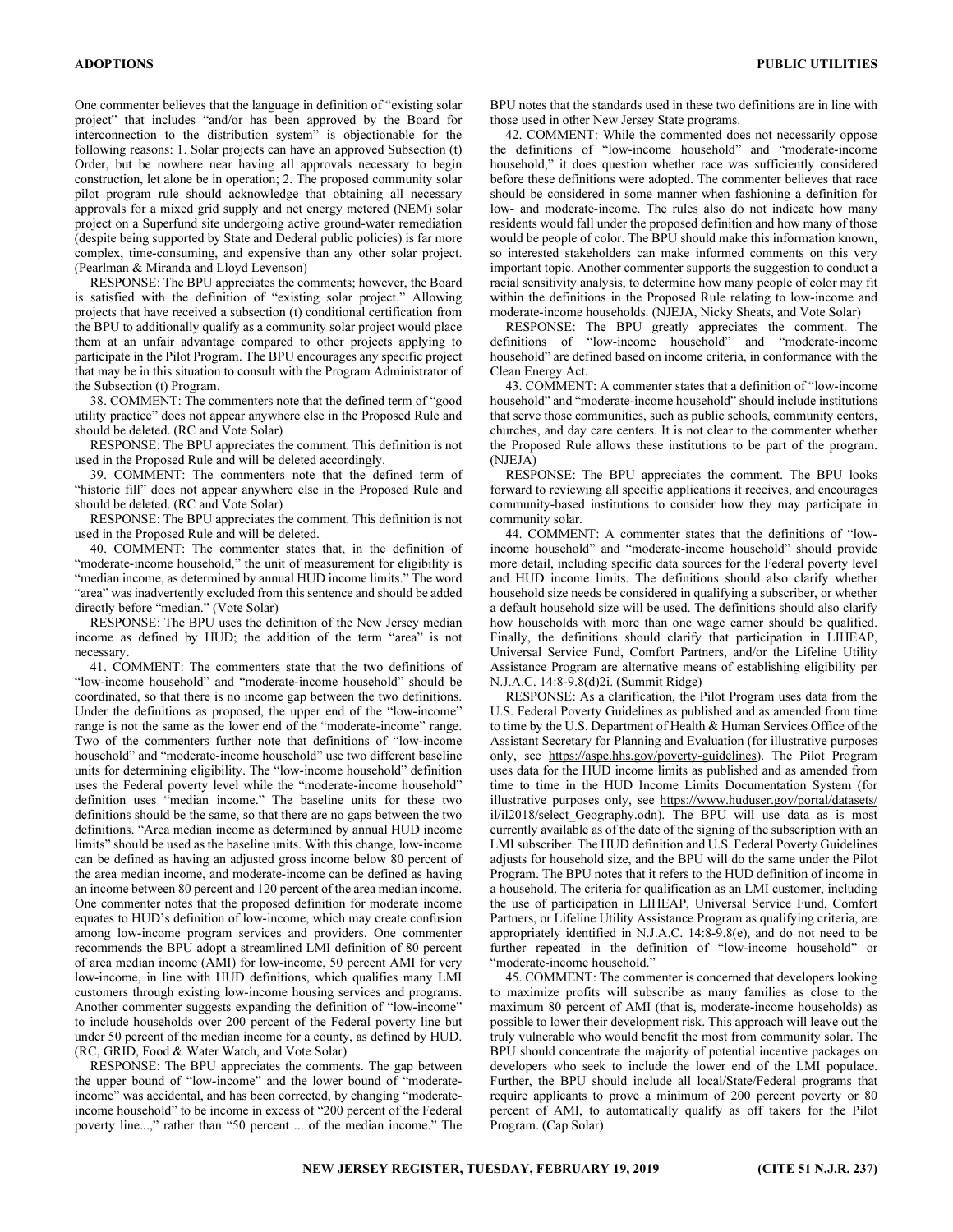One commenter believes that the language in definition of "existing solar project" that includes "and/or has been approved by the Board for interconnection to the distribution system" is objectionable for the following reasons: 1. Solar projects can have an approved Subsection (t) Order, but be nowhere near having all approvals necessary to begin construction, let alone be in operation; 2. The proposed community solar pilot program rule should acknowledge that obtaining all necessary approvals for a mixed grid supply and net energy metered (NEM) solar project on a Superfund site undergoing active ground-water remediation (despite being supported by State and Dederal public policies) is far more complex, time-consuming, and expensive than any other solar project. (Pearlman & Miranda and Lloyd Levenson)

RESPONSE: The BPU appreciates the comments; however, the Board is satisfied with the definition of "existing solar project." Allowing projects that have received a subsection (t) conditional certification from the BPU to additionally qualify as a community solar project would place them at an unfair advantage compared to other projects applying to participate in the Pilot Program. The BPU encourages any specific project that may be in this situation to consult with the Program Administrator of the Subsection (t) Program.

38. COMMENT: The commenters note that the defined term of "good utility practice" does not appear anywhere else in the Proposed Rule and should be deleted. (RC and Vote Solar)

RESPONSE: The BPU appreciates the comment. This definition is not used in the Proposed Rule and will be deleted accordingly.

39. COMMENT: The commenters note that the defined term of "historic fill" does not appear anywhere else in the Proposed Rule and should be deleted. (RC and Vote Solar)

RESPONSE: The BPU appreciates the comment. This definition is not used in the Proposed Rule and will be deleted.

40. COMMENT: The commenter states that, in the definition of "moderate-income household," the unit of measurement for eligibility is "median income, as determined by annual HUD income limits." The word "area" was inadvertently excluded from this sentence and should be added directly before "median." (Vote Solar)

RESPONSE: The BPU uses the definition of the New Jersey median income as defined by HUD; the addition of the term "area" is not necessary.

41. COMMENT: The commenters state that the two definitions of "low-income household" and "moderate-income household" should be coordinated, so that there is no income gap between the two definitions. Under the definitions as proposed, the upper end of the "low-income" range is not the same as the lower end of the "moderate-income" range. Two of the commenters further note that definitions of "low-income household" and "moderate-income household" use two different baseline units for determining eligibility. The "low-income household" definition uses the Federal poverty level while the "moderate-income household" definition uses "median income." The baseline units for these two definitions should be the same, so that there are no gaps between the two definitions. "Area median income as determined by annual HUD income limits" should be used as the baseline units. With this change, low-income can be defined as having an adjusted gross income below 80 percent of the area median income, and moderate-income can be defined as having an income between 80 percent and 120 percent of the area median income. One commenter notes that the proposed definition for moderate income equates to HUD's definition of low-income, which may create confusion among low-income program services and providers. One commenter recommends the BPU adopt a streamlined LMI definition of 80 percent of area median income (AMI) for low-income, 50 percent AMI for very low-income, in line with HUD definitions, which qualifies many LMI customers through existing low-income housing services and programs. Another commenter suggests expanding the definition of "low-income" to include households over 200 percent of the Federal poverty line but under 50 percent of the median income for a county, as defined by HUD. (RC, GRID, Food & Water Watch, and Vote Solar)

RESPONSE: The BPU appreciates the comments. The gap between the upper bound of "low-income" and the lower bound of "moderate-income" was accidental, and has been corrected, by changing "moderate-income household" to be income in excess of "200 percent of the Federal poverty line...," rather than "50 percent ... of the median income." The BPU notes that the standards used in these two definitions are in line with those used in other New Jersey State programs.

42. COMMENT: While the commented does not necessarily oppose the definitions of "low-income household" and "moderate-income household," it does question whether race was sufficiently considered before these definitions were adopted. The commenter believes that race should be considered in some manner when fashioning a definition for low- and moderate-income. The rules also do not indicate how many residents would fall under the proposed definition and how many of those would be people of color. The BPU should make this information known, so interested stakeholders can make informed comments on this very important topic. Another commenter supports the suggestion to conduct a racial sensitivity analysis, to determine how many people of color may fit within the definitions in the Proposed Rule relating to low-income and moderate-income households. (NJEJA, Nicky Sheats, and Vote Solar)

RESPONSE: The BPU greatly appreciates the comment. The definitions of "low-income household" and "moderate-income household" are defined based on income criteria, in conformance with the Clean Energy Act.

43. COMMENT: A commenter states that a definition of "low-income household" and "moderate-income household" should include institutions that serve those communities, such as public schools, community centers, churches, and day care centers. It is not clear to the commenter whether the Proposed Rule allows these institutions to be part of the program. (NJEJA)

RESPONSE: The BPU appreciates the comment. The BPU looks forward to reviewing all specific applications it receives, and encourages community-based institutions to consider how they may participate in community solar.

44. COMMENT: A commenter states that the definitions of "low-income household" and "moderate-income household" should provide more detail, including specific data sources for the Federal poverty level and HUD income limits. The definitions should also clarify whether household size needs be considered in qualifying a subscriber, or whether a default household size will be used. The definitions should also clarify how households with more than one wage earner should be qualified. Finally, the definitions should clarify that participation in LIHEAP, Universal Service Fund, Comfort Partners, and/or the Lifeline Utility Assistance Program are alternative means of establishing eligibility per N.J.A.C. 14:8-9.8(d)2i. (Summit Ridge)

RESPONSE: As a clarification, the Pilot Program uses data from the U.S. Federal Poverty Guidelines as published and as amended from time to time by the U.S. Department of Health & Human Services Office of the Assistant Secretary for Planning and Evaluation (for illustrative purposes only, see https://aspe.hhs.gov/poverty-guidelines). The Pilot Program uses data for the HUD income limits as published and as amended from time to time in the HUD Income Limits Documentation System (for illustrative purposes only, see https://www.huduser.gov/portal/datasets/il/il2018/select_Geography.odn). The BPU will use data as is most currently available as of the date of the signing of the subscription with an LMI subscriber. The HUD definition and U.S. Federal Poverty Guidelines adjusts for household size, and the BPU will do the same under the Pilot Program. The BPU notes that it refers to the HUD definition of income in a household. The criteria for qualification as an LMI customer, including the use of participation in LIHEAP, Universal Service Fund, Comfort Partners, or Lifeline Utility Assistance Program as qualifying criteria, are appropriately identified in N.J.A.C. 14:8-9.8(e), and do not need to be further repeated in the definition of "low-income household" or "moderate-income household."

45. COMMENT: The commenter is concerned that developers looking to maximize profits will subscribe as many families as close to the maximum 80 percent of AMI (that is, moderate-income households) as possible to lower their development risk. This approach will leave out the truly vulnerable who would benefit the most from community solar. The BPU should concentrate the majority of potential incentive packages on developers who seek to include the lower end of the LMI populace. Further, the BPU should include all local/State/Federal programs that require applicants to prove a minimum of 200 percent poverty or 80 percent of AMI, to automatically qualify as off takers for the Pilot Program. (Cap Solar)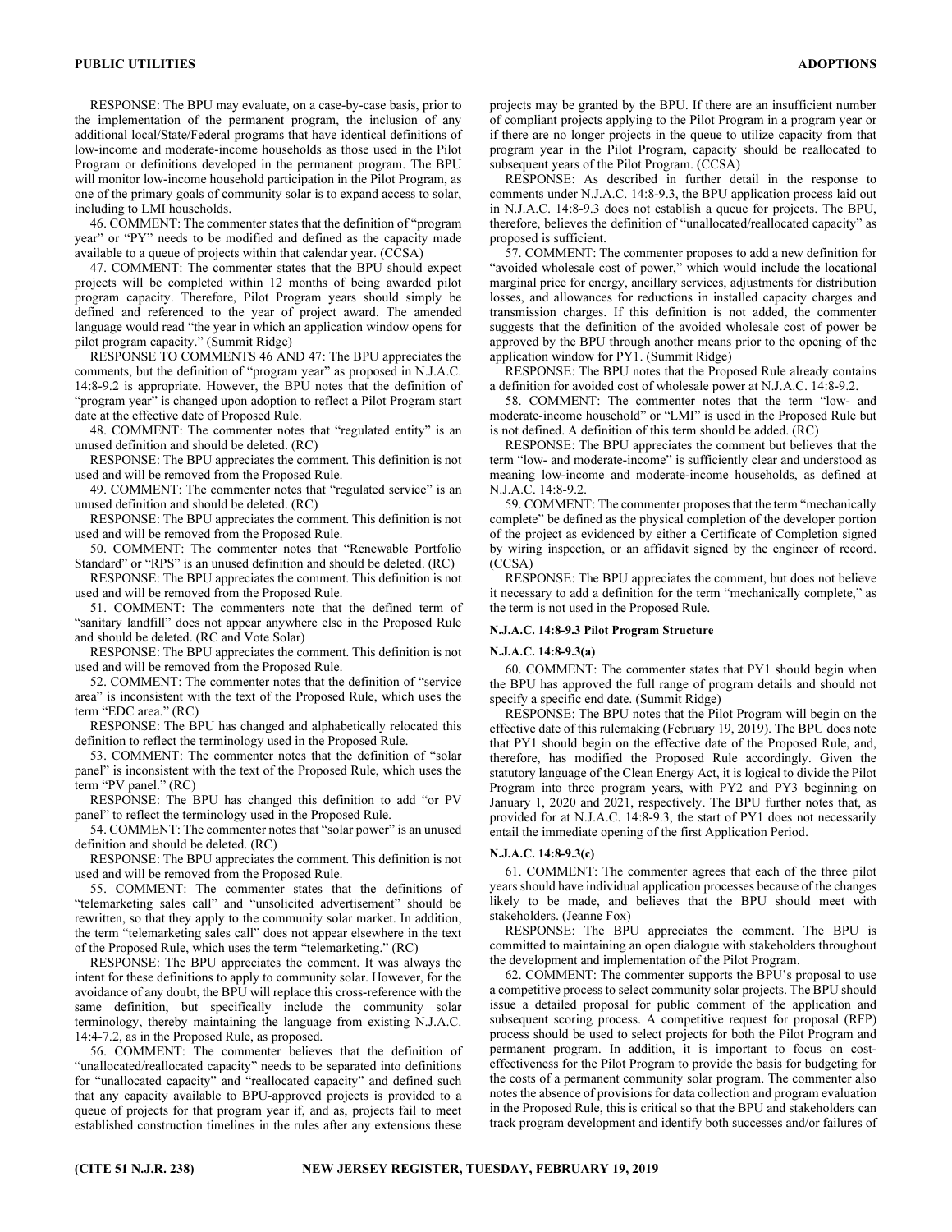RESPONSE: The BPU may evaluate, on a case-by-case basis, prior to the implementation of the permanent program, the inclusion of any additional local/State/Federal programs that have identical definitions of low-income and moderate-income households as those used in the Pilot Program or definitions developed in the permanent program. The BPU will monitor low-income household participation in the Pilot Program, as one of the primary goals of community solar is to expand access to solar, including to LMI households.

46. COMMENT: The commenter states that the definition of "program year" or "PY" needs to be modified and defined as the capacity made available to a queue of projects within that calendar year. (CCSA)

47. COMMENT: The commenter states that the BPU should expect projects will be completed within 12 months of being awarded pilot program capacity. Therefore, Pilot Program years should simply be defined and referenced to the year of project award. The amended language would read "the year in which an application window opens for pilot program capacity." (Summit Ridge)

RESPONSE TO COMMENTS 46 AND 47: The BPU appreciates the comments, but the definition of "program year" as proposed in N.J.A.C. 14:8-9.2 is appropriate. However, the BPU notes that the definition of "program year" is changed upon adoption to reflect a Pilot Program start date at the effective date of Proposed Rule.

48. COMMENT: The commenter notes that "regulated entity" is an unused definition and should be deleted. (RC)

RESPONSE: The BPU appreciates the comment. This definition is not used and will be removed from the Proposed Rule.

49. COMMENT: The commenter notes that "regulated service" is an unused definition and should be deleted. (RC)

RESPONSE: The BPU appreciates the comment. This definition is not used and will be removed from the Proposed Rule.

50. COMMENT: The commenter notes that "Renewable Portfolio Standard" or "RPS" is an unused definition and should be deleted. (RC)

RESPONSE: The BPU appreciates the comment. This definition is not used and will be removed from the Proposed Rule.

51. COMMENT: The commenters note that the defined term of "sanitary landfill" does not appear anywhere else in the Proposed Rule and should be deleted. (RC and Vote Solar)

RESPONSE: The BPU appreciates the comment. This definition is not used and will be removed from the Proposed Rule.

52. COMMENT: The commenter notes that the definition of "service area" is inconsistent with the text of the Proposed Rule, which uses the term "EDC area." (RC)

RESPONSE: The BPU has changed and alphabetically relocated this definition to reflect the terminology used in the Proposed Rule.

53. COMMENT: The commenter notes that the definition of "solar panel" is inconsistent with the text of the Proposed Rule, which uses the term "PV panel." (RC)

RESPONSE: The BPU has changed this definition to add "or PV panel" to reflect the terminology used in the Proposed Rule.

54. COMMENT: The commenter notes that "solar power" is an unused definition and should be deleted. (RC)

RESPONSE: The BPU appreciates the comment. This definition is not used and will be removed from the Proposed Rule.

55. COMMENT: The commenter states that the definitions of "telemarketing sales call" and "unsolicited advertisement" should be rewritten, so that they apply to the community solar market. In addition, the term "telemarketing sales call" does not appear elsewhere in the text of the Proposed Rule, which uses the term "telemarketing." (RC)

RESPONSE: The BPU appreciates the comment. It was always the intent for these definitions to apply to community solar. However, for the avoidance of any doubt, the BPU will replace this cross-reference with the same definition, but specifically include the community solar terminology, thereby maintaining the language from existing N.J.A.C. 14:4-7.2, as in the Proposed Rule, as proposed.

56. COMMENT: The commenter believes that the definition of "unallocated/reallocated capacity" needs to be separated into definitions for "unallocated capacity" and "reallocated capacity" and defined such that any capacity available to BPU-approved projects is provided to a queue of projects for that program year if, and as, projects fail to meet established construction timelines in the rules after any extensions these projects may be granted by the BPU. If there are an insufficient number of compliant projects applying to the Pilot Program in a program year or if there are no longer projects in the queue to utilize capacity from that program year in the Pilot Program, capacity should be reallocated to subsequent years of the Pilot Program. (CCSA)

RESPONSE: As described in further detail in the response to comments under N.J.A.C. 14:8-9.3, the BPU application process laid out in N.J.A.C. 14:8-9.3 does not establish a queue for projects. The BPU, therefore, believes the definition of "unallocated/reallocated capacity" as proposed is sufficient.

57. COMMENT: The commenter proposes to add a new definition for "avoided wholesale cost of power," which would include the locational marginal price for energy, ancillary services, adjustments for distribution losses, and allowances for reductions in installed capacity charges and transmission charges. If this definition is not added, the commenter suggests that the definition of the avoided wholesale cost of power be approved by the BPU through another means prior to the opening of the application window for PY1. (Summit Ridge)

RESPONSE: The BPU notes that the Proposed Rule already contains a definition for avoided cost of wholesale power at N.J.A.C. 14:8-9.2.

58. COMMENT: The commenter notes that the term "low- and moderate-income household" or "LMI" is used in the Proposed Rule but is not defined. A definition of this term should be added. (RC)

RESPONSE: The BPU appreciates the comment but believes that the term "low- and moderate-income" is sufficiently clear and understood as meaning low-income and moderate-income households, as defined at N.J.A.C. 14:8-9.2.

59. COMMENT: The commenter proposes that the term "mechanically complete" be defined as the physical completion of the developer portion of the project as evidenced by either a Certificate of Completion signed by wiring inspection, or an affidavit signed by the engineer of record. (CCSA)

RESPONSE: The BPU appreciates the comment, but does not believe it necessary to add a definition for the term "mechanically complete," as the term is not used in the Proposed Rule.

#### N.J.A.C. 14:8-9.3 Pilot Program Structure

#### N.J.A.C. 14:8-9.3(a)

60. COMMENT: The commenter states that PY1 should begin when the BPU has approved the full range of program details and should not specify a specific end date. (Summit Ridge)

RESPONSE: The BPU notes that the Pilot Program will begin on the effective date of this rulemaking (February 19, 2019). The BPU does note that PY1 should begin on the effective date of the Proposed Rule, and, therefore, has modified the Proposed Rule accordingly. Given the statutory language of the Clean Energy Act, it is logical to divide the Pilot Program into three program years, with PY2 and PY3 beginning on January 1, 2020 and 2021, respectively. The BPU further notes that, as provided for at N.J.A.C. 14:8-9.3, the start of PY1 does not necessarily entail the immediate opening of the first Application Period.

#### N.J.A.C. 14:8-9.3(c)

61. COMMENT: The commenter agrees that each of the three pilot years should have individual application processes because of the changes likely to be made, and believes that the BPU should meet with stakeholders. (Jeanne Fox)

RESPONSE: The BPU appreciates the comment. The BPU is committed to maintaining an open dialogue with stakeholders throughout the development and implementation of the Pilot Program.

62. COMMENT: The commenter supports the BPU's proposal to use a competitive process to select community solar projects. The BPU should issue a detailed proposal for public comment of the application and subsequent scoring process. A competitive request for proposal (RFP) process should be used to select projects for both the Pilot Program and permanent program. In addition, it is important to focus on cost-effectiveness for the Pilot Program to provide the basis for budgeting for the costs of a permanent community solar program. The commenter also notes the absence of provisions for data collection and program evaluation in the Proposed Rule, this is critical so that the BPU and stakeholders can track program development and identify both successes and/or failures of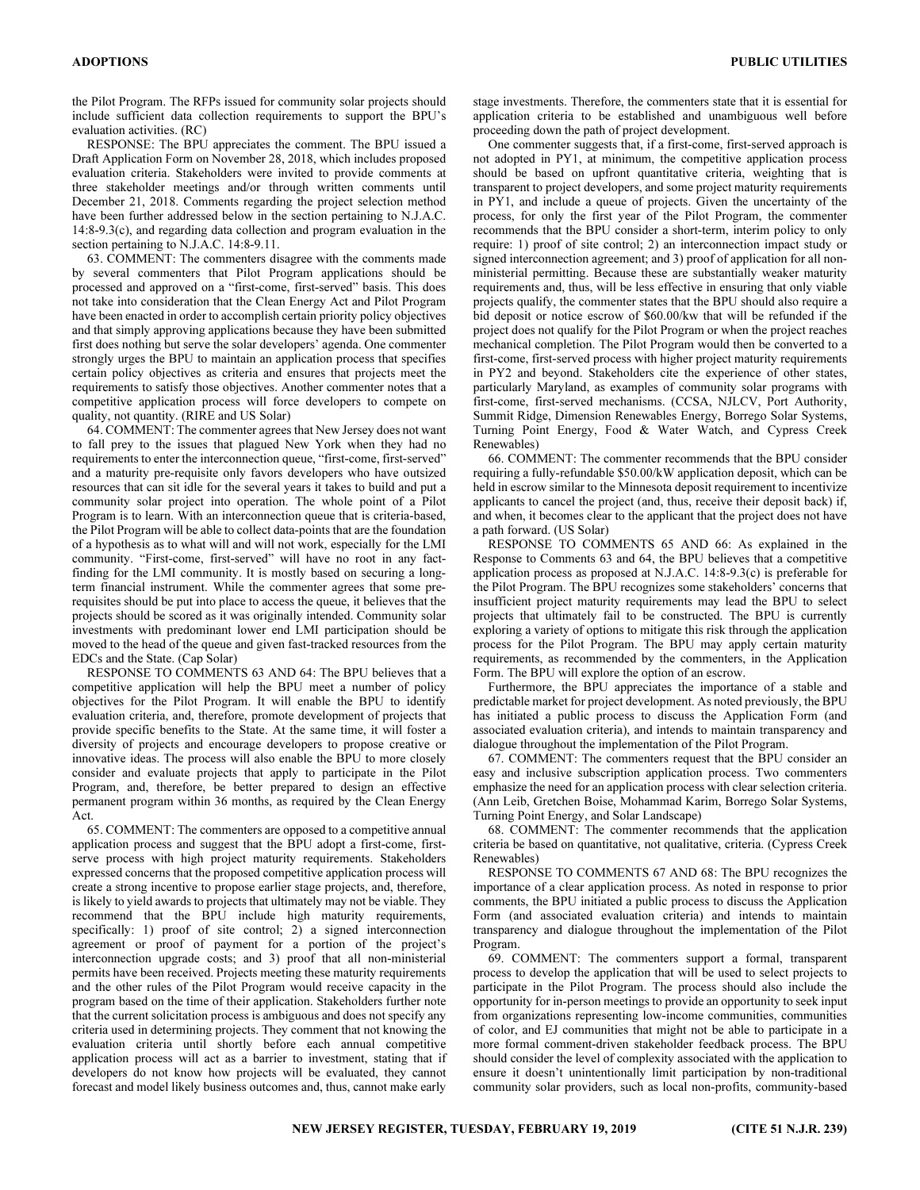the Pilot Program. The RFPs issued for community solar projects should include sufficient data collection requirements to support the BPU's evaluation activities. (RC)

RESPONSE: The BPU appreciates the comment. The BPU issued a Draft Application Form on November 28, 2018, which includes proposed evaluation criteria. Stakeholders were invited to provide comments at three stakeholder meetings and/or through written comments until December 21, 2018. Comments regarding the project selection method have been further addressed below in the section pertaining to N.J.A.C. 14:8-9.3(c), and regarding data collection and program evaluation in the section pertaining to N.J.A.C. 14:8-9.11.

63. COMMENT: The commenters disagree with the comments made by several commenters that Pilot Program applications should be processed and approved on a "first-come, first-served" basis. This does not take into consideration that the Clean Energy Act and Pilot Program have been enacted in order to accomplish certain priority policy objectives and that simply approving applications because they have been submitted first does nothing but serve the solar developers' agenda. One commenter strongly urges the BPU to maintain an application process that specifies certain policy objectives as criteria and ensures that projects meet the requirements to satisfy those objectives. Another commenter notes that a competitive application process will force developers to compete on quality, not quantity. (RIRE and US Solar)

64. COMMENT: The commenter agrees that New Jersey does not want to fall prey to the issues that plagued New York when they had no requirements to enter the interconnection queue, "first-come, first-served" and a maturity pre-requisite only favors developers who have outsized resources that can sit idle for the several years it takes to build and put a community solar project into operation. The whole point of a Pilot Program is to learn. With an interconnection queue that is criteria-based, the Pilot Program will be able to collect data-points that are the foundation of a hypothesis as to what will and will not work, especially for the LMI community. "First-come, first-served" will have no root in any fact-finding for the LMI community. It is mostly based on securing a long-term financial instrument. While the commenter agrees that some pre-requisites should be put into place to access the queue, it believes that the projects should be scored as it was originally intended. Community solar investments with predominant lower end LMI participation should be moved to the head of the queue and given fast-tracked resources from the EDCs and the State. (Cap Solar)

RESPONSE TO COMMENTS 63 AND 64: The BPU believes that a competitive application will help the BPU meet a number of policy objectives for the Pilot Program. It will enable the BPU to identify evaluation criteria, and, therefore, promote development of projects that provide specific benefits to the State. At the same time, it will foster a diversity of projects and encourage developers to propose creative or innovative ideas. The process will also enable the BPU to more closely consider and evaluate projects that apply to participate in the Pilot Program, and, therefore, be better prepared to design an effective permanent program within 36 months, as required by the Clean Energy Act.

65. COMMENT: The commenters are opposed to a competitive annual application process and suggest that the BPU adopt a first-come, first-serve process with high project maturity requirements. Stakeholders expressed concerns that the proposed competitive application process will create a strong incentive to propose earlier stage projects, and, therefore, is likely to yield awards to projects that ultimately may not be viable. They recommend that the BPU include high maturity requirements, specifically: 1) proof of site control; 2) a signed interconnection agreement or proof of payment for a portion of the project's interconnection upgrade costs; and 3) proof that all non-ministerial permits have been received. Projects meeting these maturity requirements and the other rules of the Pilot Program would receive capacity in the program based on the time of their application. Stakeholders further note that the current solicitation process is ambiguous and does not specify any criteria used in determining projects. They comment that not knowing the evaluation criteria until shortly before each annual competitive application process will act as a barrier to investment, stating that if developers do not know how projects will be evaluated, they cannot forecast and model likely business outcomes and, thus, cannot make early stage investments. Therefore, the commenters state that it is essential for application criteria to be established and unambiguous well before proceeding down the path of project development.

One commenter suggests that, if a first-come, first-served approach is not adopted in PY1, at minimum, the competitive application process should be based on upfront quantitative criteria, weighting that is transparent to project developers, and some project maturity requirements in PY1, and include a queue of projects. Given the uncertainty of the process, for only the first year of the Pilot Program, the commenter recommends that the BPU consider a short-term, interim policy to only require: 1) proof of site control; 2) an interconnection impact study or signed interconnection agreement; and 3) proof of application for all non-ministerial permitting. Because these are substantially weaker maturity requirements and, thus, will be less effective in ensuring that only viable projects qualify, the commenter states that the BPU should also require a bid deposit or notice escrow of $60.00/kw that will be refunded if the project does not qualify for the Pilot Program or when the project reaches mechanical completion. The Pilot Program would then be converted to a first-come, first-served process with higher project maturity requirements in PY2 and beyond. Stakeholders cite the experience of other states, particularly Maryland, as examples of community solar programs with first-come, first-served mechanisms. (CCSA, NJLCV, Port Authority, Summit Ridge, Dimension Renewables Energy, Borrego Solar Systems, Turning Point Energy, Food & Water Watch, and Cypress Creek Renewables)

66. COMMENT: The commenter recommends that the BPU consider requiring a fully-refundable $50.00/kW application deposit, which can be held in escrow similar to the Minnesota deposit requirement to incentivize applicants to cancel the project (and, thus, receive their deposit back) if, and when, it becomes clear to the applicant that the project does not have a path forward. (US Solar)

RESPONSE TO COMMENTS 65 AND 66: As explained in the Response to Comments 63 and 64, the BPU believes that a competitive application process as proposed at N.J.A.C. 14:8-9.3(c) is preferable for the Pilot Program. The BPU recognizes some stakeholders' concerns that insufficient project maturity requirements may lead the BPU to select projects that ultimately fail to be constructed. The BPU is currently exploring a variety of options to mitigate this risk through the application process for the Pilot Program. The BPU may apply certain maturity requirements, as recommended by the commenters, in the Application Form. The BPU will explore the option of an escrow.

Furthermore, the BPU appreciates the importance of a stable and predictable market for project development. As noted previously, the BPU has initiated a public process to discuss the Application Form (and associated evaluation criteria), and intends to maintain transparency and dialogue throughout the implementation of the Pilot Program.

67. COMMENT: The commenters request that the BPU consider an easy and inclusive subscription application process. Two commenters emphasize the need for an application process with clear selection criteria. (Ann Leib, Gretchen Boise, Mohammad Karim, Borrego Solar Systems, Turning Point Energy, and Solar Landscape)

68. COMMENT: The commenter recommends that the application criteria be based on quantitative, not qualitative, criteria. (Cypress Creek Renewables)

RESPONSE TO COMMENTS 67 AND 68: The BPU recognizes the importance of a clear application process. As noted in response to prior comments, the BPU initiated a public process to discuss the Application Form (and associated evaluation criteria) and intends to maintain transparency and dialogue throughout the implementation of the Pilot Program.

69. COMMENT: The commenters support a formal, transparent process to develop the application that will be used to select projects to participate in the Pilot Program. The process should also include the opportunity for in-person meetings to provide an opportunity to seek input from organizations representing low-income communities, communities of color, and EJ communities that might not be able to participate in a more formal comment-driven stakeholder feedback process. The BPU should consider the level of complexity associated with the application to ensure it doesn't unintentionally limit participation by non-traditional community solar providers, such as local non-profits, community-based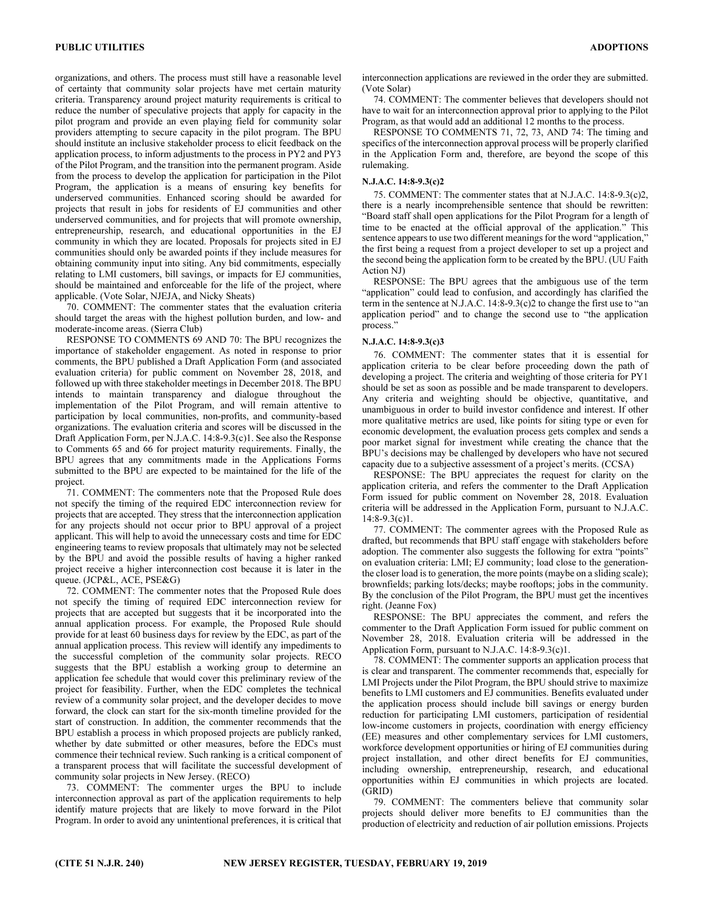organizations, and others. The process must still have a reasonable level of certainty that community solar projects have met certain maturity criteria. Transparency around project maturity requirements is critical to reduce the number of speculative projects that apply for capacity in the pilot program and provide an even playing field for community solar providers attempting to secure capacity in the pilot program. The BPU should institute an inclusive stakeholder process to elicit feedback on the application process, to inform adjustments to the process in PY2 and PY3 of the Pilot Program, and the transition into the permanent program. Aside from the process to develop the application for participation in the Pilot Program, the application is a means of ensuring key benefits for underserved communities. Enhanced scoring should be awarded for projects that result in jobs for residents of EJ communities and other underserved communities, and for projects that will promote ownership, entrepreneurship, research, and educational opportunities in the EJ community in which they are located. Proposals for projects sited in EJ communities should only be awarded points if they include measures for obtaining community input into siting. Any bid commitments, especially relating to LMI customers, bill savings, or impacts for EJ communities, should be maintained and enforceable for the life of the project, where applicable. (Vote Solar, NJEJA, and Nicky Sheats)

70. COMMENT: The commenter states that the evaluation criteria should target the areas with the highest pollution burden, and low- and moderate-income areas. (Sierra Club)

RESPONSE TO COMMENTS 69 AND 70: The BPU recognizes the importance of stakeholder engagement. As noted in response to prior comments, the BPU published a Draft Application Form (and associated evaluation criteria) for public comment on November 28, 2018, and followed up with three stakeholder meetings in December 2018. The BPU intends to maintain transparency and dialogue throughout the implementation of the Pilot Program, and will remain attentive to participation by local communities, non-profits, and community-based organizations. The evaluation criteria and scores will be discussed in the Draft Application Form, per N.J.A.C. 14:8-9.3(c)1. See also the Response to Comments 65 and 66 for project maturity requirements. Finally, the BPU agrees that any commitments made in the Applications Forms submitted to the BPU are expected to be maintained for the life of the project.

71. COMMENT: The commenters note that the Proposed Rule does not specify the timing of the required EDC interconnection review for projects that are accepted. They stress that the interconnection application for any projects should not occur prior to BPU approval of a project applicant. This will help to avoid the unnecessary costs and time for EDC engineering teams to review proposals that ultimately may not be selected by the BPU and avoid the possible results of having a higher ranked project receive a higher interconnection cost because it is later in the queue. (JCP&L, ACE, PSE&G)

72. COMMENT: The commenter notes that the Proposed Rule does not specify the timing of required EDC interconnection review for projects that are accepted but suggests that it be incorporated into the annual application process. For example, the Proposed Rule should provide for at least 60 business days for review by the EDC, as part of the annual application process. This review will identify any impediments to the successful completion of the community solar projects. RECO suggests that the BPU establish a working group to determine an application fee schedule that would cover this preliminary review of the project for feasibility. Further, when the EDC completes the technical review of a community solar project, and the developer decides to move forward, the clock can start for the six-month timeline provided for the start of construction. In addition, the commenter recommends that the BPU establish a process in which proposed projects are publicly ranked, whether by date submitted or other measures, before the EDCs must commence their technical review. Such ranking is a critical component of a transparent process that will facilitate the successful development of community solar projects in New Jersey. (RECO)

73. COMMENT: The commenter urges the BPU to include interconnection approval as part of the application requirements to help identify mature projects that are likely to move forward in the Pilot Program. In order to avoid any unintentional preferences, it is critical that interconnection applications are reviewed in the order they are submitted. (Vote Solar)

74. COMMENT: The commenter believes that developers should not have to wait for an interconnection approval prior to applying to the Pilot Program, as that would add an additional 12 months to the process.

RESPONSE TO COMMENTS 71, 72, 73, AND 74: The timing and specifics of the interconnection approval process will be properly clarified in the Application Form and, therefore, are beyond the scope of this rulemaking.

#### N.J.A.C. 14:8-9.3(c)2

75. COMMENT: The commenter states that at N.J.A.C. 14:8-9.3(c)2, there is a nearly incomprehensible sentence that should be rewritten: "Board staff shall open applications for the Pilot Program for a length of time to be enacted at the official approval of the application." This sentence appears to use two different meanings for the word "application," the first being a request from a project developer to set up a project and the second being the application form to be created by the BPU. (UU Faith Action NJ)

RESPONSE: The BPU agrees that the ambiguous use of the term "application" could lead to confusion, and accordingly has clarified the term in the sentence at N.J.A.C. 14:8-9.3(c)2 to change the first use to "an application period" and to change the second use to "the application process."

#### N.J.A.C. 14:8-9.3(c)3

76. COMMENT: The commenter states that it is essential for application criteria to be clear before proceeding down the path of developing a project. The criteria and weighting of those criteria for PY1 should be set as soon as possible and be made transparent to developers. Any criteria and weighting should be objective, quantitative, and unambiguous in order to build investor confidence and interest. If other more qualitative metrics are used, like points for siting type or even for economic development, the evaluation process gets complex and sends a poor market signal for investment while creating the chance that the BPU's decisions may be challenged by developers who have not secured capacity due to a subjective assessment of a project's merits. (CCSA)

RESPONSE: The BPU appreciates the request for clarity on the application criteria, and refers the commenter to the Draft Application Form issued for public comment on November 28, 2018. Evaluation criteria will be addressed in the Application Form, pursuant to N.J.A.C. 14:8-9.3(c)1.

77. COMMENT: The commenter agrees with the Proposed Rule as drafted, but recommends that BPU staff engage with stakeholders before adoption. The commenter also suggests the following for extra "points" on evaluation criteria: LMI; EJ community; load close to the generation-the closer load is to generation, the more points (maybe on a sliding scale); brownfields; parking lots/decks; maybe rooftops; jobs in the community. By the conclusion of the Pilot Program, the BPU must get the incentives right. (Jeanne Fox)

RESPONSE: The BPU appreciates the comment, and refers the commenter to the Draft Application Form issued for public comment on November 28, 2018. Evaluation criteria will be addressed in the Application Form, pursuant to N.J.A.C. 14:8-9.3(c)1.

78. COMMENT: The commenter supports an application process that is clear and transparent. The commenter recommends that, especially for LMI Projects under the Pilot Program, the BPU should strive to maximize benefits to LMI customers and EJ communities. Benefits evaluated under the application process should include bill savings or energy burden reduction for participating LMI customers, participation of residential low-income customers in projects, coordination with energy efficiency (EE) measures and other complementary services for LMI customers, workforce development opportunities or hiring of EJ communities during project installation, and other direct benefits for EJ communities, including ownership, entrepreneurship, research, and educational opportunities within EJ communities in which projects are located. (GRID)

79. COMMENT: The commenters believe that community solar projects should deliver more benefits to EJ communities than the production of electricity and reduction of air pollution emissions. Projects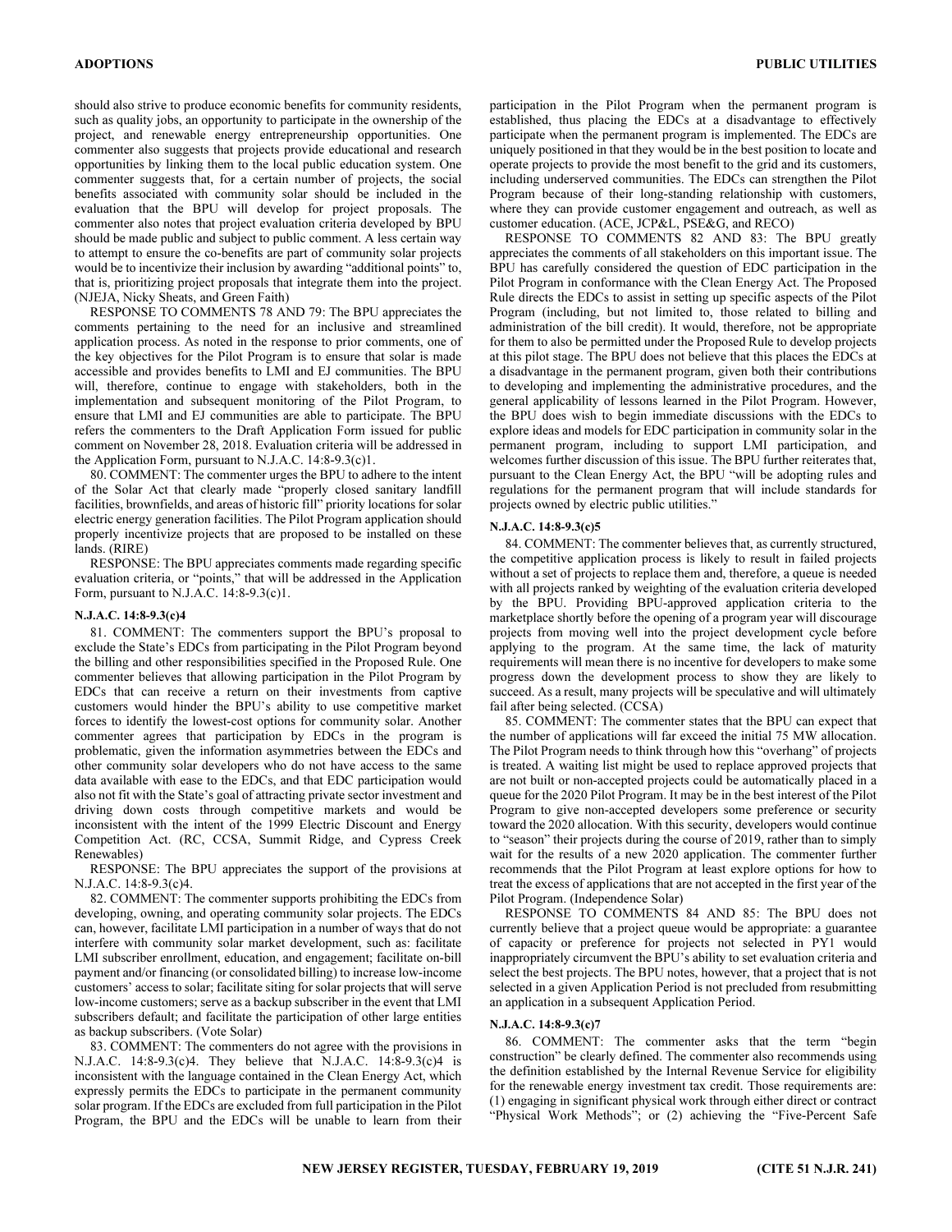should also strive to produce economic benefits for community residents, such as quality jobs, an opportunity to participate in the ownership of the project, and renewable energy entrepreneurship opportunities. One commenter also suggests that projects provide educational and research opportunities by linking them to the local public education system. One commenter suggests that, for a certain number of projects, the social benefits associated with community solar should be included in the evaluation that the BPU will develop for project proposals. The commenter also notes that project evaluation criteria developed by BPU should be made public and subject to public comment. A less certain way to attempt to ensure the co-benefits are part of community solar projects would be to incentivize their inclusion by awarding "additional points" to, that is, prioritizing project proposals that integrate them into the project. (NJEJA, Nicky Sheats, and Green Faith)

RESPONSE TO COMMENTS 78 AND 79: The BPU appreciates the comments pertaining to the need for an inclusive and streamlined application process. As noted in the response to prior comments, one of the key objectives for the Pilot Program is to ensure that solar is made accessible and provides benefits to LMI and EJ communities. The BPU will, therefore, continue to engage with stakeholders, both in the implementation and subsequent monitoring of the Pilot Program, to ensure that LMI and EJ communities are able to participate. The BPU refers the commenters to the Draft Application Form issued for public comment on November 28, 2018. Evaluation criteria will be addressed in the Application Form, pursuant to N.J.A.C. 14:8-9.3(c)1.

80. COMMENT: The commenter urges the BPU to adhere to the intent of the Solar Act that clearly made "properly closed sanitary landfill facilities, brownfields, and areas of historic fill" priority locations for solar electric energy generation facilities. The Pilot Program application should properly incentivize projects that are proposed to be installed on these lands. (RIRE)

RESPONSE: The BPU appreciates comments made regarding specific evaluation criteria, or "points," that will be addressed in the Application Form, pursuant to N.J.A.C. 14:8-9.3(c)1.

**N.J.A.C. 14:8-9.3(c)4**

81. COMMENT: The commenters support the BPU's proposal to exclude the State's EDCs from participating in the Pilot Program beyond the billing and other responsibilities specified in the Proposed Rule. One commenter believes that allowing participation in the Pilot Program by EDCs that can receive a return on their investments from captive customers would hinder the BPU's ability to use competitive market forces to identify the lowest-cost options for community solar. Another commenter agrees that participation by EDCs in the program is problematic, given the information asymmetries between the EDCs and other community solar developers who do not have access to the same data available with ease to the EDCs, and that EDC participation would also not fit with the State's goal of attracting private sector investment and driving down costs through competitive markets and would be inconsistent with the intent of the 1999 Electric Discount and Energy Competition Act. (RC, CCSA, Summit Ridge, and Cypress Creek Renewables)

RESPONSE: The BPU appreciates the support of the provisions at N.J.A.C. 14:8-9.3(c)4.

82. COMMENT: The commenter supports prohibiting the EDCs from developing, owning, and operating community solar projects. The EDCs can, however, facilitate LMI participation in a number of ways that do not interfere with community solar market development, such as: facilitate LMI subscriber enrollment, education, and engagement; facilitate on-bill payment and/or financing (or consolidated billing) to increase low-income customers' access to solar; facilitate siting for solar projects that will serve low-income customers; serve as a backup subscriber in the event that LMI subscribers default; and facilitate the participation of other large entities as backup subscribers. (Vote Solar)

83. COMMENT: The commenters do not agree with the provisions in N.J.A.C. 14:8-9.3(c)4. They believe that N.J.A.C. 14:8-9.3(c)4 is inconsistent with the language contained in the Clean Energy Act, which expressly permits the EDCs to participate in the permanent community solar program. If the EDCs are excluded from full participation in the Pilot Program, the BPU and the EDCs will be unable to learn from their participation in the Pilot Program when the permanent program is established, thus placing the EDCs at a disadvantage to effectively participate when the permanent program is implemented. The EDCs are uniquely positioned in that they would be in the best position to locate and operate projects to provide the most benefit to the grid and its customers, including underserved communities. The EDCs can strengthen the Pilot Program because of their long-standing relationship with customers, where they can provide customer engagement and outreach, as well as customer education. (ACE, JCP&L, PSE&G, and RECO)

RESPONSE TO COMMENTS 82 AND 83: The BPU greatly appreciates the comments of all stakeholders on this important issue. The BPU has carefully considered the question of EDC participation in the Pilot Program in conformance with the Clean Energy Act. The Proposed Rule directs the EDCs to assist in setting up specific aspects of the Pilot Program (including, but not limited to, those related to billing and administration of the bill credit). It would, therefore, not be appropriate for them to also be permitted under the Proposed Rule to develop projects at this pilot stage. The BPU does not believe that this places the EDCs at a disadvantage in the permanent program, given both their contributions to developing and implementing the administrative procedures, and the general applicability of lessons learned in the Pilot Program. However, the BPU does wish to begin immediate discussions with the EDCs to explore ideas and models for EDC participation in community solar in the permanent program, including to support LMI participation, and welcomes further discussion of this issue. The BPU further reiterates that, pursuant to the Clean Energy Act, the BPU "will be adopting rules and regulations for the permanent program that will include standards for projects owned by electric public utilities."

**N.J.A.C. 14:8-9.3(c)5**

84. COMMENT: The commenter believes that, as currently structured, the competitive application process is likely to result in failed projects without a set of projects to replace them and, therefore, a queue is needed with all projects ranked by weighting of the evaluation criteria developed by the BPU. Providing BPU-approved application criteria to the marketplace shortly before the opening of a program year will discourage projects from moving well into the project development cycle before applying to the program. At the same time, the lack of maturity requirements will mean there is no incentive for developers to make some progress down the development process to show they are likely to succeed. As a result, many projects will be speculative and will ultimately fail after being selected. (CCSA)

85. COMMENT: The commenter states that the BPU can expect that the number of applications will far exceed the initial 75 MW allocation. The Pilot Program needs to think through how this "overhang" of projects is treated. A waiting list might be used to replace approved projects that are not built or non-accepted projects could be automatically placed in a queue for the 2020 Pilot Program. It may be in the best interest of the Pilot Program to give non-accepted developers some preference or security toward the 2020 allocation. With this security, developers would continue to "season" their projects during the course of 2019, rather than to simply wait for the results of a new 2020 application. The commenter further recommends that the Pilot Program at least explore options for how to treat the excess of applications that are not accepted in the first year of the Pilot Program. (Independence Solar)

RESPONSE TO COMMENTS 84 AND 85: The BPU does not currently believe that a project queue would be appropriate: a guarantee of capacity or preference for projects not selected in PY1 would inappropriately circumvent the BPU's ability to set evaluation criteria and select the best projects. The BPU notes, however, that a project that is not selected in a given Application Period is not precluded from resubmitting an application in a subsequent Application Period.

**N.J.A.C. 14:8-9.3(c)7**

86. COMMENT: The commenter asks that the term "begin construction" be clearly defined. The commenter also recommends using the definition established by the Internal Revenue Service for eligibility for the renewable energy investment tax credit. Those requirements are: (1) engaging in significant physical work through either direct or contract "Physical Work Methods"; or (2) achieving the "Five-Percent Safe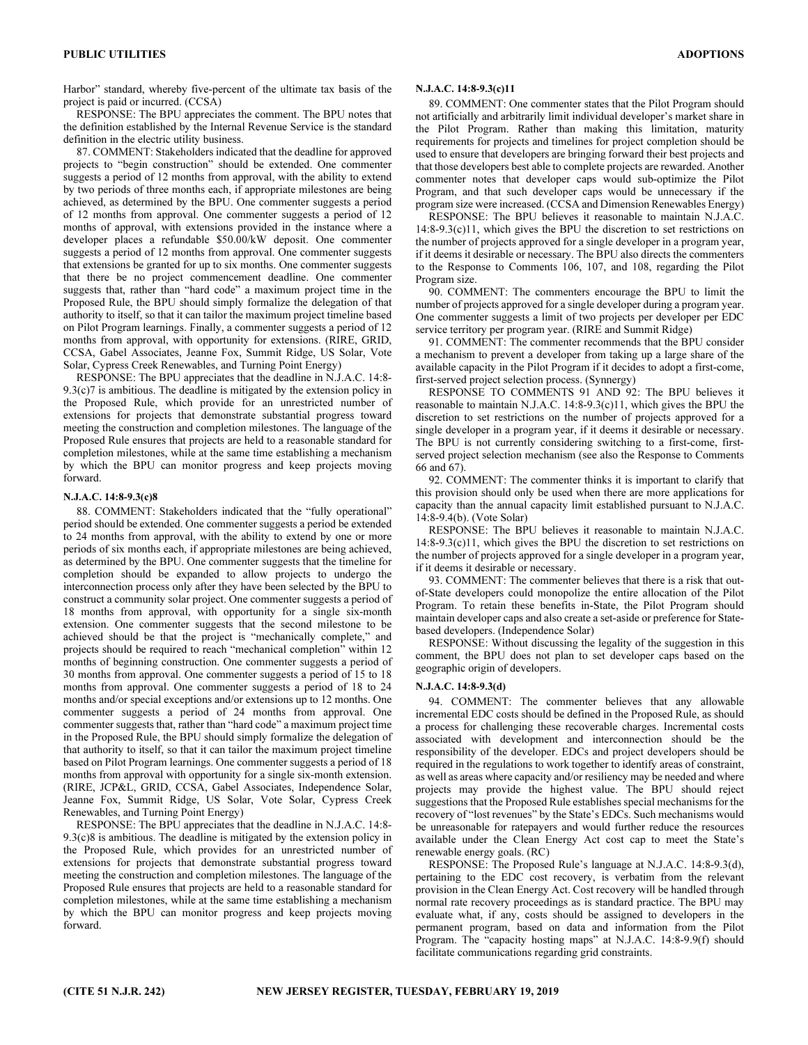Harbor" standard, whereby five-percent of the ultimate tax basis of the project is paid or incurred. (CCSA)

RESPONSE: The BPU appreciates the comment. The BPU notes that the definition established by the Internal Revenue Service is the standard definition in the electric utility business.

87. COMMENT: Stakeholders indicated that the deadline for approved projects to "begin construction" should be extended. One commenter suggests a period of 12 months from approval, with the ability to extend by two periods of three months each, if appropriate milestones are being achieved, as determined by the BPU. One commenter suggests a period of 12 months from approval. One commenter suggests a period of 12 months of approval, with extensions provided in the instance where a developer places a refundable $50.00/kW deposit. One commenter suggests a period of 12 months from approval. One commenter suggests that extensions be granted for up to six months. One commenter suggests that there be no project commencement deadline. One commenter suggests that, rather than "hard code" a maximum project time in the Proposed Rule, the BPU should simply formalize the delegation of that authority to itself, so that it can tailor the maximum project timeline based on Pilot Program learnings. Finally, a commenter suggests a period of 12 months from approval, with opportunity for extensions. (RIRE, GRID, CCSA, Gabel Associates, Jeanne Fox, Summit Ridge, US Solar, Vote Solar, Cypress Creek Renewables, and Turning Point Energy)

RESPONSE: The BPU appreciates that the deadline in N.J.A.C. 14:8-9.3(c)7 is ambitious. The deadline is mitigated by the extension policy in the Proposed Rule, which provide for an unrestricted number of extensions for projects that demonstrate substantial progress toward meeting the construction and completion milestones. The language of the Proposed Rule ensures that projects are held to a reasonable standard for completion milestones, while at the same time establishing a mechanism by which the BPU can monitor progress and keep projects moving forward.

#### N.J.A.C. 14:8-9.3(c)8

88. COMMENT: Stakeholders indicated that the "fully operational" period should be extended. One commenter suggests a period be extended to 24 months from approval, with the ability to extend by one or more periods of six months each, if appropriate milestones are being achieved, as determined by the BPU. One commenter suggests that the timeline for completion should be expanded to allow projects to undergo the interconnection process only after they have been selected by the BPU to construct a community solar project. One commenter suggests a period of 18 months from approval, with opportunity for a single six-month extension. One commenter suggests that the second milestone to be achieved should be that the project is "mechanically complete," and projects should be required to reach "mechanical completion" within 12 months of beginning construction. One commenter suggests a period of 30 months from approval. One commenter suggests a period of 15 to 18 months from approval. One commenter suggests a period of 18 to 24 months and/or special exceptions and/or extensions up to 12 months. One commenter suggests a period of 24 months from approval. One commenter suggests that, rather than "hard code" a maximum project time in the Proposed Rule, the BPU should simply formalize the delegation of that authority to itself, so that it can tailor the maximum project timeline based on Pilot Program learnings. One commenter suggests a period of 18 months from approval with opportunity for a single six-month extension. (RIRE, JCP&L, GRID, CCSA, Gabel Associates, Independence Solar, Jeanne Fox, Summit Ridge, US Solar, Vote Solar, Cypress Creek Renewables, and Turning Point Energy)

RESPONSE: The BPU appreciates that the deadline in N.J.A.C. 14:8-9.3(c)8 is ambitious. The deadline is mitigated by the extension policy in the Proposed Rule, which provides for an unrestricted number of extensions for projects that demonstrate substantial progress toward meeting the construction and completion milestones. The language of the Proposed Rule ensures that projects are held to a reasonable standard for completion milestones, while at the same time establishing a mechanism by which the BPU can monitor progress and keep projects moving forward.

#### N.J.A.C. 14:8-9.3(c)11

89. COMMENT: One commenter states that the Pilot Program should not artificially and arbitrarily limit individual developer's market share in the Pilot Program. Rather than making this limitation, maturity requirements for projects and timelines for project completion should be used to ensure that developers are bringing forward their best projects and that those developers best able to complete projects are rewarded. Another commenter notes that developer caps would sub-optimize the Pilot Program, and that such developer caps would be unnecessary if the program size were increased. (CCSA and Dimension Renewables Energy)

RESPONSE: The BPU believes it reasonable to maintain N.J.A.C. 14:8-9.3(c)11, which gives the BPU the discretion to set restrictions on the number of projects approved for a single developer in a program year, if it deems it desirable or necessary. The BPU also directs the commenters to the Response to Comments 106, 107, and 108, regarding the Pilot Program size.

90. COMMENT: The commenters encourage the BPU to limit the number of projects approved for a single developer during a program year. One commenter suggests a limit of two projects per developer per EDC service territory per program year. (RIRE and Summit Ridge)

91. COMMENT: The commenter recommends that the BPU consider a mechanism to prevent a developer from taking up a large share of the available capacity in the Pilot Program if it decides to adopt a first-come, first-served project selection process. (Synnergy)

RESPONSE TO COMMENTS 91 AND 92: The BPU believes it reasonable to maintain N.J.A.C. 14:8-9.3(c)11, which gives the BPU the discretion to set restrictions on the number of projects approved for a single developer in a program year, if it deems it desirable or necessary. The BPU is not currently considering switching to a first-come, first-served project selection mechanism (see also the Response to Comments 66 and 67).

92. COMMENT: The commenter thinks it is important to clarify that this provision should only be used when there are more applications for capacity than the annual capacity limit established pursuant to N.J.A.C. 14:8-9.4(b). (Vote Solar)

RESPONSE: The BPU believes it reasonable to maintain N.J.A.C. 14:8-9.3(c)11, which gives the BPU the discretion to set restrictions on the number of projects approved for a single developer in a program year, if it deems it desirable or necessary.

93. COMMENT: The commenter believes that there is a risk that out-of-State developers could monopolize the entire allocation of the Pilot Program. To retain these benefits in-State, the Pilot Program should maintain developer caps and also create a set-aside or preference for State-based developers. (Independence Solar)

RESPONSE: Without discussing the legality of the suggestion in this comment, the BPU does not plan to set developer caps based on the geographic origin of developers.

#### N.J.A.C. 14:8-9.3(d)

94. COMMENT: The commenter believes that any allowable incremental EDC costs should be defined in the Proposed Rule, as should a process for challenging these recoverable charges. Incremental costs associated with development and interconnection should be the responsibility of the developer. EDCs and project developers should be required in the regulations to work together to identify areas of constraint, as well as areas where capacity and/or resiliency may be needed and where projects may provide the highest value. The BPU should reject suggestions that the Proposed Rule establishes special mechanisms for the recovery of "lost revenues" by the State's EDCs. Such mechanisms would be unreasonable for ratepayers and would further reduce the resources available under the Clean Energy Act cost cap to meet the State's renewable energy goals. (RC)

RESPONSE: The Proposed Rule's language at N.J.A.C. 14:8-9.3(d), pertaining to the EDC cost recovery, is verbatim from the relevant provision in the Clean Energy Act. Cost recovery will be handled through normal rate recovery proceedings as is standard practice. The BPU may evaluate what, if any, costs should be assigned to developers in the permanent program, based on data and information from the Pilot Program. The "capacity hosting maps" at N.J.A.C. 14:8-9.9(f) should facilitate communications regarding grid constraints.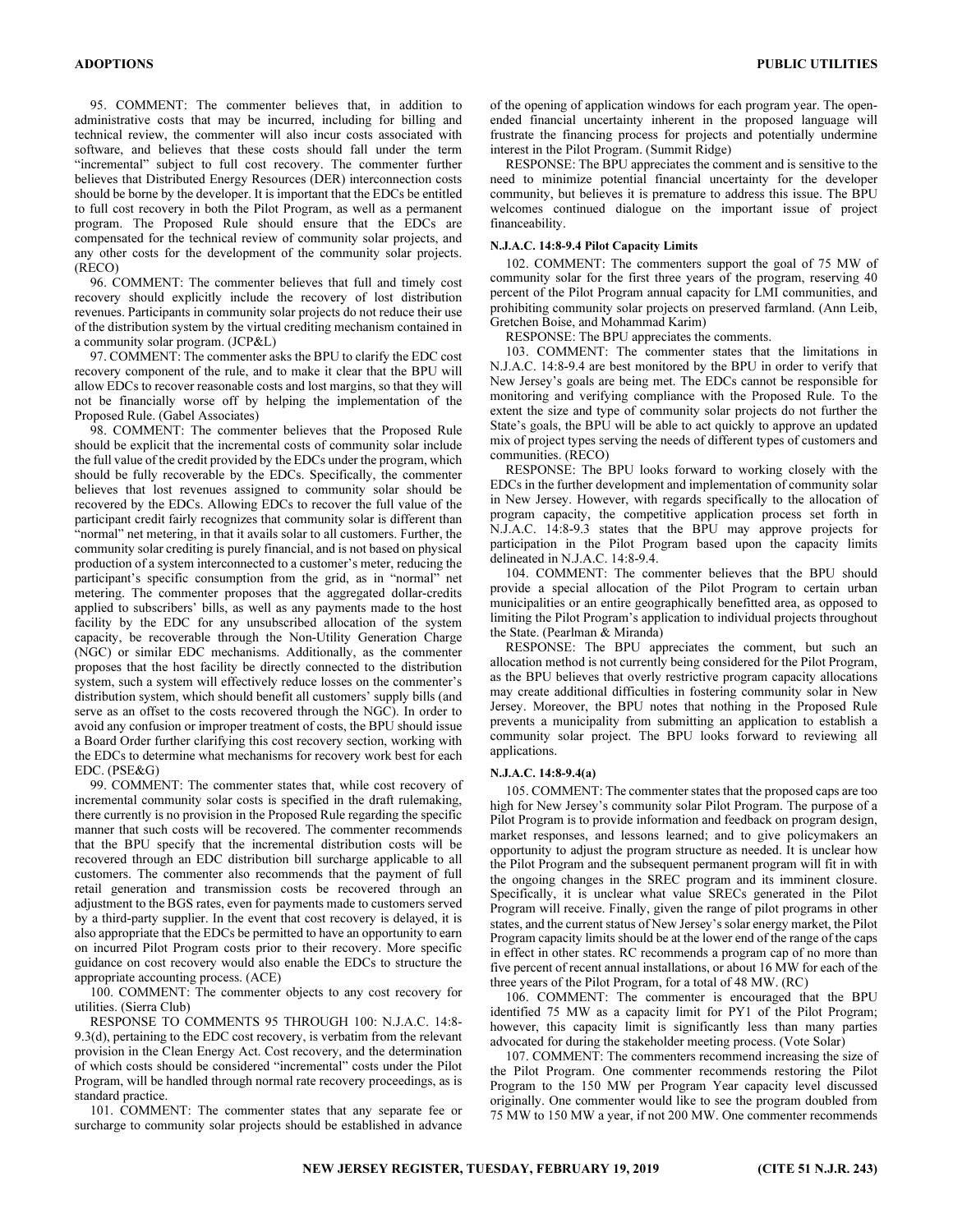95. COMMENT: The commenter believes that, in addition to administrative costs that may be incurred, including for billing and technical review, the commenter will also incur costs associated with software, and believes that these costs should fall under the term "incremental" subject to full cost recovery. The commenter further believes that Distributed Energy Resources (DER) interconnection costs should be borne by the developer. It is important that the EDCs be entitled to full cost recovery in both the Pilot Program, as well as a permanent program. The Proposed Rule should ensure that the EDCs are compensated for the technical review of community solar projects, and any other costs for the development of the community solar projects. (RECO)

96. COMMENT: The commenter believes that full and timely cost recovery should explicitly include the recovery of lost distribution revenues. Participants in community solar projects do not reduce their use of the distribution system by the virtual crediting mechanism contained in a community solar program. (JCP&L)

97. COMMENT: The commenter asks the BPU to clarify the EDC cost recovery component of the rule, and to make it clear that the BPU will allow EDCs to recover reasonable costs and lost margins, so that they will not be financially worse off by helping the implementation of the Proposed Rule. (Gabel Associates)

98. COMMENT: The commenter believes that the Proposed Rule should be explicit that the incremental costs of community solar include the full value of the credit provided by the EDCs under the program, which should be fully recoverable by the EDCs. Specifically, the commenter believes that lost revenues assigned to community solar should be recovered by the EDCs. Allowing EDCs to recover the full value of the participant credit fairly recognizes that community solar is different than "normal" net metering, in that it avails solar to all customers. Further, the community solar crediting is purely financial, and is not based on physical production of a system interconnected to a customer's meter, reducing the participant's specific consumption from the grid, as in "normal" net metering. The commenter proposes that the aggregated dollar-credits applied to subscribers' bills, as well as any payments made to the host facility by the EDC for any unsubscribed allocation of the system capacity, be recoverable through the Non-Utility Generation Charge (NGC) or similar EDC mechanisms. Additionally, as the commenter proposes that the host facility be directly connected to the distribution system, such a system will effectively reduce losses on the commenter's distribution system, which should benefit all customers' supply bills (and serve as an offset to the costs recovered through the NGC). In order to avoid any confusion or improper treatment of costs, the BPU should issue a Board Order further clarifying this cost recovery section, working with the EDCs to determine what mechanisms for recovery work best for each EDC. (PSE&G)

99. COMMENT: The commenter states that, while cost recovery of incremental community solar costs is specified in the draft rulemaking, there currently is no provision in the Proposed Rule regarding the specific manner that such costs will be recovered. The commenter recommends that the BPU specify that the incremental distribution costs will be recovered through an EDC distribution bill surcharge applicable to all customers. The commenter also recommends that the payment of full retail generation and transmission costs be recovered through an adjustment to the BGS rates, even for payments made to customers served by a third-party supplier. In the event that cost recovery is delayed, it is also appropriate that the EDCs be permitted to have an opportunity to earn on incurred Pilot Program costs prior to their recovery. More specific guidance on cost recovery would also enable the EDCs to structure the appropriate accounting process. (ACE)

100. COMMENT: The commenter objects to any cost recovery for utilities. (Sierra Club)

RESPONSE TO COMMENTS 95 THROUGH 100: N.J.A.C. 14:8-9.3(d), pertaining to the EDC cost recovery, is verbatim from the relevant provision in the Clean Energy Act. Cost recovery, and the determination of which costs should be considered "incremental" costs under the Pilot Program, will be handled through normal rate recovery proceedings, as is standard practice.

101. COMMENT: The commenter states that any separate fee or surcharge to community solar projects should be established in advance of the opening of application windows for each program year. The open-ended financial uncertainty inherent in the proposed language will frustrate the financing process for projects and potentially undermine interest in the Pilot Program. (Summit Ridge)

RESPONSE: The BPU appreciates the comment and is sensitive to the need to minimize potential financial uncertainty for the developer community, but believes it is premature to address this issue. The BPU welcomes continued dialogue on the important issue of project financeability.

#### N.J.A.C. 14:8-9.4 Pilot Capacity Limits

102. COMMENT: The commenters support the goal of 75 MW of community solar for the first three years of the program, reserving 40 percent of the Pilot Program annual capacity for LMI communities, and prohibiting community solar projects on preserved farmland. (Ann Leib, Gretchen Boise, and Mohammad Karim)

RESPONSE: The BPU appreciates the comments.

103. COMMENT: The commenter states that the limitations in N.J.A.C. 14:8-9.4 are best monitored by the BPU in order to verify that New Jersey's goals are being met. The EDCs cannot be responsible for monitoring and verifying compliance with the Proposed Rule. To the extent the size and type of community solar projects do not further the State's goals, the BPU will be able to act quickly to approve an updated mix of project types serving the needs of different types of customers and communities. (RECO)

RESPONSE: The BPU looks forward to working closely with the EDCs in the further development and implementation of community solar in New Jersey. However, with regards specifically to the allocation of program capacity, the competitive application process set forth in N.J.A.C. 14:8-9.3 states that the BPU may approve projects for participation in the Pilot Program based upon the capacity limits delineated in N.J.A.C. 14:8-9.4.

104. COMMENT: The commenter believes that the BPU should provide a special allocation of the Pilot Program to certain urban municipalities or an entire geographically benefitted area, as opposed to limiting the Pilot Program's application to individual projects throughout the State. (Pearlman & Miranda)

RESPONSE: The BPU appreciates the comment, but such an allocation method is not currently being considered for the Pilot Program, as the BPU believes that overly restrictive program capacity allocations may create additional difficulties in fostering community solar in New Jersey. Moreover, the BPU notes that nothing in the Proposed Rule prevents a municipality from submitting an application to establish a community solar project. The BPU looks forward to reviewing all applications.

#### N.J.A.C. 14:8-9.4(a)

105. COMMENT: The commenter states that the proposed caps are too high for New Jersey's community solar Pilot Program. The purpose of a Pilot Program is to provide information and feedback on program design, market responses, and lessons learned; and to give policymakers an opportunity to adjust the program structure as needed. It is unclear how the Pilot Program and the subsequent permanent program will fit in with the ongoing changes in the SREC program and its imminent closure. Specifically, it is unclear what value SRECs generated in the Pilot Program will receive. Finally, given the range of pilot programs in other states, and the current status of New Jersey's solar energy market, the Pilot Program capacity limits should be at the lower end of the range of the caps in effect in other states. RC recommends a program cap of no more than five percent of recent annual installations, or about 16 MW for each of the three years of the Pilot Program, for a total of 48 MW. (RC)

106. COMMENT: The commenter is encouraged that the BPU identified 75 MW as a capacity limit for PY1 of the Pilot Program; however, this capacity limit is significantly less than many parties advocated for during the stakeholder meeting process. (Vote Solar)

107. COMMENT: The commenters recommend increasing the size of the Pilot Program. One commenter recommends restoring the Pilot Program to the 150 MW per Program Year capacity level discussed originally. One commenter would like to see the program doubled from 75 MW to 150 MW a year, if not 200 MW. One commenter recommends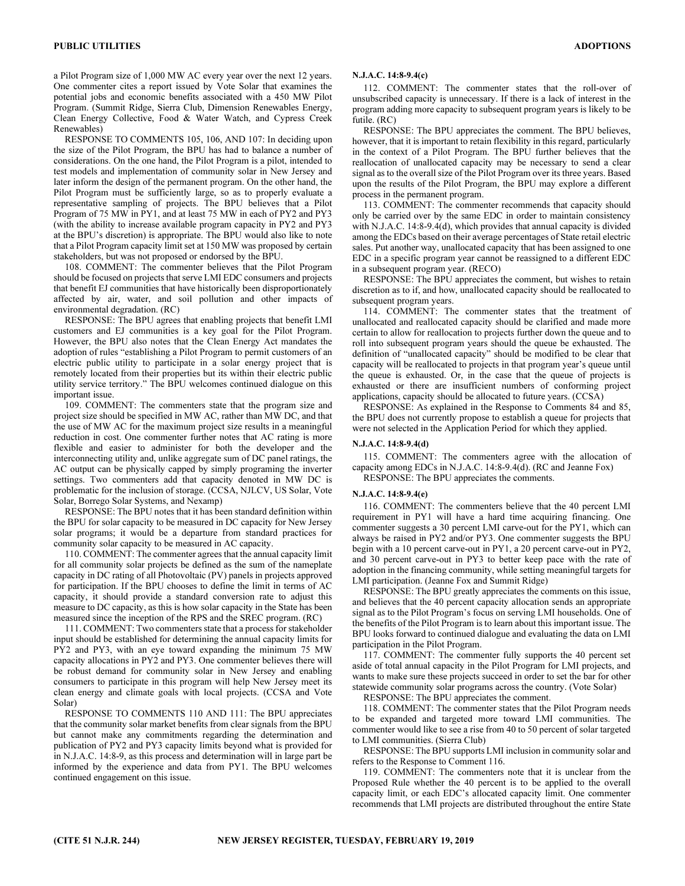a Pilot Program size of 1,000 MW AC every year over the next 12 years. One commenter cites a report issued by Vote Solar that examines the potential jobs and economic benefits associated with a 450 MW Pilot Program. (Summit Ridge, Sierra Club, Dimension Renewables Energy, Clean Energy Collective, Food & Water Watch, and Cypress Creek Renewables)

RESPONSE TO COMMENTS 105, 106, AND 107: In deciding upon the size of the Pilot Program, the BPU has had to balance a number of considerations. On the one hand, the Pilot Program is a pilot, intended to test models and implementation of community solar in New Jersey and later inform the design of the permanent program. On the other hand, the Pilot Program must be sufficiently large, so as to properly evaluate a representative sampling of projects. The BPU believes that a Pilot Program of 75 MW in PY1, and at least 75 MW in each of PY2 and PY3 (with the ability to increase available program capacity in PY2 and PY3 at the BPU's discretion) is appropriate. The BPU would also like to note that a Pilot Program capacity limit set at 150 MW was proposed by certain stakeholders, but was not proposed or endorsed by the BPU.

108. COMMENT: The commenter believes that the Pilot Program should be focused on projects that serve LMI EDC consumers and projects that benefit EJ communities that have historically been disproportionately affected by air, water, and soil pollution and other impacts of environmental degradation. (RC)

RESPONSE: The BPU agrees that enabling projects that benefit LMI customers and EJ communities is a key goal for the Pilot Program. However, the BPU also notes that the Clean Energy Act mandates the adoption of rules "establishing a Pilot Program to permit customers of an electric public utility to participate in a solar energy project that is remotely located from their properties but its within their electric public utility service territory." The BPU welcomes continued dialogue on this important issue.

109. COMMENT: The commenters state that the program size and project size should be specified in MW AC, rather than MW DC, and that the use of MW AC for the maximum project size results in a meaningful reduction in cost. One commenter further notes that AC rating is more flexible and easier to administer for both the developer and the interconnecting utility and, unlike aggregate sum of DC panel ratings, the AC output can be physically capped by simply programing the inverter settings. Two commenters add that capacity denoted in MW DC is problematic for the inclusion of storage. (CCSA, NJLCV, US Solar, Vote Solar, Borrego Solar Systems, and Nexamp)

RESPONSE: The BPU notes that it has been standard definition within the BPU for solar capacity to be measured in DC capacity for New Jersey solar programs; it would be a departure from standard practices for community solar capacity to be measured in AC capacity.

110. COMMENT: The commenter agrees that the annual capacity limit for all community solar projects be defined as the sum of the nameplate capacity in DC rating of all Photovoltaic (PV) panels in projects approved for participation. If the BPU chooses to define the limit in terms of AC capacity, it should provide a standard conversion rate to adjust this measure to DC capacity, as this is how solar capacity in the State has been measured since the inception of the RPS and the SREC program. (RC)

111. COMMENT: Two commenters state that a process for stakeholder input should be established for determining the annual capacity limits for PY2 and PY3, with an eye toward expanding the minimum 75 MW capacity allocations in PY2 and PY3. One commenter believes there will be robust demand for community solar in New Jersey and enabling consumers to participate in this program will help New Jersey meet its clean energy and climate goals with local projects. (CCSA and Vote Solar)

RESPONSE TO COMMENTS 110 AND 111: The BPU appreciates that the community solar market benefits from clear signals from the BPU but cannot make any commitments regarding the determination and publication of PY2 and PY3 capacity limits beyond what is provided for in N.J.A.C. 14:8-9, as this process and determination will in large part be informed by the experience and data from PY1. The BPU welcomes continued engagement on this issue.

**N.J.A.C. 14:8-9.4(c)**

112. COMMENT: The commenter states that the roll-over of unsubscribed capacity is unnecessary. If there is a lack of interest in the program adding more capacity to subsequent program years is likely to be futile. (RC)

RESPONSE: The BPU appreciates the comment. The BPU believes, however, that it is important to retain flexibility in this regard, particularly in the context of a Pilot Program. The BPU further believes that the reallocation of unallocated capacity may be necessary to send a clear signal as to the overall size of the Pilot Program over its three years. Based upon the results of the Pilot Program, the BPU may explore a different process in the permanent program.

113. COMMENT: The commenter recommends that capacity should only be carried over by the same EDC in order to maintain consistency with N.J.A.C. 14:8-9.4(d), which provides that annual capacity is divided among the EDCs based on their average percentages of State retail electric sales. Put another way, unallocated capacity that has been assigned to one EDC in a specific program year cannot be reassigned to a different EDC in a subsequent program year. (RECO)

RESPONSE: The BPU appreciates the comment, but wishes to retain discretion as to if, and how, unallocated capacity should be reallocated to subsequent program years.

114. COMMENT: The commenter states that the treatment of unallocated and reallocated capacity should be clarified and made more certain to allow for reallocation to projects further down the queue and to roll into subsequent program years should the queue be exhausted. The definition of "unallocated capacity" should be modified to be clear that capacity will be reallocated to projects in that program year's queue until the queue is exhausted. Or, in the case that the queue of projects is exhausted or there are insufficient numbers of conforming project applications, capacity should be allocated to future years. (CCSA)

RESPONSE: As explained in the Response to Comments 84 and 85, the BPU does not currently propose to establish a queue for projects that were not selected in the Application Period for which they applied.

**N.J.A.C. 14:8-9.4(d)**

115. COMMENT: The commenters agree with the allocation of capacity among EDCs in N.J.A.C. 14:8-9.4(d). (RC and Jeanne Fox)

RESPONSE: The BPU appreciates the comments.

**N.J.A.C. 14:8-9.4(e)**

116. COMMENT: The commenters believe that the 40 percent LMI requirement in PY1 will have a hard time acquiring financing. One commenter suggests a 30 percent LMI carve-out for the PY1, which can always be raised in PY2 and/or PY3. One commenter suggests the BPU begin with a 10 percent carve-out in PY1, a 20 percent carve-out in PY2, and 30 percent carve-out in PY3 to better keep pace with the rate of adoption in the financing community, while setting meaningful targets for LMI participation. (Jeanne Fox and Summit Ridge)

RESPONSE: The BPU greatly appreciates the comments on this issue, and believes that the 40 percent capacity allocation sends an appropriate signal as to the Pilot Program's focus on serving LMI households. One of the benefits of the Pilot Program is to learn about this important issue. The BPU looks forward to continued dialogue and evaluating the data on LMI participation in the Pilot Program.

117. COMMENT: The commenter fully supports the 40 percent set aside of total annual capacity in the Pilot Program for LMI projects, and wants to make sure these projects succeed in order to set the bar for other statewide community solar programs across the country. (Vote Solar)

RESPONSE: The BPU appreciates the comment.

118. COMMENT: The commenter states that the Pilot Program needs to be expanded and targeted more toward LMI communities. The commenter would like to see a rise from 40 to 50 percent of solar targeted to LMI communities. (Sierra Club)

RESPONSE: The BPU supports LMI inclusion in community solar and refers to the Response to Comment 116.

119. COMMENT: The commenters note that it is unclear from the Proposed Rule whether the 40 percent is to be applied to the overall capacity limit, or each EDC's allocated capacity limit. One commenter recommends that LMI projects are distributed throughout the entire State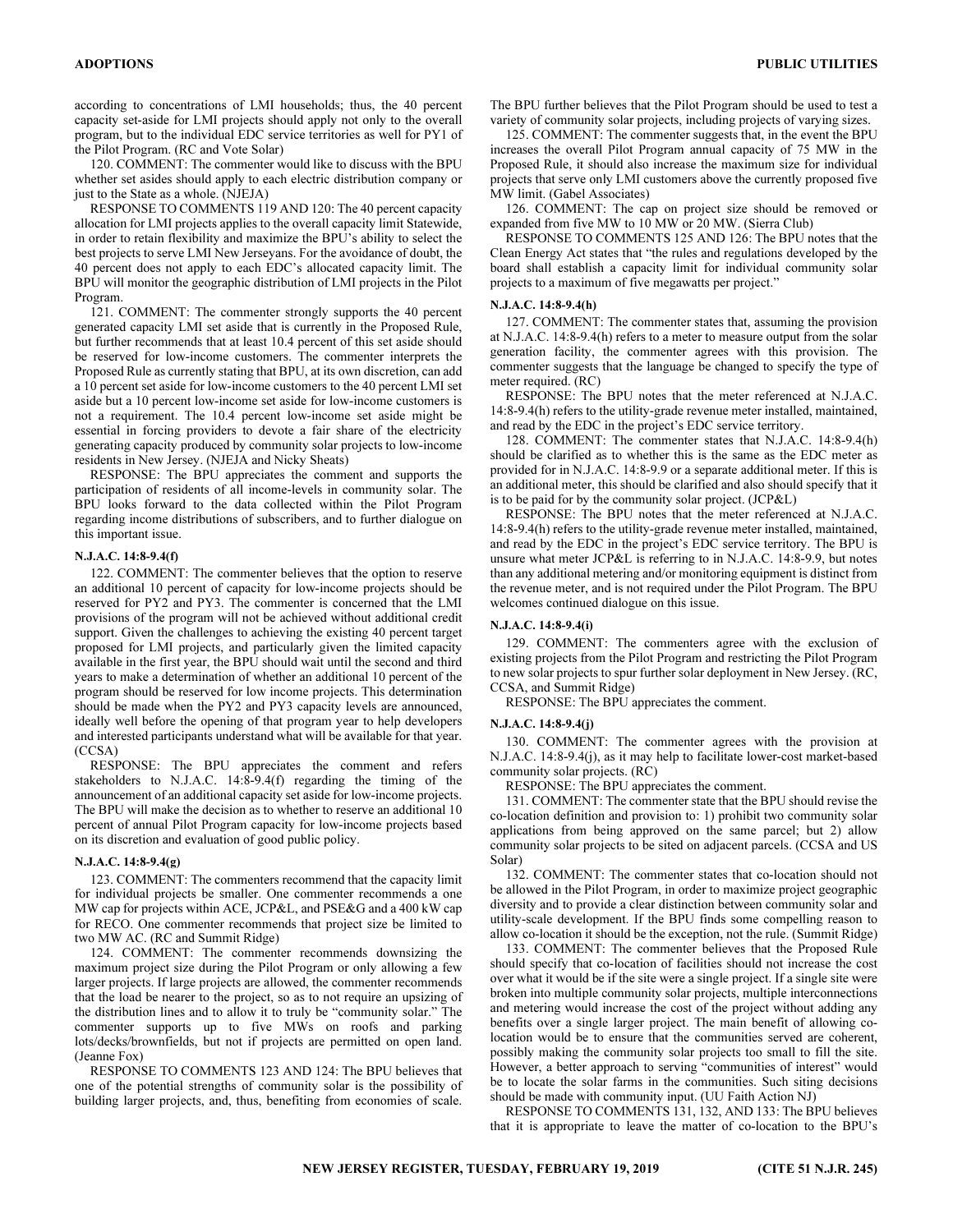according to concentrations of LMI households; thus, the 40 percent capacity set-aside for LMI projects should apply not only to the overall program, but to the individual EDC service territories as well for PY1 of the Pilot Program. (RC and Vote Solar)

120. COMMENT: The commenter would like to discuss with the BPU whether set asides should apply to each electric distribution company or just to the State as a whole. (NJEJA)

RESPONSE TO COMMENTS 119 AND 120: The 40 percent capacity allocation for LMI projects applies to the overall capacity limit Statewide, in order to retain flexibility and maximize the BPU's ability to select the best projects to serve LMI New Jerseyans. For the avoidance of doubt, the 40 percent does not apply to each EDC's allocated capacity limit. The BPU will monitor the geographic distribution of LMI projects in the Pilot Program.

121. COMMENT: The commenter strongly supports the 40 percent generated capacity LMI set aside that is currently in the Proposed Rule, but further recommends that at least 10.4 percent of this set aside should be reserved for low-income customers. The commenter interprets the Proposed Rule as currently stating that BPU, at its own discretion, can add a 10 percent set aside for low-income customers to the 40 percent LMI set aside but a 10 percent low-income set aside for low-income customers is not a requirement. The 10.4 percent low-income set aside might be essential in forcing providers to devote a fair share of the electricity generating capacity produced by community solar projects to low-income residents in New Jersey. (NJEJA and Nicky Sheats)

RESPONSE: The BPU appreciates the comment and supports the participation of residents of all income-levels in community solar. The BPU looks forward to the data collected within the Pilot Program regarding income distributions of subscribers, and to further dialogue on this important issue.

#### N.J.A.C. 14:8-9.4(f)

122. COMMENT: The commenter believes that the option to reserve an additional 10 percent of capacity for low-income projects should be reserved for PY2 and PY3. The commenter is concerned that the LMI provisions of the program will not be achieved without additional credit support. Given the challenges to achieving the existing 40 percent target proposed for LMI projects, and particularly given the limited capacity available in the first year, the BPU should wait until the second and third years to make a determination of whether an additional 10 percent of the program should be reserved for low income projects. This determination should be made when the PY2 and PY3 capacity levels are announced, ideally well before the opening of that program year to help developers and interested participants understand what will be available for that year. (CCSA)

RESPONSE: The BPU appreciates the comment and refers stakeholders to N.J.A.C. 14:8-9.4(f) regarding the timing of the announcement of an additional capacity set aside for low-income projects. The BPU will make the decision as to whether to reserve an additional 10 percent of annual Pilot Program capacity for low-income projects based on its discretion and evaluation of good public policy.

#### N.J.A.C. 14:8-9.4(g)

123. COMMENT: The commenters recommend that the capacity limit for individual projects be smaller. One commenter recommends a one MW cap for projects within ACE, JCP&L, and PSE&G and a 400 kW cap for RECO. One commenter recommends that project size be limited to two MW AC. (RC and Summit Ridge)

124. COMMENT: The commenter recommends downsizing the maximum project size during the Pilot Program or only allowing a few larger projects. If large projects are allowed, the commenter recommends that the load be nearer to the project, so as to not require an upsizing of the distribution lines and to allow it to truly be "community solar." The commenter supports up to five MWs on roofs and parking lots/decks/brownfields, but not if projects are permitted on open land. (Jeanne Fox)

RESPONSE TO COMMENTS 123 AND 124: The BPU believes that one of the potential strengths of community solar is the possibility of building larger projects, and, thus, benefiting from economies of scale. The BPU further believes that the Pilot Program should be used to test a variety of community solar projects, including projects of varying sizes.

125. COMMENT: The commenter suggests that, in the event the BPU increases the overall Pilot Program annual capacity of 75 MW in the Proposed Rule, it should also increase the maximum size for individual projects that serve only LMI customers above the currently proposed five MW limit. (Gabel Associates)

126. COMMENT: The cap on project size should be removed or expanded from five MW to 10 MW or 20 MW. (Sierra Club)

RESPONSE TO COMMENTS 125 AND 126: The BPU notes that the Clean Energy Act states that "the rules and regulations developed by the board shall establish a capacity limit for individual community solar projects to a maximum of five megawatts per project."

#### N.J.A.C. 14:8-9.4(h)

127. COMMENT: The commenter states that, assuming the provision at N.J.A.C. 14:8-9.4(h) refers to a meter to measure output from the solar generation facility, the commenter agrees with this provision. The commenter suggests that the language be changed to specify the type of meter required. (RC)

RESPONSE: The BPU notes that the meter referenced at N.J.A.C. 14:8-9.4(h) refers to the utility-grade revenue meter installed, maintained, and read by the EDC in the project's EDC service territory.

128. COMMENT: The commenter states that N.J.A.C. 14:8-9.4(h) should be clarified as to whether this is the same as the EDC meter as provided for in N.J.A.C. 14:8-9.9 or a separate additional meter. If this is an additional meter, this should be clarified and also should specify that it is to be paid for by the community solar project. (JCP&L)

RESPONSE: The BPU notes that the meter referenced at N.J.A.C. 14:8-9.4(h) refers to the utility-grade revenue meter installed, maintained, and read by the EDC in the project's EDC service territory. The BPU is unsure what meter JCP&L is referring to in N.J.A.C. 14:8-9.9, but notes than any additional metering and/or monitoring equipment is distinct from the revenue meter, and is not required under the Pilot Program. The BPU welcomes continued dialogue on this issue.

#### N.J.A.C. 14:8-9.4(i)

129. COMMENT: The commenters agree with the exclusion of existing projects from the Pilot Program and restricting the Pilot Program to new solar projects to spur further solar deployment in New Jersey. (RC, CCSA, and Summit Ridge)

RESPONSE: The BPU appreciates the comment.

#### N.J.A.C. 14:8-9.4(j)

130. COMMENT: The commenter agrees with the provision at N.J.A.C. 14:8-9.4(j), as it may help to facilitate lower-cost market-based community solar projects. (RC)

RESPONSE: The BPU appreciates the comment.

131. COMMENT: The commenter state that the BPU should revise the co-location definition and provision to: 1) prohibit two community solar applications from being approved on the same parcel; but 2) allow community solar projects to be sited on adjacent parcels. (CCSA and US Solar)

132. COMMENT: The commenter states that co-location should not be allowed in the Pilot Program, in order to maximize project geographic diversity and to provide a clear distinction between community solar and utility-scale development. If the BPU finds some compelling reason to allow co-location it should be the exception, not the rule. (Summit Ridge)

133. COMMENT: The commenter believes that the Proposed Rule should specify that co-location of facilities should not increase the cost over what it would be if the site were a single project. If a single site were broken into multiple community solar projects, multiple interconnections and metering would increase the cost of the project without adding any benefits over a single larger project. The main benefit of allowing co-location would be to ensure that the communities served are coherent, possibly making the community solar projects too small to fill the site. However, a better approach to serving "communities of interest" would be to locate the solar farms in the communities. Such siting decisions should be made with community input. (UU Faith Action NJ)

RESPONSE TO COMMENTS 131, 132, AND 133: The BPU believes that it is appropriate to leave the matter of co-location to the BPU's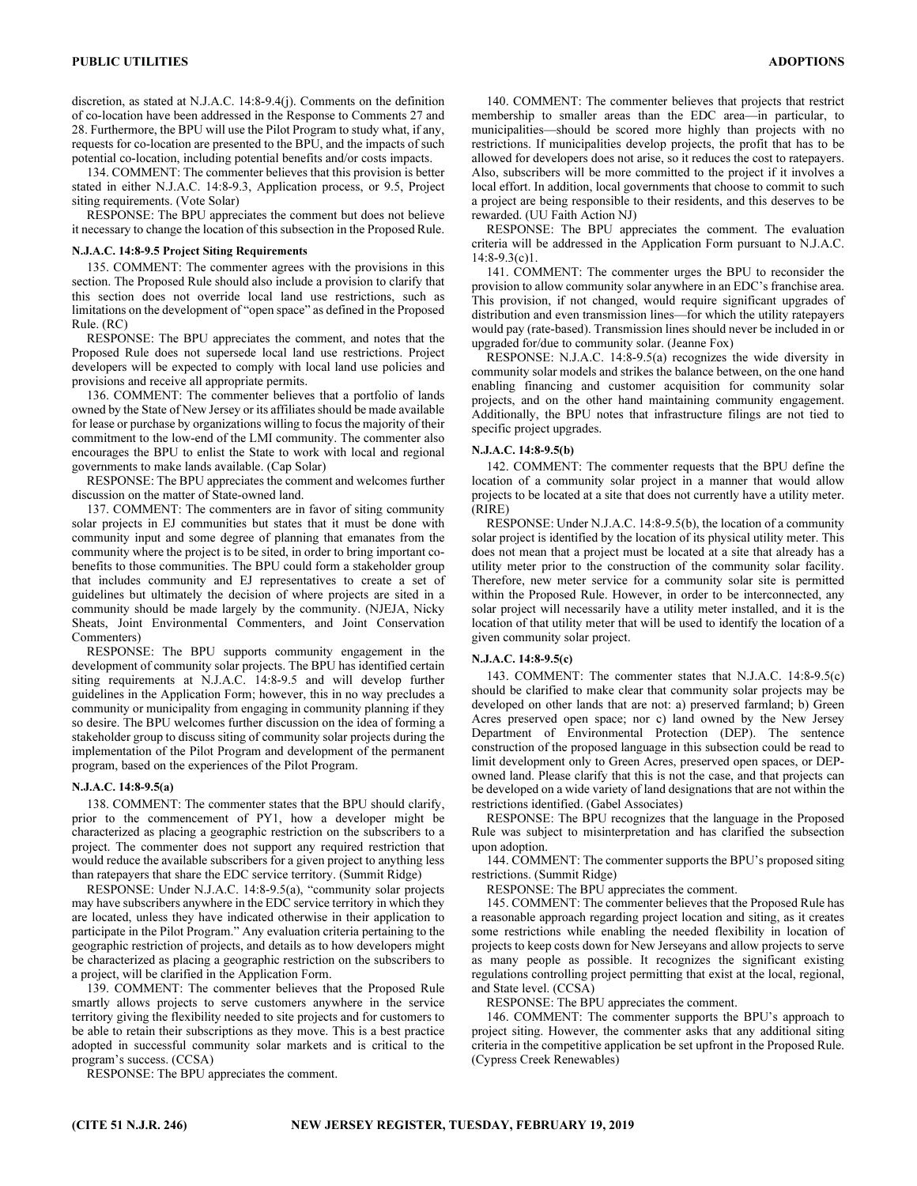discretion, as stated at N.J.A.C. 14:8-9.4(j). Comments on the definition of co-location have been addressed in the Response to Comments 27 and 28. Furthermore, the BPU will use the Pilot Program to study what, if any, requests for co-location are presented to the BPU, and the impacts of such potential co-location, including potential benefits and/or costs impacts.

134. COMMENT: The commenter believes that this provision is better stated in either N.J.A.C. 14:8-9.3, Application process, or 9.5, Project siting requirements. (Vote Solar)

RESPONSE: The BPU appreciates the comment but does not believe it necessary to change the location of this subsection in the Proposed Rule.

**N.J.A.C. 14:8-9.5 Project Siting Requirements**

135. COMMENT: The commenter agrees with the provisions in this section. The Proposed Rule should also include a provision to clarify that this section does not override local land use restrictions, such as limitations on the development of "open space" as defined in the Proposed Rule. (RC)

RESPONSE: The BPU appreciates the comment, and notes that the Proposed Rule does not supersede local land use restrictions. Project developers will be expected to comply with local land use policies and provisions and receive all appropriate permits.

136. COMMENT: The commenter believes that a portfolio of lands owned by the State of New Jersey or its affiliates should be made available for lease or purchase by organizations willing to focus the majority of their commitment to the low-end of the LMI community. The commenter also encourages the BPU to enlist the State to work with local and regional governments to make lands available. (Cap Solar)

RESPONSE: The BPU appreciates the comment and welcomes further discussion on the matter of State-owned land.

137. COMMENT: The commenters are in favor of siting community solar projects in EJ communities but states that it must be done with community input and some degree of planning that emanates from the community where the project is to be sited, in order to bring important co-benefits to those communities. The BPU could form a stakeholder group that includes community and EJ representatives to create a set of guidelines but ultimately the decision of where projects are sited in a community should be made largely by the community. (NJEJA, Nicky Sheats, Joint Environmental Commenters, and Joint Conservation Commenters)

RESPONSE: The BPU supports community engagement in the development of community solar projects. The BPU has identified certain siting requirements at N.J.A.C. 14:8-9.5 and will develop further guidelines in the Application Form; however, this in no way precludes a community or municipality from engaging in community planning if they so desire. The BPU welcomes further discussion on the idea of forming a stakeholder group to discuss siting of community solar projects during the implementation of the Pilot Program and development of the permanent program, based on the experiences of the Pilot Program.

**N.J.A.C. 14:8-9.5(a)**

138. COMMENT: The commenter states that the BPU should clarify, prior to the commencement of PY1, how a developer might be characterized as placing a geographic restriction on the subscribers to a project. The commenter does not support any required restriction that would reduce the available subscribers for a given project to anything less than ratepayers that share the EDC service territory. (Summit Ridge)

RESPONSE: Under N.J.A.C. 14:8-9.5(a), "community solar projects may have subscribers anywhere in the EDC service territory in which they are located, unless they have indicated otherwise in their application to participate in the Pilot Program." Any evaluation criteria pertaining to the geographic restriction of projects, and details as to how developers might be characterized as placing a geographic restriction on the subscribers to a project, will be clarified in the Application Form.

139. COMMENT: The commenter believes that the Proposed Rule smartly allows projects to serve customers anywhere in the service territory giving the flexibility needed to site projects and for customers to be able to retain their subscriptions as they move. This is a best practice adopted in successful community solar markets and is critical to the program's success. (CCSA)

RESPONSE: The BPU appreciates the comment.

140. COMMENT: The commenter believes that projects that restrict membership to smaller areas than the EDC area—in particular, to municipalities—should be scored more highly than projects with no restrictions. If municipalities develop projects, the profit that has to be allowed for developers does not arise, so it reduces the cost to ratepayers. Also, subscribers will be more committed to the project if it involves a local effort. In addition, local governments that choose to commit to such a project are being responsible to their residents, and this deserves to be rewarded. (UU Faith Action NJ)

RESPONSE: The BPU appreciates the comment. The evaluation criteria will be addressed in the Application Form pursuant to N.J.A.C. 14:8-9.3(c)1.

141. COMMENT: The commenter urges the BPU to reconsider the provision to allow community solar anywhere in an EDC's franchise area. This provision, if not changed, would require significant upgrades of distribution and even transmission lines—for which the utility ratepayers would pay (rate-based). Transmission lines should never be included in or upgraded for/due to community solar. (Jeanne Fox)

RESPONSE: N.J.A.C. 14:8-9.5(a) recognizes the wide diversity in community solar models and strikes the balance between, on the one hand enabling financing and customer acquisition for community solar projects, and on the other hand maintaining community engagement. Additionally, the BPU notes that infrastructure filings are not tied to specific project upgrades.

**N.J.A.C. 14:8-9.5(b)**

142. COMMENT: The commenter requests that the BPU define the location of a community solar project in a manner that would allow projects to be located at a site that does not currently have a utility meter. (RIRE)

RESPONSE: Under N.J.A.C. 14:8-9.5(b), the location of a community solar project is identified by the location of its physical utility meter. This does not mean that a project must be located at a site that already has a utility meter prior to the construction of the community solar facility. Therefore, new meter service for a community solar site is permitted within the Proposed Rule. However, in order to be interconnected, any solar project will necessarily have a utility meter installed, and it is the location of that utility meter that will be used to identify the location of a given community solar project.

**N.J.A.C. 14:8-9.5(c)**

143. COMMENT: The commenter states that N.J.A.C. 14:8-9.5(c) should be clarified to make clear that community solar projects may be developed on other lands that are not: a) preserved farmland; b) Green Acres preserved open space; nor c) land owned by the New Jersey Department of Environmental Protection (DEP). The sentence construction of the proposed language in this subsection could be read to limit development only to Green Acres, preserved open spaces, or DEP-owned land. Please clarify that this is not the case, and that projects can be developed on a wide variety of land designations that are not within the restrictions identified. (Gabel Associates)

RESPONSE: The BPU recognizes that the language in the Proposed Rule was subject to misinterpretation and has clarified the subsection upon adoption.

144. COMMENT: The commenter supports the BPU's proposed siting restrictions. (Summit Ridge)

RESPONSE: The BPU appreciates the comment.

145. COMMENT: The commenter believes that the Proposed Rule has a reasonable approach regarding project location and siting, as it creates some restrictions while enabling the needed flexibility in location of projects to keep costs down for New Jerseyans and allow projects to serve as many people as possible. It recognizes the significant existing regulations controlling project permitting that exist at the local, regional, and State level. (CCSA)

RESPONSE: The BPU appreciates the comment.

146. COMMENT: The commenter supports the BPU's approach to project siting. However, the commenter asks that any additional siting criteria in the competitive application be set upfront in the Proposed Rule. (Cypress Creek Renewables)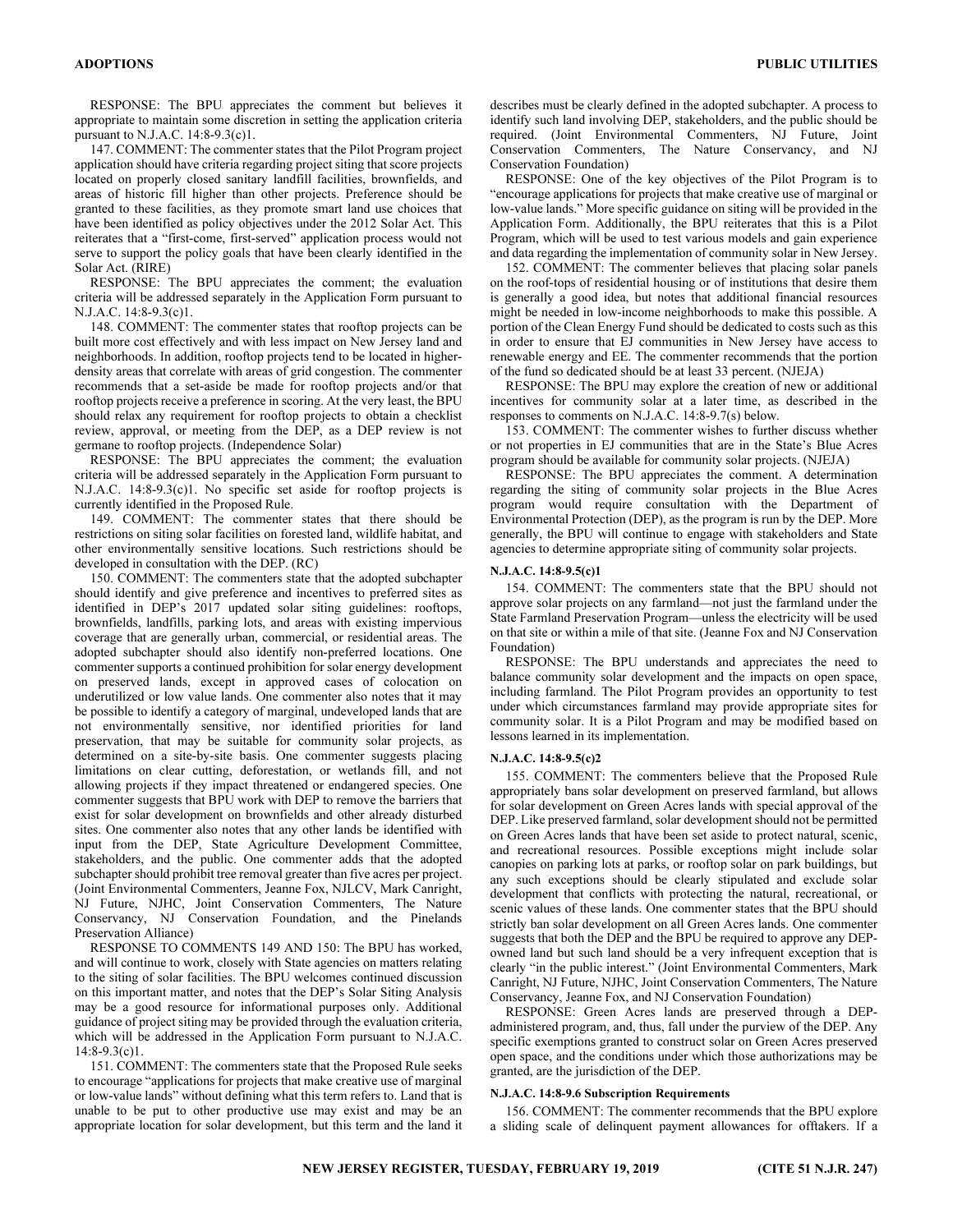RESPONSE: The BPU appreciates the comment but believes it appropriate to maintain some discretion in setting the application criteria pursuant to N.J.A.C. 14:8-9.3(c)1.

147. COMMENT: The commenter states that the Pilot Program project application should have criteria regarding project siting that score projects located on properly closed sanitary landfill facilities, brownfields, and areas of historic fill higher than other projects. Preference should be granted to these facilities, as they promote smart land use choices that have been identified as policy objectives under the 2012 Solar Act. This reiterates that a "first-come, first-served" application process would not serve to support the policy goals that have been clearly identified in the Solar Act. (RIRE)

RESPONSE: The BPU appreciates the comment; the evaluation criteria will be addressed separately in the Application Form pursuant to N.J.A.C. 14:8-9.3(c)1.

148. COMMENT: The commenter states that rooftop projects can be built more cost effectively and with less impact on New Jersey land and neighborhoods. In addition, rooftop projects tend to be located in higher-density areas that correlate with areas of grid congestion. The commenter recommends that a set-aside be made for rooftop projects and/or that rooftop projects receive a preference in scoring. At the very least, the BPU should relax any requirement for rooftop projects to obtain a checklist review, approval, or meeting from the DEP, as a DEP review is not germane to rooftop projects. (Independence Solar)

RESPONSE: The BPU appreciates the comment; the evaluation criteria will be addressed separately in the Application Form pursuant to N.J.A.C. 14:8-9.3(c)1. No specific set aside for rooftop projects is currently identified in the Proposed Rule.

149. COMMENT: The commenter states that there should be restrictions on siting solar facilities on forested land, wildlife habitat, and other environmentally sensitive locations. Such restrictions should be developed in consultation with the DEP. (RC)

150. COMMENT: The commenters state that the adopted subchapter should identify and give preference and incentives to preferred sites as identified in DEP's 2017 updated solar siting guidelines: rooftops, brownfields, landfills, parking lots, and areas with existing impervious coverage that are generally urban, commercial, or residential areas. The adopted subchapter should also identify non-preferred locations. One commenter supports a continued prohibition for solar energy development on preserved lands, except in approved cases of colocation on underutilized or low value lands. One commenter also notes that it may be possible to identify a category of marginal, undeveloped lands that are not environmentally sensitive, nor identified priorities for land preservation, that may be suitable for community solar projects, as determined on a site-by-site basis. One commenter suggests placing limitations on clear cutting, deforestation, or wetlands fill, and not allowing projects if they impact threatened or endangered species. One commenter suggests that BPU work with DEP to remove the barriers that exist for solar development on brownfields and other already disturbed sites. One commenter also notes that any other lands be identified with input from the DEP, State Agriculture Development Committee, stakeholders, and the public. One commenter adds that the adopted subchapter should prohibit tree removal greater than five acres per project. (Joint Environmental Commenters, Jeanne Fox, NJLCV, Mark Canright, NJ Future, NJHC, Joint Conservation Commenters, The Nature Conservancy, NJ Conservation Foundation, and the Pinelands Preservation Alliance)

RESPONSE TO COMMENTS 149 AND 150: The BPU has worked, and will continue to work, closely with State agencies on matters relating to the siting of solar facilities. The BPU welcomes continued discussion on this important matter, and notes that the DEP's Solar Siting Analysis may be a good resource for informational purposes only. Additional guidance of project siting may be provided through the evaluation criteria, which will be addressed in the Application Form pursuant to N.J.A.C. 14:8-9.3(c)1.

151. COMMENT: The commenters state that the Proposed Rule seeks to encourage "applications for projects that make creative use of marginal or low-value lands" without defining what this term refers to. Land that is unable to be put to other productive use may exist and may be an appropriate location for solar development, but this term and the land it describes must be clearly defined in the adopted subchapter. A process to identify such land involving DEP, stakeholders, and the public should be required. (Joint Environmental Commenters, NJ Future, Joint Conservation Commenters, The Nature Conservancy, and NJ Conservation Foundation)

RESPONSE: One of the key objectives of the Pilot Program is to "encourage applications for projects that make creative use of marginal or low-value lands." More specific guidance on siting will be provided in the Application Form. Additionally, the BPU reiterates that this is a Pilot Program, which will be used to test various models and gain experience and data regarding the implementation of community solar in New Jersey.

152. COMMENT: The commenter believes that placing solar panels on the roof-tops of residential housing or of institutions that desire them is generally a good idea, but notes that additional financial resources might be needed in low-income neighborhoods to make this possible. A portion of the Clean Energy Fund should be dedicated to costs such as this in order to ensure that EJ communities in New Jersey have access to renewable energy and EE. The commenter recommends that the portion of the fund so dedicated should be at least 33 percent. (NJEJA)

RESPONSE: The BPU may explore the creation of new or additional incentives for community solar at a later time, as described in the responses to comments on N.J.A.C. 14:8-9.7(s) below.

153. COMMENT: The commenter wishes to further discuss whether or not properties in EJ communities that are in the State's Blue Acres program should be available for community solar projects. (NJEJA)

RESPONSE: The BPU appreciates the comment. A determination regarding the siting of community solar projects in the Blue Acres program would require consultation with the Department of Environmental Protection (DEP), as the program is run by the DEP. More generally, the BPU will continue to engage with stakeholders and State agencies to determine appropriate siting of community solar projects.

#### N.J.A.C. 14:8-9.5(c)1

154. COMMENT: The commenters state that the BPU should not approve solar projects on any farmland—not just the farmland under the State Farmland Preservation Program—unless the electricity will be used on that site or within a mile of that site. (Jeanne Fox and NJ Conservation Foundation)

RESPONSE: The BPU understands and appreciates the need to balance community solar development and the impacts on open space, including farmland. The Pilot Program provides an opportunity to test under which circumstances farmland may provide appropriate sites for community solar. It is a Pilot Program and may be modified based on lessons learned in its implementation.

#### N.J.A.C. 14:8-9.5(c)2

155. COMMENT: The commenters believe that the Proposed Rule appropriately bans solar development on preserved farmland, but allows for solar development on Green Acres lands with special approval of the DEP. Like preserved farmland, solar development should not be permitted on Green Acres lands that have been set aside to protect natural, scenic, and recreational resources. Possible exceptions might include solar canopies on parking lots at parks, or rooftop solar on park buildings, but any such exceptions should be clearly stipulated and exclude solar development that conflicts with protecting the natural, recreational, or scenic values of these lands. One commenter states that the BPU should strictly ban solar development on all Green Acres lands. One commenter suggests that both the DEP and the BPU be required to approve any DEP-owned land but such land should be a very infrequent exception that is clearly "in the public interest." (Joint Environmental Commenters, Mark Canright, NJ Future, NJHC, Joint Conservation Commenters, The Nature Conservancy, Jeanne Fox, and NJ Conservation Foundation)

RESPONSE: Green Acres lands are preserved through a DEP-administered program, and, thus, fall under the purview of the DEP. Any specific exemptions granted to construct solar on Green Acres preserved open space, and the conditions under which those authorizations may be granted, are the jurisdiction of the DEP.

#### N.J.A.C. 14:8-9.6 Subscription Requirements

156. COMMENT: The commenter recommends that the BPU explore a sliding scale of delinquent payment allowances for offtakers. If a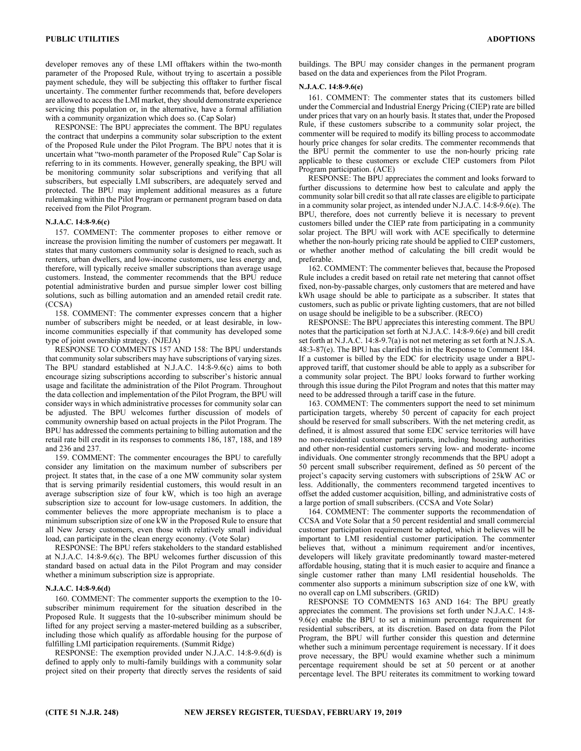developer removes any of these LMI offtakers within the two-month parameter of the Proposed Rule, without trying to ascertain a possible payment schedule, they will be subjecting this offtaker to further fiscal uncertainty. The commenter further recommends that, before developers are allowed to access the LMI market, they should demonstrate experience servicing this population or, in the alternative, have a formal affiliation with a community organization which does so. (Cap Solar)

RESPONSE: The BPU appreciates the comment. The BPU regulates the contract that underpins a community solar subscription to the extent of the Proposed Rule under the Pilot Program. The BPU notes that it is uncertain what "two-month parameter of the Proposed Rule" Cap Solar is referring to in its comments. However, generally speaking, the BPU will be monitoring community solar subscriptions and verifying that all subscribers, but especially LMI subscribers, are adequately served and protected. The BPU may implement additional measures as a future rulemaking within the Pilot Program or permanent program based on data received from the Pilot Program.

**N.J.A.C. 14:8-9.6(c)**

157. COMMENT: The commenter proposes to either remove or increase the provision limiting the number of customers per megawatt. It states that many customers community solar is designed to reach, such as renters, urban dwellers, and low-income customers, use less energy and, therefore, will typically receive smaller subscriptions than average usage customers. Instead, the commenter recommends that the BPU reduce potential administrative burden and pursue simpler lower cost billing solutions, such as billing automation and an amended retail credit rate. (CCSA)

158. COMMENT: The commenter expresses concern that a higher number of subscribers might be needed, or at least desirable, in low-income communities especially if that community has developed some type of joint ownership strategy. (NJEJA)

RESPONSE TO COMMENTS 157 AND 158: The BPU understands that community solar subscribers may have subscriptions of varying sizes. The BPU standard established at N.J.A.C. 14:8-9.6(c) aims to both encourage sizing subscriptions according to subscriber's historic annual usage and facilitate the administration of the Pilot Program. Throughout the data collection and implementation of the Pilot Program, the BPU will consider ways in which administrative processes for community solar can be adjusted. The BPU welcomes further discussion of models of community ownership based on actual projects in the Pilot Program. The BPU has addressed the comments pertaining to billing automation and the retail rate bill credit in its responses to comments 186, 187, 188, and 189 and 236 and 237.

159. COMMENT: The commenter encourages the BPU to carefully consider any limitation on the maximum number of subscribers per project. It states that, in the case of a one MW community solar system that is serving primarily residential customers, this would result in an average subscription size of four kW, which is too high an average subscription size to account for low-usage customers. In addition, the commenter believes the more appropriate mechanism is to place a minimum subscription size of one kW in the Proposed Rule to ensure that all New Jersey customers, even those with relatively small individual load, can participate in the clean energy economy. (Vote Solar)

RESPONSE: The BPU refers stakeholders to the standard established at N.J.A.C. 14:8-9.6(c). The BPU welcomes further discussion of this standard based on actual data in the Pilot Program and may consider whether a minimum subscription size is appropriate.

**N.J.A.C. 14:8-9.6(d)**

160. COMMENT: The commenter supports the exemption to the 10-subscriber minimum requirement for the situation described in the Proposed Rule. It suggests that the 10-subscriber minimum should be lifted for any project serving a master-metered building as a subscriber, including those which qualify as affordable housing for the purpose of fulfilling LMI participation requirements. (Summit Ridge)

RESPONSE: The exemption provided under N.J.A.C. 14:8-9.6(d) is defined to apply only to multi-family buildings with a community solar project sited on their property that directly serves the residents of said buildings. The BPU may consider changes in the permanent program based on the data and experiences from the Pilot Program.

**N.J.A.C. 14:8-9.6(e)**

161. COMMENT: The commenter states that its customers billed under the Commercial and Industrial Energy Pricing (CIEP) rate are billed under prices that vary on an hourly basis. It states that, under the Proposed Rule, if these customers subscribe to a community solar project, the commenter will be required to modify its billing process to accommodate hourly price changes for solar credits. The commenter recommends that the BPU permit the commenter to use the non-hourly pricing rate applicable to these customers or exclude CIEP customers from Pilot Program participation. (ACE)

RESPONSE: The BPU appreciates the comment and looks forward to further discussions to determine how best to calculate and apply the community solar bill credit so that all rate classes are eligible to participate in a community solar project, as intended under N.J.A.C. 14:8-9.6(e). The BPU, therefore, does not currently believe it is necessary to prevent customers billed under the CIEP rate from participating in a community solar project. The BPU will work with ACE specifically to determine whether the non-hourly pricing rate should be applied to CIEP customers, or whether another method of calculating the bill credit would be preferable.

162. COMMENT: The commenter believes that, because the Proposed Rule includes a credit based on retail rate net metering that cannot offset fixed, non-by-passable charges, only customers that are metered and have kWh usage should be able to participate as a subscriber. It states that customers, such as public or private lighting customers, that are not billed on usage should be ineligible to be a subscriber. (RECO)

RESPONSE: The BPU appreciates this interesting comment. The BPU notes that the participation set forth at N.J.A.C. 14:8-9.6(e) and bill credit set forth at N.J.A.C. 14:8-9.7(a) is not net metering as set forth at N.J.S.A. 48:3-87(e). The BPU has clarified this in the Response to Comment 184. If a customer is billed by the EDC for electricity usage under a BPU-approved tariff, that customer should be able to apply as a subscriber for a community solar project. The BPU looks forward to further working through this issue during the Pilot Program and notes that this matter may need to be addressed through a tariff case in the future.

163. COMMENT: The commenters support the need to set minimum participation targets, whereby 50 percent of capacity for each project should be reserved for small subscribers. With the net metering credit, as defined, it is almost assured that some EDC service territories will have no non-residential customer participants, including housing authorities and other non-residential customers serving low- and moderate- income individuals. One commenter strongly recommends that the BPU adopt a 50 percent small subscriber requirement, defined as 50 percent of the project's capacity serving customers with subscriptions of 25kW AC or less. Additionally, the commenters recommend targeted incentives to offset the added customer acquisition, billing, and administrative costs of a large portion of small subscribers. (CCSA and Vote Solar)

164. COMMENT: The commenter supports the recommendation of CCSA and Vote Solar that a 50 percent residential and small commercial customer participation requirement be adopted, which it believes will be important to LMI residential customer participation. The commenter believes that, without a minimum requirement and/or incentives, developers will likely gravitate predominantly toward master-metered affordable housing, stating that it is much easier to acquire and finance a single customer rather than many LMI residential households. The commenter also supports a minimum subscription size of one kW, with no overall cap on LMI subscribers. (GRID)

RESPONSE TO COMMENTS 163 AND 164: The BPU greatly appreciates the comment. The provisions set forth under N.J.A.C. 14:8-9.6(e) enable the BPU to set a minimum percentage requirement for residential subscribers, at its discretion. Based on data from the Pilot Program, the BPU will further consider this question and determine whether such a minimum percentage requirement is necessary. If it does prove necessary, the BPU would examine whether such a minimum percentage requirement should be set at 50 percent or at another percentage level. The BPU reiterates its commitment to working toward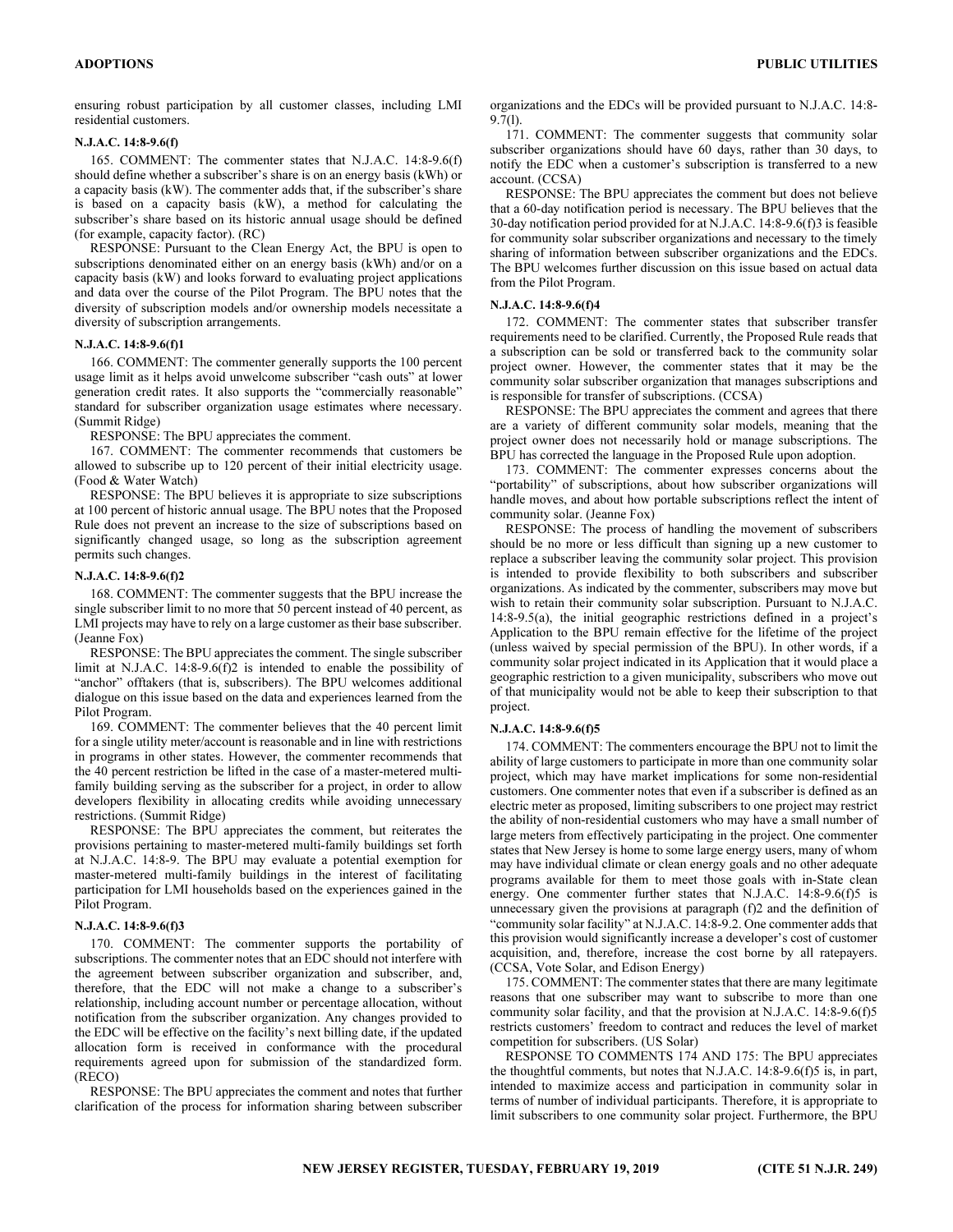ensuring robust participation by all customer classes, including LMI residential customers.

### N.J.A.C. 14:8-9.6(f)

165. COMMENT: The commenter states that N.J.A.C. 14:8-9.6(f) should define whether a subscriber's share is on an energy basis (kWh) or a capacity basis (kW). The commenter adds that, if the subscriber's share is based on a capacity basis (kW), a method for calculating the subscriber's share based on its historic annual usage should be defined (for example, capacity factor). (RC)

RESPONSE: Pursuant to the Clean Energy Act, the BPU is open to subscriptions denominated either on an energy basis (kWh) and/or on a capacity basis (kW) and looks forward to evaluating project applications and data over the course of the Pilot Program. The BPU notes that the diversity of subscription models and/or ownership models necessitate a diversity of subscription arrangements.

### N.J.A.C. 14:8-9.6(f)1

166. COMMENT: The commenter generally supports the 100 percent usage limit as it helps avoid unwelcome subscriber "cash outs" at lower generation credit rates. It also supports the "commercially reasonable" standard for subscriber organization usage estimates where necessary. (Summit Ridge)

RESPONSE: The BPU appreciates the comment.

167. COMMENT: The commenter recommends that customers be allowed to subscribe up to 120 percent of their initial electricity usage. (Food & Water Watch)

RESPONSE: The BPU believes it is appropriate to size subscriptions at 100 percent of historic annual usage. The BPU notes that the Proposed Rule does not prevent an increase to the size of subscriptions based on significantly changed usage, so long as the subscription agreement permits such changes.

### N.J.A.C. 14:8-9.6(f)2

168. COMMENT: The commenter suggests that the BPU increase the single subscriber limit to no more that 50 percent instead of 40 percent, as LMI projects may have to rely on a large customer as their base subscriber. (Jeanne Fox)

RESPONSE: The BPU appreciates the comment. The single subscriber limit at N.J.A.C. 14:8-9.6(f)2 is intended to enable the possibility of "anchor" offtakers (that is, subscribers). The BPU welcomes additional dialogue on this issue based on the data and experiences learned from the Pilot Program.

169. COMMENT: The commenter believes that the 40 percent limit for a single utility meter/account is reasonable and in line with restrictions in programs in other states. However, the commenter recommends that the 40 percent restriction be lifted in the case of a master-metered multi-family building serving as the subscriber for a project, in order to allow developers flexibility in allocating credits while avoiding unnecessary restrictions. (Summit Ridge)

RESPONSE: The BPU appreciates the comment, but reiterates the provisions pertaining to master-metered multi-family buildings set forth at N.J.A.C. 14:8-9. The BPU may evaluate a potential exemption for master-metered multi-family buildings in the interest of facilitating participation for LMI households based on the experiences gained in the Pilot Program.

### N.J.A.C. 14:8-9.6(f)3

170. COMMENT: The commenter supports the portability of subscriptions. The commenter notes that an EDC should not interfere with the agreement between subscriber organization and subscriber, and, therefore, that the EDC will not make a change to a subscriber's relationship, including account number or percentage allocation, without notification from the subscriber organization. Any changes provided to the EDC will be effective on the facility's next billing date, if the updated allocation form is received in conformance with the procedural requirements agreed upon for submission of the standardized form. (RECO)

RESPONSE: The BPU appreciates the comment and notes that further clarification of the process for information sharing between subscriber organizations and the EDCs will be provided pursuant to N.J.A.C. 14:8-9.7(l).

171. COMMENT: The commenter suggests that community solar subscriber organizations should have 60 days, rather than 30 days, to notify the EDC when a customer's subscription is transferred to a new account. (CCSA)

RESPONSE: The BPU appreciates the comment but does not believe that a 60-day notification period is necessary. The BPU believes that the 30-day notification period provided for at N.J.A.C. 14:8-9.6(f)3 is feasible for community solar subscriber organizations and necessary to the timely sharing of information between subscriber organizations and the EDCs. The BPU welcomes further discussion on this issue based on actual data from the Pilot Program.

### N.J.A.C. 14:8-9.6(f)4

172. COMMENT: The commenter states that subscriber transfer requirements need to be clarified. Currently, the Proposed Rule reads that a subscription can be sold or transferred back to the community solar project owner. However, the commenter states that it may be the community solar subscriber organization that manages subscriptions and is responsible for transfer of subscriptions. (CCSA)

RESPONSE: The BPU appreciates the comment and agrees that there are a variety of different community solar models, meaning that the project owner does not necessarily hold or manage subscriptions. The BPU has corrected the language in the Proposed Rule upon adoption.

173. COMMENT: The commenter expresses concerns about the "portability" of subscriptions, about how subscriber organizations will handle moves, and about how portable subscriptions reflect the intent of community solar. (Jeanne Fox)

RESPONSE: The process of handling the movement of subscribers should be no more or less difficult than signing up a new customer to replace a subscriber leaving the community solar project. This provision is intended to provide flexibility to both subscribers and subscriber organizations. As indicated by the commenter, subscribers may move but wish to retain their community solar subscription. Pursuant to N.J.A.C. 14:8-9.5(a), the initial geographic restrictions defined in a project's Application to the BPU remain effective for the lifetime of the project (unless waived by special permission of the BPU). In other words, if a community solar project indicated in its Application that it would place a geographic restriction to a given municipality, subscribers who move out of that municipality would not be able to keep their subscription to that project.

### N.J.A.C. 14:8-9.6(f)5

174. COMMENT: The commenters encourage the BPU not to limit the ability of large customers to participate in more than one community solar project, which may have market implications for some non-residential customers. One commenter notes that even if a subscriber is defined as an electric meter as proposed, limiting subscribers to one project may restrict the ability of non-residential customers who may have a small number of large meters from effectively participating in the project. One commenter states that New Jersey is home to some large energy users, many of whom may have individual climate or clean energy goals and no other adequate programs available for them to meet those goals with in-State clean energy. One commenter further states that N.J.A.C. 14:8-9.6(f)5 is unnecessary given the provisions at paragraph (f)2 and the definition of "community solar facility" at N.J.A.C. 14:8-9.2. One commenter adds that this provision would significantly increase a developer's cost of customer acquisition, and, therefore, increase the cost borne by all ratepayers. (CCSA, Vote Solar, and Edison Energy)

175. COMMENT: The commenter states that there are many legitimate reasons that one subscriber may want to subscribe to more than one community solar facility, and that the provision at N.J.A.C. 14:8-9.6(f)5 restricts customers' freedom to contract and reduces the level of market competition for subscribers. (US Solar)

RESPONSE TO COMMENTS 174 AND 175: The BPU appreciates the thoughtful comments, but notes that N.J.A.C. 14:8-9.6(f)5 is, in part, intended to maximize access and participation in community solar in terms of number of individual participants. Therefore, it is appropriate to limit subscribers to one community solar project. Furthermore, the BPU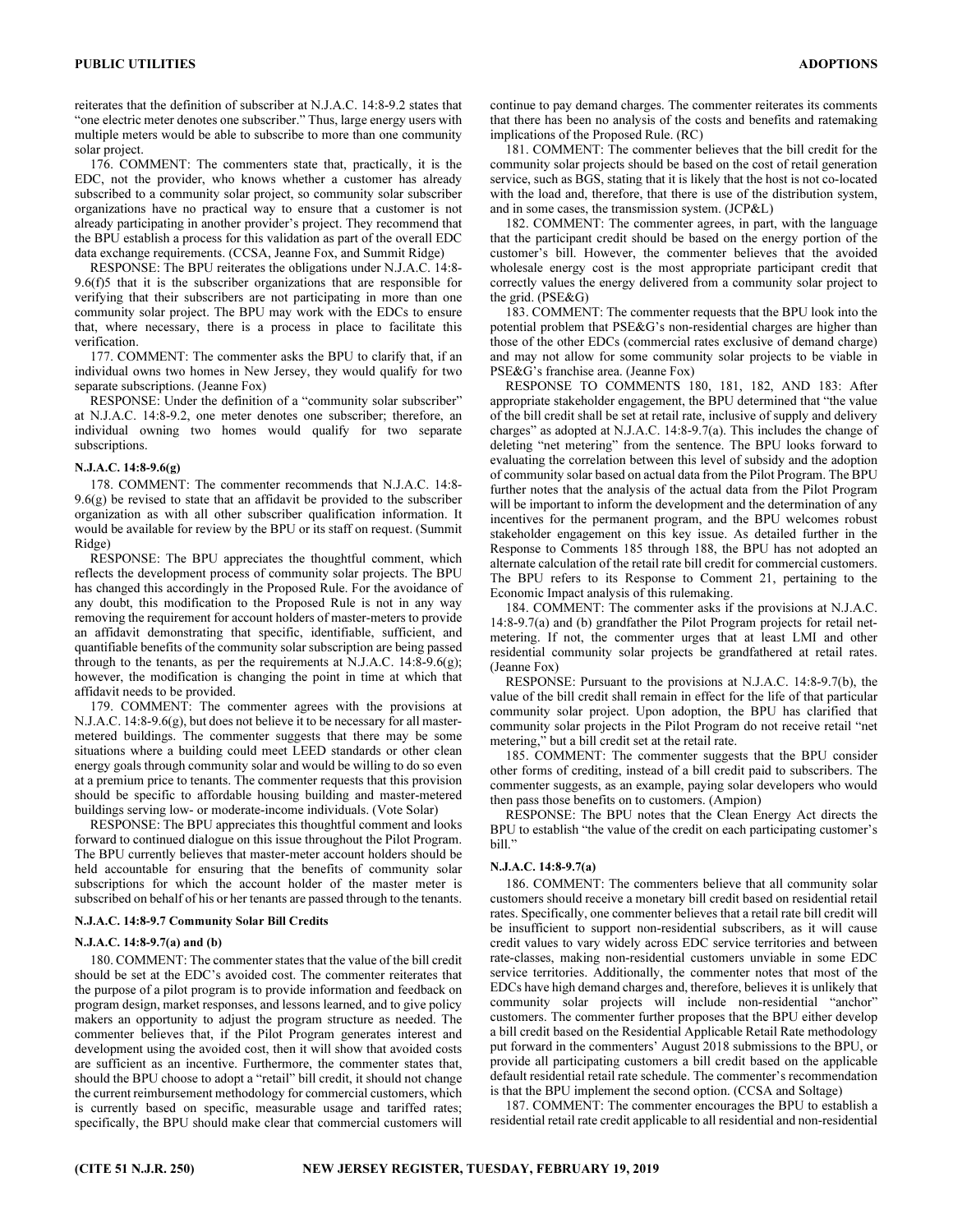reiterates that the definition of subscriber at N.J.A.C. 14:8-9.2 states that "one electric meter denotes one subscriber." Thus, large energy users with multiple meters would be able to subscribe to more than one community solar project.

176. COMMENT: The commenters state that, practically, it is the EDC, not the provider, who knows whether a customer has already subscribed to a community solar project, so community solar subscriber organizations have no practical way to ensure that a customer is not already participating in another provider's project. They recommend that the BPU establish a process for this validation as part of the overall EDC data exchange requirements. (CCSA, Jeanne Fox, and Summit Ridge)

RESPONSE: The BPU reiterates the obligations under N.J.A.C. 14:8-9.6(f)5 that it is the subscriber organizations that are responsible for verifying that their subscribers are not participating in more than one community solar project. The BPU may work with the EDCs to ensure that, where necessary, there is a process in place to facilitate this verification.

177. COMMENT: The commenter asks the BPU to clarify that, if an individual owns two homes in New Jersey, they would qualify for two separate subscriptions. (Jeanne Fox)

RESPONSE: Under the definition of a "community solar subscriber" at N.J.A.C. 14:8-9.2, one meter denotes one subscriber; therefore, an individual owning two homes would qualify for two separate subscriptions.

#### N.J.A.C. 14:8-9.6(g)

178. COMMENT: The commenter recommends that N.J.A.C. 14:8-9.6(g) be revised to state that an affidavit be provided to the subscriber organization as with all other subscriber qualification information. It would be available for review by the BPU or its staff on request. (Summit Ridge)

RESPONSE: The BPU appreciates the thoughtful comment, which reflects the development process of community solar projects. The BPU has changed this accordingly in the Proposed Rule. For the avoidance of any doubt, this modification to the Proposed Rule is not in any way removing the requirement for account holders of master-meters to provide an affidavit demonstrating that specific, identifiable, sufficient, and quantifiable benefits of the community solar subscription are being passed through to the tenants, as per the requirements at N.J.A.C. 14:8-9.6(g); however, the modification is changing the point in time at which that affidavit needs to be provided.

179. COMMENT: The commenter agrees with the provisions at N.J.A.C. 14:8-9.6(g), but does not believe it to be necessary for all master-metered buildings. The commenter suggests that there may be some situations where a building could meet LEED standards or other clean energy goals through community solar and would be willing to do so even at a premium price to tenants. The commenter requests that this provision should be specific to affordable housing building and master-metered buildings serving low- or moderate-income individuals. (Vote Solar)

RESPONSE: The BPU appreciates this thoughtful comment and looks forward to continued dialogue on this issue throughout the Pilot Program. The BPU currently believes that master-meter account holders should be held accountable for ensuring that the benefits of community solar subscriptions for which the account holder of the master meter is subscribed on behalf of his or her tenants are passed through to the tenants.

### N.J.A.C. 14:8-9.7 Community Solar Bill Credits

#### N.J.A.C. 14:8-9.7(a) and (b)

180. COMMENT: The commenter states that the value of the bill credit should be set at the EDC's avoided cost. The commenter reiterates that the purpose of a pilot program is to provide information and feedback on program design, market responses, and lessons learned, and to give policy makers an opportunity to adjust the program structure as needed. The commenter believes that, if the Pilot Program generates interest and development using the avoided cost, then it will show that avoided costs are sufficient as an incentive. Furthermore, the commenter states that, should the BPU choose to adopt a "retail" bill credit, it should not change the current reimbursement methodology for commercial customers, which is currently based on specific, measurable usage and tariffed rates; specifically, the BPU should make clear that commercial customers will continue to pay demand charges. The commenter reiterates its comments that there has been no analysis of the costs and benefits and ratemaking implications of the Proposed Rule. (RC)

181. COMMENT: The commenter believes that the bill credit for the community solar projects should be based on the cost of retail generation service, such as BGS, stating that it is likely that the host is not co-located with the load and, therefore, that there is use of the distribution system, and in some cases, the transmission system. (JCP&L)

182. COMMENT: The commenter agrees, in part, with the language that the participant credit should be based on the energy portion of the customer's bill. However, the commenter believes that the avoided wholesale energy cost is the most appropriate participant credit that correctly values the energy delivered from a community solar project to the grid. (PSE&G)

183. COMMENT: The commenter requests that the BPU look into the potential problem that PSE&G's non-residential charges are higher than those of the other EDCs (commercial rates exclusive of demand charge) and may not allow for some community solar projects to be viable in PSE&G's franchise area. (Jeanne Fox)

RESPONSE TO COMMENTS 180, 181, 182, AND 183: After appropriate stakeholder engagement, the BPU determined that "the value of the bill credit shall be set at retail rate, inclusive of supply and delivery charges" as adopted at N.J.A.C. 14:8-9.7(a). This includes the change of deleting "net metering" from the sentence. The BPU looks forward to evaluating the correlation between this level of subsidy and the adoption of community solar based on actual data from the Pilot Program. The BPU further notes that the analysis of the actual data from the Pilot Program will be important to inform the development and the determination of any incentives for the permanent program, and the BPU welcomes robust stakeholder engagement on this key issue. As detailed further in the Response to Comments 185 through 188, the BPU has not adopted an alternate calculation of the retail rate bill credit for commercial customers. The BPU refers to its Response to Comment 21, pertaining to the Economic Impact analysis of this rulemaking.

184. COMMENT: The commenter asks if the provisions at N.J.A.C. 14:8-9.7(a) and (b) grandfather the Pilot Program projects for retail net-metering. If not, the commenter urges that at least LMI and other residential community solar projects be grandfathered at retail rates. (Jeanne Fox)

RESPONSE: Pursuant to the provisions at N.J.A.C. 14:8-9.7(b), the value of the bill credit shall remain in effect for the life of that particular community solar project. Upon adoption, the BPU has clarified that community solar projects in the Pilot Program do not receive retail "net metering," but a bill credit set at the retail rate.

185. COMMENT: The commenter suggests that the BPU consider other forms of crediting, instead of a bill credit paid to subscribers. The commenter suggests, as an example, paying solar developers who would then pass those benefits on to customers. (Ampion)

RESPONSE: The BPU notes that the Clean Energy Act directs the BPU to establish "the value of the credit on each participating customer's bill."

#### N.J.A.C. 14:8-9.7(a)

186. COMMENT: The commenters believe that all community solar customers should receive a monetary bill credit based on residential retail rates. Specifically, one commenter believes that a retail rate bill credit will be insufficient to support non-residential subscribers, as it will cause credit values to vary widely across EDC service territories and between rate-classes, making non-residential customers unviable in some EDC service territories. Additionally, the commenter notes that most of the EDCs have high demand charges and, therefore, believes it is unlikely that community solar projects will include non-residential "anchor" customers. The commenter further proposes that the BPU either develop a bill credit based on the Residential Applicable Retail Rate methodology put forward in the commenters' August 2018 submissions to the BPU, or provide all participating customers a bill credit based on the applicable default residential retail rate schedule. The commenter's recommendation is that the BPU implement the second option. (CCSA and Soltage)

187. COMMENT: The commenter encourages the BPU to establish a residential retail rate credit applicable to all residential and non-residential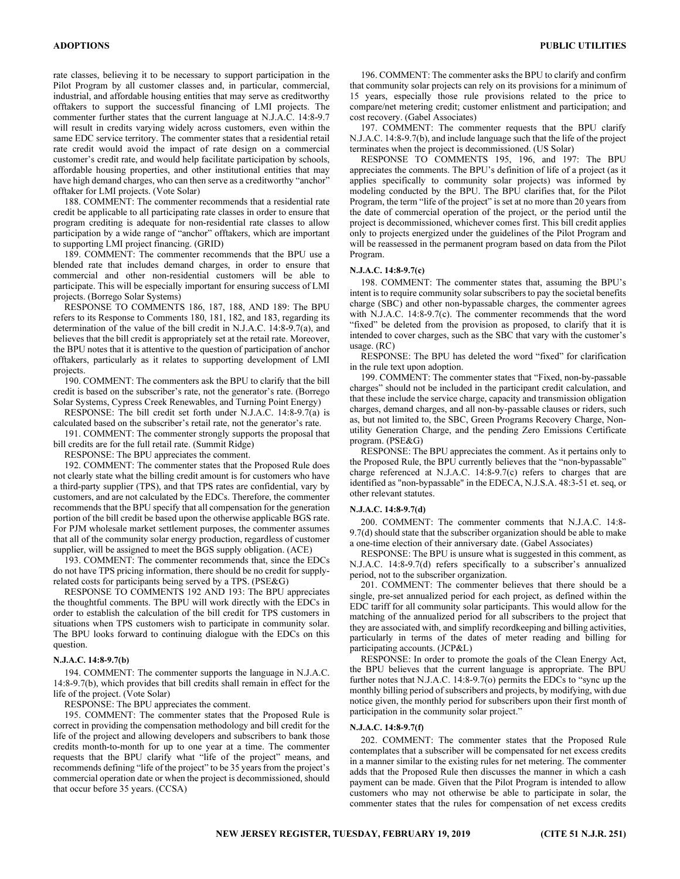rate classes, believing it to be necessary to support participation in the Pilot Program by all customer classes and, in particular, commercial, industrial, and affordable housing entities that may serve as creditworthy offtakers to support the successful financing of LMI projects. The commenter further states that the current language at N.J.A.C. 14:8-9.7 will result in credits varying widely across customers, even within the same EDC service territory. The commenter states that a residential retail rate credit would avoid the impact of rate design on a commercial customer's credit rate, and would help facilitate participation by schools, affordable housing properties, and other institutional entities that may have high demand charges, who can then serve as a creditworthy "anchor" offtaker for LMI projects. (Vote Solar)

188. COMMENT: The commenter recommends that a residential rate credit be applicable to all participating rate classes in order to ensure that program crediting is adequate for non-residential rate classes to allow participation by a wide range of "anchor" offtakers, which are important to supporting LMI project financing. (GRID)

189. COMMENT: The commenter recommends that the BPU use a blended rate that includes demand charges, in order to ensure that commercial and other non-residential customers will be able to participate. This will be especially important for ensuring success of LMI projects. (Borrego Solar Systems)

RESPONSE TO COMMENTS 186, 187, 188, AND 189: The BPU refers to its Response to Comments 180, 181, 182, and 183, regarding its determination of the value of the bill credit in N.J.A.C. 14:8-9.7(a), and believes that the bill credit is appropriately set at the retail rate. Moreover, the BPU notes that it is attentive to the question of participation of anchor offtakers, particularly as it relates to supporting development of LMI projects.

190. COMMENT: The commenters ask the BPU to clarify that the bill credit is based on the subscriber's rate, not the generator's rate. (Borrego Solar Systems, Cypress Creek Renewables, and Turning Point Energy)

RESPONSE: The bill credit set forth under N.J.A.C. 14:8-9.7(a) is calculated based on the subscriber's retail rate, not the generator's rate.

191. COMMENT: The commenter strongly supports the proposal that bill credits are for the full retail rate. (Summit Ridge)

RESPONSE: The BPU appreciates the comment.

192. COMMENT: The commenter states that the Proposed Rule does not clearly state what the billing credit amount is for customers who have a third-party supplier (TPS), and that TPS rates are confidential, vary by customers, and are not calculated by the EDCs. Therefore, the commenter recommends that the BPU specify that all compensation for the generation portion of the bill credit be based upon the otherwise applicable BGS rate. For PJM wholesale market settlement purposes, the commenter assumes that all of the community solar energy production, regardless of customer supplier, will be assigned to meet the BGS supply obligation. (ACE)

193. COMMENT: The commenter recommends that, since the EDCs do not have TPS pricing information, there should be no credit for supply-related costs for participants being served by a TPS. (PSE&G)

RESPONSE TO COMMENTS 192 AND 193: The BPU appreciates the thoughtful comments. The BPU will work directly with the EDCs in order to establish the calculation of the bill credit for TPS customers in situations when TPS customers wish to participate in community solar. The BPU looks forward to continuing dialogue with the EDCs on this question.

#### N.J.A.C. 14:8-9.7(b)

194. COMMENT: The commenter supports the language in N.J.A.C. 14:8-9.7(b), which provides that bill credits shall remain in effect for the life of the project. (Vote Solar)

RESPONSE: The BPU appreciates the comment.

195. COMMENT: The commenter states that the Proposed Rule is correct in providing the compensation methodology and bill credit for the life of the project and allowing developers and subscribers to bank those credits month-to-month for up to one year at a time. The commenter requests that the BPU clarify what "life of the project" means, and recommends defining "life of the project" to be 35 years from the project's commercial operation date or when the project is decommissioned, should that occur before 35 years. (CCSA)

196. COMMENT: The commenter asks the BPU to clarify and confirm that community solar projects can rely on its provisions for a minimum of 15 years, especially those rule provisions related to the price to compare/net metering credit; customer enlistment and participation; and cost recovery. (Gabel Associates)

197. COMMENT: The commenter requests that the BPU clarify N.J.A.C. 14:8-9.7(b), and include language such that the life of the project terminates when the project is decommissioned. (US Solar)

RESPONSE TO COMMENTS 195, 196, and 197: The BPU appreciates the comments. The BPU's definition of life of a project (as it applies specifically to community solar projects) was informed by modeling conducted by the BPU. The BPU clarifies that, for the Pilot Program, the term "life of the project" is set at no more than 20 years from the date of commercial operation of the project, or the period until the project is decommissioned, whichever comes first. This bill credit applies only to projects energized under the guidelines of the Pilot Program and will be reassessed in the permanent program based on data from the Pilot Program.

#### N.J.A.C. 14:8-9.7(c)

198. COMMENT: The commenter states that, assuming the BPU's intent is to require community solar subscribers to pay the societal benefits charge (SBC) and other non-bypassable charges, the commenter agrees with N.J.A.C. 14:8-9.7(c). The commenter recommends that the word "fixed" be deleted from the provision as proposed, to clarify that it is intended to cover charges, such as the SBC that vary with the customer's usage. (RC)

RESPONSE: The BPU has deleted the word "fixed" for clarification in the rule text upon adoption.

199. COMMENT: The commenter states that "Fixed, non-by-passable charges" should not be included in the participant credit calculation, and that these include the service charge, capacity and transmission obligation charges, demand charges, and all non-by-passable clauses or riders, such as, but not limited to, the SBC, Green Programs Recovery Charge, Non-utility Generation Charge, and the pending Zero Emissions Certificate program. (PSE&G)

RESPONSE: The BPU appreciates the comment. As it pertains only to the Proposed Rule, the BPU currently believes that the "non-bypassable" charge referenced at N.J.A.C. 14:8-9.7(c) refers to charges that are identified as "non-bypassable" in the EDECA, N.J.S.A. 48:3-51 et. seq, or other relevant statutes.

#### N.J.A.C. 14:8-9.7(d)

200. COMMENT: The commenter comments that N.J.A.C. 14:8-9.7(d) should state that the subscriber organization should be able to make a one-time election of their anniversary date. (Gabel Associates)

RESPONSE: The BPU is unsure what is suggested in this comment, as N.J.A.C. 14:8-9.7(d) refers specifically to a subscriber's annualized period, not to the subscriber organization.

201. COMMENT: The commenter believes that there should be a single, pre-set annualized period for each project, as defined within the EDC tariff for all community solar participants. This would allow for the matching of the annualized period for all subscribers to the project that they are associated with, and simplify recordkeeping and billing activities, particularly in terms of the dates of meter reading and billing for participating accounts. (JCP&L)

RESPONSE: In order to promote the goals of the Clean Energy Act, the BPU believes that the current language is appropriate. The BPU further notes that N.J.A.C. 14:8-9.7(o) permits the EDCs to "sync up the monthly billing period of subscribers and projects, by modifying, with due notice given, the monthly period for subscribers upon their first month of participation in the community solar project."

#### N.J.A.C. 14:8-9.7(f)

202. COMMENT: The commenter states that the Proposed Rule contemplates that a subscriber will be compensated for net excess credits in a manner similar to the existing rules for net metering. The commenter adds that the Proposed Rule then discusses the manner in which a cash payment can be made. Given that the Pilot Program is intended to allow customers who may not otherwise be able to participate in solar, the commenter states that the rules for compensation of net excess credits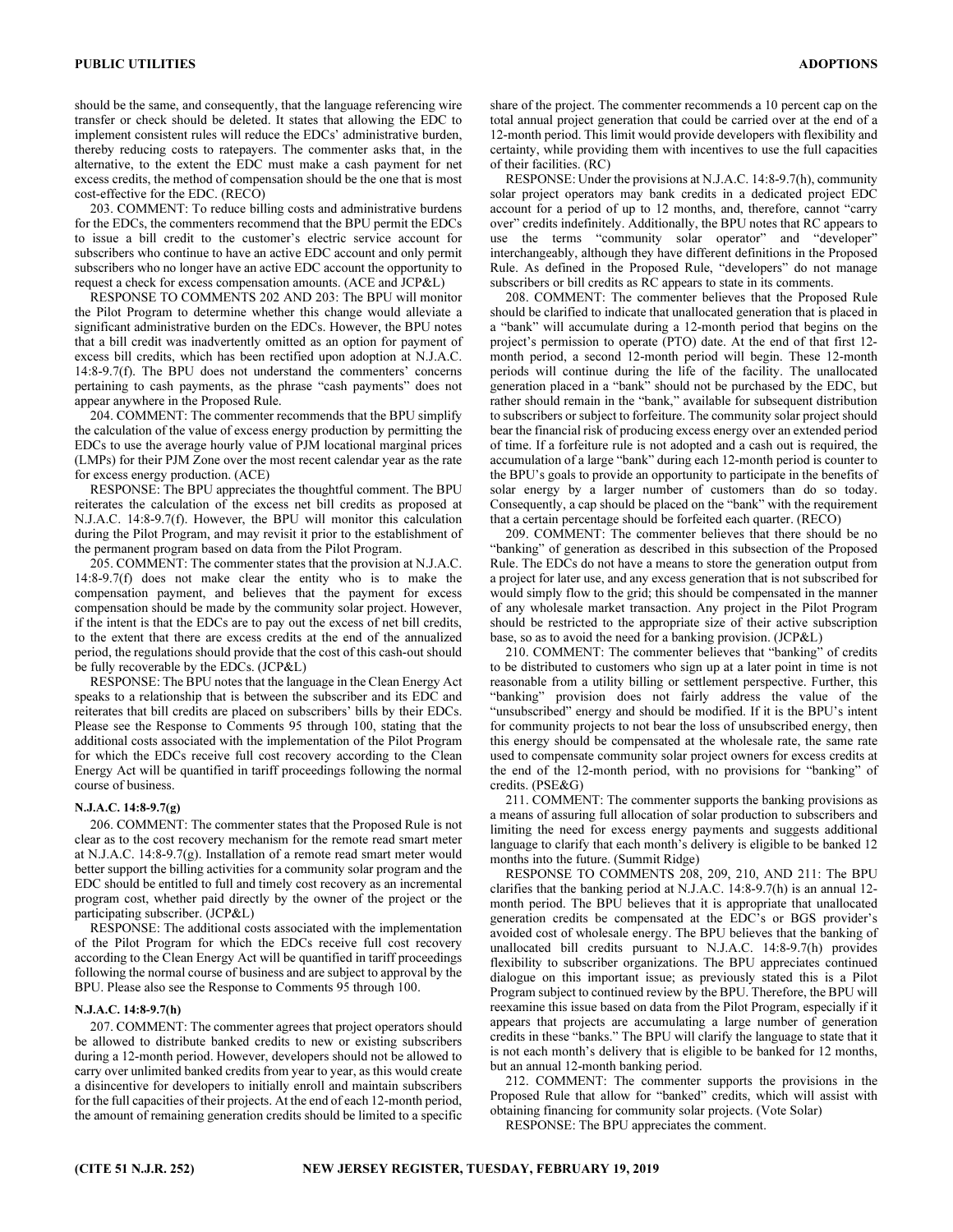should be the same, and consequently, that the language referencing wire transfer or check should be deleted. It states that allowing the EDC to implement consistent rules will reduce the EDCs' administrative burden, thereby reducing costs to ratepayers. The commenter asks that, in the alternative, to the extent the EDC must make a cash payment for net excess credits, the method of compensation should be the one that is most cost-effective for the EDC. (RECO)

203. COMMENT: To reduce billing costs and administrative burdens for the EDCs, the commenters recommend that the BPU permit the EDCs to issue a bill credit to the customer's electric service account for subscribers who continue to have an active EDC account and only permit subscribers who no longer have an active EDC account the opportunity to request a check for excess compensation amounts. (ACE and JCP&L)

RESPONSE TO COMMENTS 202 AND 203: The BPU will monitor the Pilot Program to determine whether this change would alleviate a significant administrative burden on the EDCs. However, the BPU notes that a bill credit was inadvertently omitted as an option for payment of excess bill credits, which has been rectified upon adoption at N.J.A.C. 14:8-9.7(f). The BPU does not understand the commenters' concerns pertaining to cash payments, as the phrase "cash payments" does not appear anywhere in the Proposed Rule.

204. COMMENT: The commenter recommends that the BPU simplify the calculation of the value of excess energy production by permitting the EDCs to use the average hourly value of PJM locational marginal prices (LMPs) for their PJM Zone over the most recent calendar year as the rate for excess energy production. (ACE)

RESPONSE: The BPU appreciates the thoughtful comment. The BPU reiterates the calculation of the excess net bill credits as proposed at N.J.A.C. 14:8-9.7(f). However, the BPU will monitor this calculation during the Pilot Program, and may revisit it prior to the establishment of the permanent program based on data from the Pilot Program.

205. COMMENT: The commenter states that the provision at N.J.A.C. 14:8-9.7(f) does not make clear the entity who is to make the compensation payment, and believes that the payment for excess compensation should be made by the community solar project. However, if the intent is that the EDCs are to pay out the excess of net bill credits, to the extent that there are excess credits at the end of the annualized period, the regulations should provide that the cost of this cash-out should be fully recoverable by the EDCs. (JCP&L)

RESPONSE: The BPU notes that the language in the Clean Energy Act speaks to a relationship that is between the subscriber and its EDC and reiterates that bill credits are placed on subscribers' bills by their EDCs. Please see the Response to Comments 95 through 100, stating that the additional costs associated with the implementation of the Pilot Program for which the EDCs receive full cost recovery according to the Clean Energy Act will be quantified in tariff proceedings following the normal course of business.

#### N.J.A.C. 14:8-9.7(g)

206. COMMENT: The commenter states that the Proposed Rule is not clear as to the cost recovery mechanism for the remote read smart meter at N.J.A.C. 14:8-9.7(g). Installation of a remote read smart meter would better support the billing activities for a community solar program and the EDC should be entitled to full and timely cost recovery as an incremental program cost, whether paid directly by the owner of the project or the participating subscriber. (JCP&L)

RESPONSE: The additional costs associated with the implementation of the Pilot Program for which the EDCs receive full cost recovery according to the Clean Energy Act will be quantified in tariff proceedings following the normal course of business and are subject to approval by the BPU. Please also see the Response to Comments 95 through 100.

#### N.J.A.C. 14:8-9.7(h)

207. COMMENT: The commenter agrees that project operators should be allowed to distribute banked credits to new or existing subscribers during a 12-month period. However, developers should not be allowed to carry over unlimited banked credits from year to year, as this would create a disincentive for developers to initially enroll and maintain subscribers for the full capacities of their projects. At the end of each 12-month period, the amount of remaining generation credits should be limited to a specific share of the project. The commenter recommends a 10 percent cap on the total annual project generation that could be carried over at the end of a 12-month period. This limit would provide developers with flexibility and certainty, while providing them with incentives to use the full capacities of their facilities. (RC)

RESPONSE: Under the provisions at N.J.A.C. 14:8-9.7(h), community solar project operators may bank credits in a dedicated project EDC account for a period of up to 12 months, and, therefore, cannot "carry over" credits indefinitely. Additionally, the BPU notes that RC appears to use the terms "community solar operator" and "developer" interchangeably, although they have different definitions in the Proposed Rule. As defined in the Proposed Rule, "developers" do not manage subscribers or bill credits as RC appears to state in its comments.

208. COMMENT: The commenter believes that the Proposed Rule should be clarified to indicate that unallocated generation that is placed in a "bank" will accumulate during a 12-month period that begins on the project's permission to operate (PTO) date. At the end of that first 12-month period, a second 12-month period will begin. These 12-month periods will continue during the life of the project. The unallocated generation placed in a "bank" should not be purchased by the EDC, but rather should remain in the "bank," available for subsequent distribution to subscribers or subject to forfeiture. The community solar project should bear the financial risk of producing excess energy over an extended period of time. If a forfeiture rule is not adopted and a cash out is required, the accumulation of a large "bank" during each 12-month period is counter to the BPU's goals to provide an opportunity to participate in the benefits of solar energy by a larger number of customers than do so today. Consequently, a cap should be placed on the "bank" with the requirement that a certain percentage should be forfeited each quarter. (RECO)

209. COMMENT: The commenter believes that there should be no "banking" of generation as described in this subsection of the Proposed Rule. The EDCs do not have a means to store the generation output from a project for later use, and any excess generation that is not subscribed for would simply flow to the grid; this should be compensated in the manner of any wholesale market transaction. Any project in the Pilot Program should be restricted to the appropriate size of their active subscription base, so as to avoid the need for a banking provision. (JCP&L)

210. COMMENT: The commenter believes that "banking" of credits to be distributed to customers who sign up at a later point in time is not reasonable from a utility billing or settlement perspective. Further, this "banking" provision does not fairly address the value of the "unsubscribed" energy and should be modified. If it is the BPU's intent for community projects to not bear the loss of unsubscribed energy, then this energy should be compensated at the wholesale rate, the same rate used to compensate community solar project owners for excess credits at the end of the 12-month period, with no provisions for "banking" of credits. (PSE&G)

211. COMMENT: The commenter supports the banking provisions as a means of assuring full allocation of solar production to subscribers and limiting the need for excess energy payments and suggests additional language to clarify that each month's delivery is eligible to be banked 12 months into the future. (Summit Ridge)

RESPONSE TO COMMENTS 208, 209, 210, AND 211: The BPU clarifies that the banking period at N.J.A.C. 14:8-9.7(h) is an annual 12-month period. The BPU believes that it is appropriate that unallocated generation credits be compensated at the EDC's or BGS provider's avoided cost of wholesale energy. The BPU believes that the banking of unallocated bill credits pursuant to N.J.A.C. 14:8-9.7(h) provides flexibility to subscriber organizations. The BPU appreciates continued dialogue on this important issue; as previously stated this is a Pilot Program subject to continued review by the BPU. Therefore, the BPU will reexamine this issue based on data from the Pilot Program, especially if it appears that projects are accumulating a large number of generation credits in these "banks." The BPU will clarify the language to state that it is not each month's delivery that is eligible to be banked for 12 months, but an annual 12-month banking period.

212. COMMENT: The commenter supports the provisions in the Proposed Rule that allow for "banked" credits, which will assist with obtaining financing for community solar projects. (Vote Solar)

RESPONSE: The BPU appreciates the comment.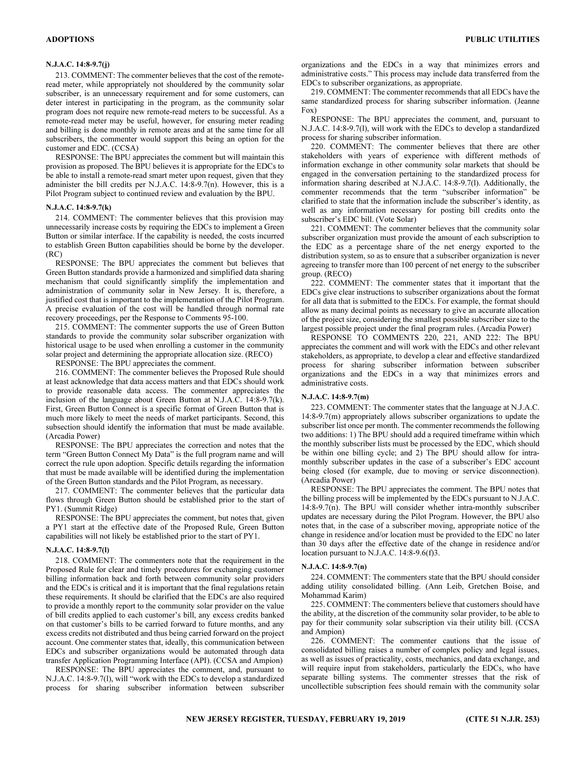#### N.J.A.C. 14:8-9.7(j)

213. COMMENT: The commenter believes that the cost of the remote-read meter, while appropriately not shouldered by the community solar subscriber, is an unnecessary requirement and for some customers, can deter interest in participating in the program, as the community solar program does not require new remote-read meters to be successful. As a remote-read meter may be useful, however, for ensuring meter reading and billing is done monthly in remote areas and at the same time for all subscribers, the commenter would support this being an option for the customer and EDC. (CCSA)

RESPONSE: The BPU appreciates the comment but will maintain this provision as proposed. The BPU believes it is appropriate for the EDCs to be able to install a remote-read smart meter upon request, given that they administer the bill credits per N.J.A.C. 14:8-9.7(n). However, this is a Pilot Program subject to continued review and evaluation by the BPU.

#### N.J.A.C. 14:8-9.7(k)

214. COMMENT: The commenter believes that this provision may unnecessarily increase costs by requiring the EDCs to implement a Green Button or similar interface. If the capability is needed, the costs incurred to establish Green Button capabilities should be borne by the developer. (RC)

RESPONSE: The BPU appreciates the comment but believes that Green Button standards provide a harmonized and simplified data sharing mechanism that could significantly simplify the implementation and administration of community solar in New Jersey. It is, therefore, a justified cost that is important to the implementation of the Pilot Program. A precise evaluation of the cost will be handled through normal rate recovery proceedings, per the Response to Comments 95-100.

215. COMMENT: The commenter supports the use of Green Button standards to provide the community solar subscriber organization with historical usage to be used when enrolling a customer in the community solar project and determining the appropriate allocation size. (RECO)

RESPONSE: The BPU appreciates the comment.

216. COMMENT: The commenter believes the Proposed Rule should at least acknowledge that data access matters and that EDCs should work to provide reasonable data access. The commenter appreciates the inclusion of the language about Green Button at N.J.A.C. 14:8-9.7(k). First, Green Button Connect is a specific format of Green Button that is much more likely to meet the needs of market participants. Second, this subsection should identify the information that must be made available. (Arcadia Power)

RESPONSE: The BPU appreciates the correction and notes that the term "Green Button Connect My Data" is the full program name and will correct the rule upon adoption. Specific details regarding the information that must be made available will be identified during the implementation of the Green Button standards and the Pilot Program, as necessary.

217. COMMENT: The commenter believes that the particular data flows through Green Button should be established prior to the start of PY1. (Summit Ridge)

RESPONSE: The BPU appreciates the comment, but notes that, given a PY1 start at the effective date of the Proposed Rule, Green Button capabilities will not likely be established prior to the start of PY1.

#### N.J.A.C. 14:8-9.7(l)

218. COMMENT: The commenters note that the requirement in the Proposed Rule for clear and timely procedures for exchanging customer billing information back and forth between community solar providers and the EDCs is critical and it is important that the final regulations retain these requirements. It should be clarified that the EDCs are also required to provide a monthly report to the community solar provider on the value of bill credits applied to each customer's bill, any excess credits banked on that customer's bills to be carried forward to future months, and any excess credits not distributed and thus being carried forward on the project account. One commenter states that, ideally, this communication between EDCs and subscriber organizations would be automated through data transfer Application Programming Interface (API). (CCSA and Ampion)

RESPONSE: The BPU appreciates the comment, and, pursuant to N.J.A.C. 14:8-9.7(l), will "work with the EDCs to develop a standardized process for sharing subscriber information between subscriber organizations and the EDCs in a way that minimizes errors and administrative costs." This process may include data transferred from the EDCs to subscriber organizations, as appropriate.

219. COMMENT: The commenter recommends that all EDCs have the same standardized process for sharing subscriber information. (Jeanne Fox)

RESPONSE: The BPU appreciates the comment, and, pursuant to N.J.A.C. 14:8-9.7(l), will work with the EDCs to develop a standardized process for sharing subscriber information.

220. COMMENT: The commenter believes that there are other stakeholders with years of experience with different methods of information exchange in other community solar markets that should be engaged in the conversation pertaining to the standardized process for information sharing described at N.J.A.C. 14:8-9.7(l). Additionally, the commenter recommends that the term "subscriber information" be clarified to state that the information include the subscriber's identity, as well as any information necessary for posting bill credits onto the subscriber's EDC bill. (Vote Solar)

221. COMMENT: The commenter believes that the community solar subscriber organization must provide the amount of each subscription to the EDC as a percentage share of the net energy exported to the distribution system, so as to ensure that a subscriber organization is never agreeing to transfer more than 100 percent of net energy to the subscriber group. (RECO)

222. COMMENT: The commenter states that it important that the EDCs give clear instructions to subscriber organizations about the format for all data that is submitted to the EDCs. For example, the format should allow as many decimal points as necessary to give an accurate allocation of the project size, considering the smallest possible subscriber size to the largest possible project under the final program rules. (Arcadia Power)

RESPONSE TO COMMENTS 220, 221, AND 222: The BPU appreciates the comment and will work with the EDCs and other relevant stakeholders, as appropriate, to develop a clear and effective standardized process for sharing subscriber information between subscriber organizations and the EDCs in a way that minimizes errors and administrative costs.

#### N.J.A.C. 14:8-9.7(m)

223. COMMENT: The commenter states that the language at N.J.A.C. 14:8-9.7(m) appropriately allows subscriber organizations to update the subscriber list once per month. The commenter recommends the following two additions: 1) The BPU should add a required timeframe within which the monthly subscriber lists must be processed by the EDC, which should be within one billing cycle; and 2) The BPU should allow for intra-monthly subscriber updates in the case of a subscriber's EDC account being closed (for example, due to moving or service disconnection). (Arcadia Power)

RESPONSE: The BPU appreciates the comment. The BPU notes that the billing process will be implemented by the EDCs pursuant to N.J.A.C. 14:8-9.7(n). The BPU will consider whether intra-monthly subscriber updates are necessary during the Pilot Program. However, the BPU also notes that, in the case of a subscriber moving, appropriate notice of the change in residence and/or location must be provided to the EDC no later than 30 days after the effective date of the change in residence and/or location pursuant to N.J.A.C. 14:8-9.6(f)3.

#### N.J.A.C. 14:8-9.7(n)

224. COMMENT: The commenters state that the BPU should consider adding utility consolidated billing. (Ann Leib, Gretchen Boise, and Mohammad Karim)

225. COMMENT: The commenters believe that customers should have the ability, at the discretion of the community solar provider, to be able to pay for their community solar subscription via their utility bill. (CCSA and Ampion)

226. COMMENT: The commenter cautions that the issue of consolidated billing raises a number of complex policy and legal issues, as well as issues of practicality, costs, mechanics, and data exchange, and will require input from stakeholders, particularly the EDCs, who have separate billing systems. The commenter stresses that the risk of uncollectible subscription fees should remain with the community solar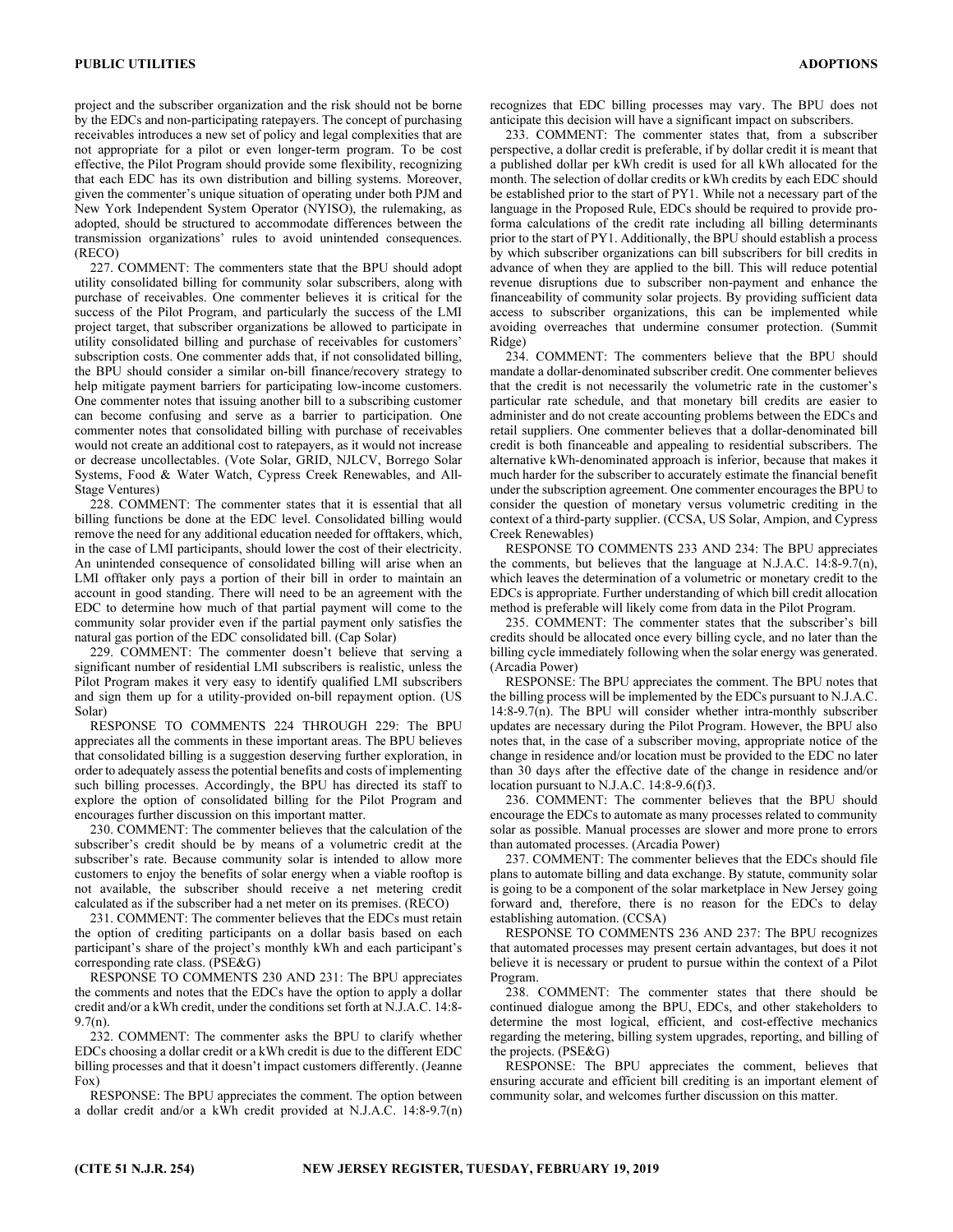project and the subscriber organization and the risk should not be borne by the EDCs and non-participating ratepayers. The concept of purchasing receivables introduces a new set of policy and legal complexities that are not appropriate for a pilot or even longer-term program. To be cost effective, the Pilot Program should provide some flexibility, recognizing that each EDC has its own distribution and billing systems. Moreover, given the commenter's unique situation of operating under both PJM and New York Independent System Operator (NYISO), the rulemaking, as adopted, should be structured to accommodate differences between the transmission organizations' rules to avoid unintended consequences. (RECO)

227. COMMENT: The commenters state that the BPU should adopt utility consolidated billing for community solar subscribers, along with purchase of receivables. One commenter believes it is critical for the success of the Pilot Program, and particularly the success of the LMI project target, that subscriber organizations be allowed to participate in utility consolidated billing and purchase of receivables for customers' subscription costs. One commenter adds that, if not consolidated billing, the BPU should consider a similar on-bill finance/recovery strategy to help mitigate payment barriers for participating low-income customers. One commenter notes that issuing another bill to a subscribing customer can become confusing and serve as a barrier to participation. One commenter notes that consolidated billing with purchase of receivables would not create an additional cost to ratepayers, as it would not increase or decrease uncollectables. (Vote Solar, GRID, NJLCV, Borrego Solar Systems, Food & Water Watch, Cypress Creek Renewables, and All-Stage Ventures)

228. COMMENT: The commenter states that it is essential that all billing functions be done at the EDC level. Consolidated billing would remove the need for any additional education needed for offtakers, which, in the case of LMI participants, should lower the cost of their electricity. An unintended consequence of consolidated billing will arise when an LMI offtaker only pays a portion of their bill in order to maintain an account in good standing. There will need to be an agreement with the EDC to determine how much of that partial payment will come to the community solar provider even if the partial payment only satisfies the natural gas portion of the EDC consolidated bill. (Cap Solar)

229. COMMENT: The commenter doesn't believe that serving a significant number of residential LMI subscribers is realistic, unless the Pilot Program makes it very easy to identify qualified LMI subscribers and sign them up for a utility-provided on-bill repayment option. (US Solar)

RESPONSE TO COMMENTS 224 THROUGH 229: The BPU appreciates all the comments in these important areas. The BPU believes that consolidated billing is a suggestion deserving further exploration, in order to adequately assess the potential benefits and costs of implementing such billing processes. Accordingly, the BPU has directed its staff to explore the option of consolidated billing for the Pilot Program and encourages further discussion on this important matter.

230. COMMENT: The commenter believes that the calculation of the subscriber's credit should be by means of a volumetric credit at the subscriber's rate. Because community solar is intended to allow more customers to enjoy the benefits of solar energy when a viable rooftop is not available, the subscriber should receive a net metering credit calculated as if the subscriber had a net meter on its premises. (RECO)

231. COMMENT: The commenter believes that the EDCs must retain the option of crediting participants on a dollar basis based on each participant's share of the project's monthly kWh and each participant's corresponding rate class. (PSE&G)

RESPONSE TO COMMENTS 230 AND 231: The BPU appreciates the comments and notes that the EDCs have the option to apply a dollar credit and/or a kWh credit, under the conditions set forth at N.J.A.C. 14:8-9.7(n).

232. COMMENT: The commenter asks the BPU to clarify whether EDCs choosing a dollar credit or a kWh credit is due to the different EDC billing processes and that it doesn't impact customers differently. (Jeanne Fox)

RESPONSE: The BPU appreciates the comment. The option between a dollar credit and/or a kWh credit provided at N.J.A.C. 14:8-9.7(n) recognizes that EDC billing processes may vary. The BPU does not anticipate this decision will have a significant impact on subscribers.

233. COMMENT: The commenter states that, from a subscriber perspective, a dollar credit is preferable, if by dollar credit it is meant that a published dollar per kWh credit is used for all kWh allocated for the month. The selection of dollar credits or kWh credits by each EDC should be established prior to the start of PY1. While not a necessary part of the language in the Proposed Rule, EDCs should be required to provide pro-forma calculations of the credit rate including all billing determinants prior to the start of PY1. Additionally, the BPU should establish a process by which subscriber organizations can bill subscribers for bill credits in advance of when they are applied to the bill. This will reduce potential revenue disruptions due to subscriber non-payment and enhance the financeability of community solar projects. By providing sufficient data access to subscriber organizations, this can be implemented while avoiding overreaches that undermine consumer protection. (Summit Ridge)

234. COMMENT: The commenters believe that the BPU should mandate a dollar-denominated subscriber credit. One commenter believes that the credit is not necessarily the volumetric rate in the customer's particular rate schedule, and that monetary bill credits are easier to administer and do not create accounting problems between the EDCs and retail suppliers. One commenter believes that a dollar-denominated bill credit is both financeable and appealing to residential subscribers. The alternative kWh-denominated approach is inferior, because that makes it much harder for the subscriber to accurately estimate the financial benefit under the subscription agreement. One commenter encourages the BPU to consider the question of monetary versus volumetric crediting in the context of a third-party supplier. (CCSA, US Solar, Ampion, and Cypress Creek Renewables)

RESPONSE TO COMMENTS 233 AND 234: The BPU appreciates the comments, but believes that the language at N.J.A.C. 14:8-9.7(n), which leaves the determination of a volumetric or monetary credit to the EDCs is appropriate. Further understanding of which bill credit allocation method is preferable will likely come from data in the Pilot Program.

235. COMMENT: The commenter states that the subscriber's bill credits should be allocated once every billing cycle, and no later than the billing cycle immediately following when the solar energy was generated. (Arcadia Power)

RESPONSE: The BPU appreciates the comment. The BPU notes that the billing process will be implemented by the EDCs pursuant to N.J.A.C. 14:8-9.7(n). The BPU will consider whether intra-monthly subscriber updates are necessary during the Pilot Program. However, the BPU also notes that, in the case of a subscriber moving, appropriate notice of the change in residence and/or location must be provided to the EDC no later than 30 days after the effective date of the change in residence and/or location pursuant to N.J.A.C. 14:8-9.6(f)3.

236. COMMENT: The commenter believes that the BPU should encourage the EDCs to automate as many processes related to community solar as possible. Manual processes are slower and more prone to errors than automated processes. (Arcadia Power)

237. COMMENT: The commenter believes that the EDCs should file plans to automate billing and data exchange. By statute, community solar is going to be a component of the solar marketplace in New Jersey going forward and, therefore, there is no reason for the EDCs to delay establishing automation. (CCSA)

RESPONSE TO COMMENTS 236 AND 237: The BPU recognizes that automated processes may present certain advantages, but does it not believe it is necessary or prudent to pursue within the context of a Pilot Program.

238. COMMENT: The commenter states that there should be continued dialogue among the BPU, EDCs, and other stakeholders to determine the most logical, efficient, and cost-effective mechanics regarding the metering, billing system upgrades, reporting, and billing of the projects. (PSE&G)

RESPONSE: The BPU appreciates the comment, believes that ensuring accurate and efficient bill crediting is an important element of community solar, and welcomes further discussion on this matter.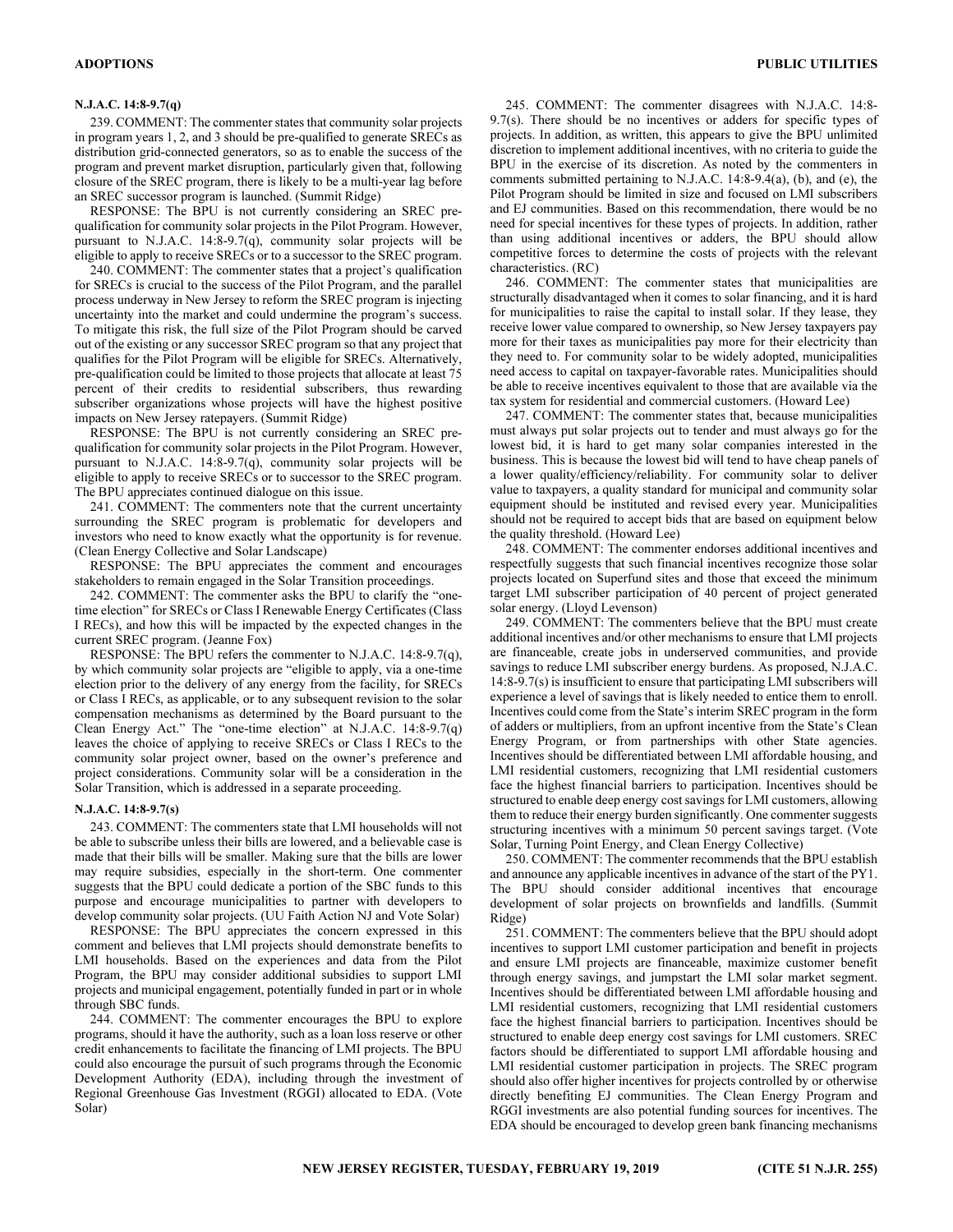**N.J.A.C. 14:8-9.7(q)**

239. COMMENT: The commenter states that community solar projects in program years 1, 2, and 3 should be pre-qualified to generate SRECs as distribution grid-connected generators, so as to enable the success of the program and prevent market disruption, particularly given that, following closure of the SREC program, there is likely to be a multi-year lag before an SREC successor program is launched. (Summit Ridge)

RESPONSE: The BPU is not currently considering an SREC pre-qualification for community solar projects in the Pilot Program. However, pursuant to N.J.A.C. 14:8-9.7(q), community solar projects will be eligible to apply to receive SRECs or to a successor to the SREC program.

240. COMMENT: The commenter states that a project's qualification for SRECs is crucial to the success of the Pilot Program, and the parallel process underway in New Jersey to reform the SREC program is injecting uncertainty into the market and could undermine the program's success. To mitigate this risk, the full size of the Pilot Program should be carved out of the existing or any successor SREC program so that any project that qualifies for the Pilot Program will be eligible for SRECs. Alternatively, pre-qualification could be limited to those projects that allocate at least 75 percent of their credits to residential subscribers, thus rewarding subscriber organizations whose projects will have the highest positive impacts on New Jersey ratepayers. (Summit Ridge)

RESPONSE: The BPU is not currently considering an SREC pre-qualification for community solar projects in the Pilot Program. However, pursuant to N.J.A.C. 14:8-9.7(q), community solar projects will be eligible to apply to receive SRECs or to successor to the SREC program. The BPU appreciates continued dialogue on this issue.

241. COMMENT: The commenters note that the current uncertainty surrounding the SREC program is problematic for developers and investors who need to know exactly what the opportunity is for revenue. (Clean Energy Collective and Solar Landscape)

RESPONSE: The BPU appreciates the comment and encourages stakeholders to remain engaged in the Solar Transition proceedings.

242. COMMENT: The commenter asks the BPU to clarify the "one-time election" for SRECs or Class I Renewable Energy Certificates (Class I RECs), and how this will be impacted by the expected changes in the current SREC program. (Jeanne Fox)

RESPONSE: The BPU refers the commenter to N.J.A.C. 14:8-9.7(q), by which community solar projects are "eligible to apply, via a one-time election prior to the delivery of any energy from the facility, for SRECs or Class I RECs, as applicable, or to any subsequent revision to the solar compensation mechanisms as determined by the Board pursuant to the Clean Energy Act." The "one-time election" at N.J.A.C. 14:8-9.7(q) leaves the choice of applying to receive SRECs or Class I RECs to the community solar project owner, based on the owner's preference and project considerations. Community solar will be a consideration in the Solar Transition, which is addressed in a separate proceeding.

**N.J.A.C. 14:8-9.7(s)**

243. COMMENT: The commenters state that LMI households will not be able to subscribe unless their bills are lowered, and a believable case is made that their bills will be smaller. Making sure that the bills are lower may require subsidies, especially in the short-term. One commenter suggests that the BPU could dedicate a portion of the SBC funds to this purpose and encourage municipalities to partner with developers to develop community solar projects. (UU Faith Action NJ and Vote Solar)

RESPONSE: The BPU appreciates the concern expressed in this comment and believes that LMI projects should demonstrate benefits to LMI households. Based on the experiences and data from the Pilot Program, the BPU may consider additional subsidies to support LMI projects and municipal engagement, potentially funded in part or in whole through SBC funds.

244. COMMENT: The commenter encourages the BPU to explore programs, should it have the authority, such as a loan loss reserve or other credit enhancements to facilitate the financing of LMI projects. The BPU could also encourage the pursuit of such programs through the Economic Development Authority (EDA), including through the investment of Regional Greenhouse Gas Investment (RGGI) allocated to EDA. (Vote Solar)

245. COMMENT: The commenter disagrees with N.J.A.C. 14:8-9.7(s). There should be no incentives or adders for specific types of projects. In addition, as written, this appears to give the BPU unlimited discretion to implement additional incentives, with no criteria to guide the BPU in the exercise of its discretion. As noted by the commenters in comments submitted pertaining to N.J.A.C. 14:8-9.4(a), (b), and (e), the Pilot Program should be limited in size and focused on LMI subscribers and EJ communities. Based on this recommendation, there would be no need for special incentives for these types of projects. In addition, rather than using additional incentives or adders, the BPU should allow competitive forces to determine the costs of projects with the relevant characteristics. (RC)

246. COMMENT: The commenter states that municipalities are structurally disadvantaged when it comes to solar financing, and it is hard for municipalities to raise the capital to install solar. If they lease, they receive lower value compared to ownership, so New Jersey taxpayers pay more for their taxes as municipalities pay more for their electricity than they need to. For community solar to be widely adopted, municipalities need access to capital on taxpayer-favorable rates. Municipalities should be able to receive incentives equivalent to those that are available via the tax system for residential and commercial customers. (Howard Lee)

247. COMMENT: The commenter states that, because municipalities must always put solar projects out to tender and must always go for the lowest bid, it is hard to get many solar companies interested in the business. This is because the lowest bid will tend to have cheap panels of a lower quality/efficiency/reliability. For community solar to deliver value to taxpayers, a quality standard for municipal and community solar equipment should be instituted and revised every year. Municipalities should not be required to accept bids that are based on equipment below the quality threshold. (Howard Lee)

248. COMMENT: The commenter endorses additional incentives and respectfully suggests that such financial incentives recognize those solar projects located on Superfund sites and those that exceed the minimum target LMI subscriber participation of 40 percent of project generated solar energy. (Lloyd Levenson)

249. COMMENT: The commenters believe that the BPU must create additional incentives and/or other mechanisms to ensure that LMI projects are financeable, create jobs in underserved communities, and provide savings to reduce LMI subscriber energy burdens. As proposed, N.J.A.C. 14:8-9.7(s) is insufficient to ensure that participating LMI subscribers will experience a level of savings that is likely needed to entice them to enroll. Incentives could come from the State's interim SREC program in the form of adders or multipliers, from an upfront incentive from the State's Clean Energy Program, or from partnerships with other State agencies. Incentives should be differentiated between LMI affordable housing, and LMI residential customers, recognizing that LMI residential customers face the highest financial barriers to participation. Incentives should be structured to enable deep energy cost savings for LMI customers, allowing them to reduce their energy burden significantly. One commenter suggests structuring incentives with a minimum 50 percent savings target. (Vote Solar, Turning Point Energy, and Clean Energy Collective)

250. COMMENT: The commenter recommends that the BPU establish and announce any applicable incentives in advance of the start of the PY1. The BPU should consider additional incentives that encourage development of solar projects on brownfields and landfills. (Summit Ridge)

251. COMMENT: The commenters believe that the BPU should adopt incentives to support LMI customer participation and benefit in projects and ensure LMI projects are financeable, maximize customer benefit through energy savings, and jumpstart the LMI solar market segment. Incentives should be differentiated between LMI affordable housing and LMI residential customers, recognizing that LMI residential customers face the highest financial barriers to participation. Incentives should be structured to enable deep energy cost savings for LMI customers. SREC factors should be differentiated to support LMI affordable housing and LMI residential customer participation in projects. The SREC program should also offer higher incentives for projects controlled by or otherwise directly benefiting EJ communities. The Clean Energy Program and RGGI investments are also potential funding sources for incentives. The EDA should be encouraged to develop green bank financing mechanisms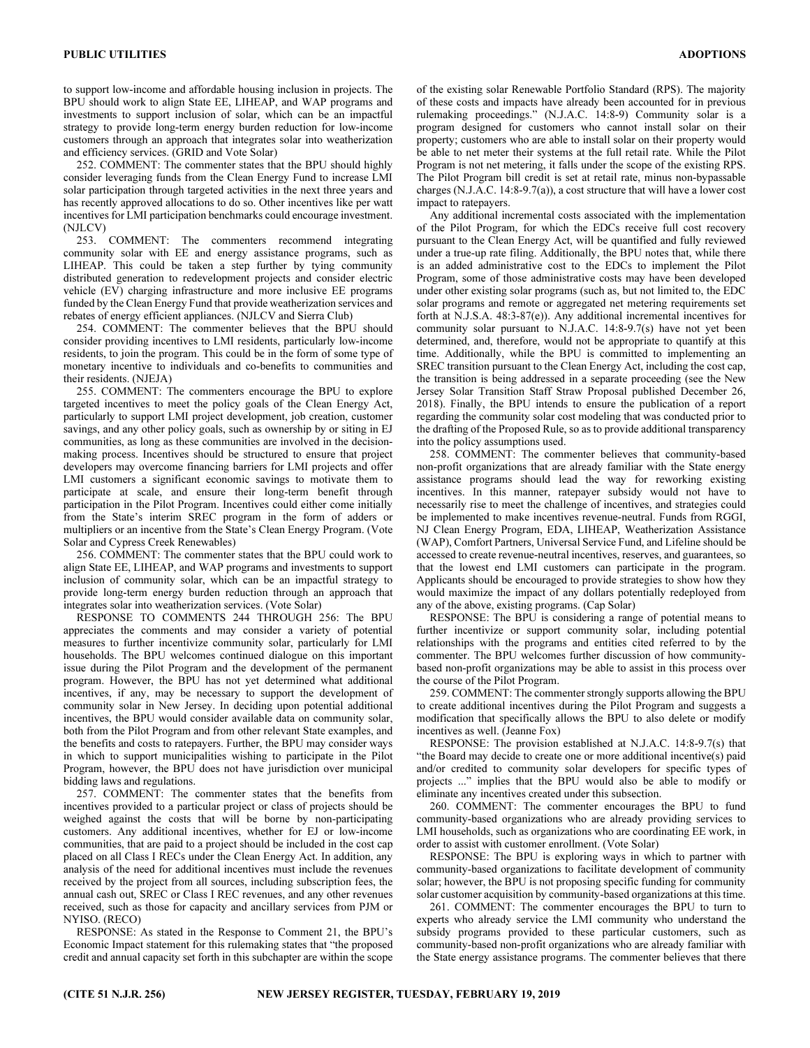to support low-income and affordable housing inclusion in projects. The BPU should work to align State EE, LIHEAP, and WAP programs and investments to support inclusion of solar, which can be an impactful strategy to provide long-term energy burden reduction for low-income customers through an approach that integrates solar into weatherization and efficiency services. (GRID and Vote Solar)

252. COMMENT: The commenter states that the BPU should highly consider leveraging funds from the Clean Energy Fund to increase LMI solar participation through targeted activities in the next three years and has recently approved allocations to do so. Other incentives like per watt incentives for LMI participation benchmarks could encourage investment. (NJLCV)

253. COMMENT: The commenters recommend integrating community solar with EE and energy assistance programs, such as LIHEAP. This could be taken a step further by tying community distributed generation to redevelopment projects and consider electric vehicle (EV) charging infrastructure and more inclusive EE programs funded by the Clean Energy Fund that provide weatherization services and rebates of energy efficient appliances. (NJLCV and Sierra Club)

254. COMMENT: The commenter believes that the BPU should consider providing incentives to LMI residents, particularly low-income residents, to join the program. This could be in the form of some type of monetary incentive to individuals and co-benefits to communities and their residents. (NJEJA)

255. COMMENT: The commenters encourage the BPU to explore targeted incentives to meet the policy goals of the Clean Energy Act, particularly to support LMI project development, job creation, customer savings, and any other policy goals, such as ownership by or siting in EJ communities, as long as these communities are involved in the decision-making process. Incentives should be structured to ensure that project developers may overcome financing barriers for LMI projects and offer LMI customers a significant economic savings to motivate them to participate at scale, and ensure their long-term benefit through participation in the Pilot Program. Incentives could either come initially from the State's interim SREC program in the form of adders or multipliers or an incentive from the State's Clean Energy Program. (Vote Solar and Cypress Creek Renewables)

256. COMMENT: The commenter states that the BPU could work to align State EE, LIHEAP, and WAP programs and investments to support inclusion of community solar, which can be an impactful strategy to provide long-term energy burden reduction through an approach that integrates solar into weatherization services. (Vote Solar)

RESPONSE TO COMMENTS 244 THROUGH 256: The BPU appreciates the comments and may consider a variety of potential measures to further incentivize community solar, particularly for LMI households. The BPU welcomes continued dialogue on this important issue during the Pilot Program and the development of the permanent program. However, the BPU has not yet determined what additional incentives, if any, may be necessary to support the development of community solar in New Jersey. In deciding upon potential additional incentives, the BPU would consider available data on community solar, both from the Pilot Program and from other relevant State examples, and the benefits and costs to ratepayers. Further, the BPU may consider ways in which to support municipalities wishing to participate in the Pilot Program, however, the BPU does not have jurisdiction over municipal bidding laws and regulations.

257. COMMENT: The commenter states that the benefits from incentives provided to a particular project or class of projects should be weighed against the costs that will be borne by non-participating customers. Any additional incentives, whether for EJ or low-income communities, that are paid to a project should be included in the cost cap placed on all Class I RECs under the Clean Energy Act. In addition, any analysis of the need for additional incentives must include the revenues received by the project from all sources, including subscription fees, the annual cash out, SREC or Class I REC revenues, and any other revenues received, such as those for capacity and ancillary services from PJM or NYISO. (RECO)

RESPONSE: As stated in the Response to Comment 21, the BPU's Economic Impact statement for this rulemaking states that "the proposed credit and annual capacity set forth in this subchapter are within the scope of the existing solar Renewable Portfolio Standard (RPS). The majority of these costs and impacts have already been accounted for in previous rulemaking proceedings." (N.J.A.C. 14:8-9) Community solar is a program designed for customers who cannot install solar on their property; customers who are able to install solar on their property would be able to net meter their systems at the full retail rate. While the Pilot Program is not net metering, it falls under the scope of the existing RPS. The Pilot Program bill credit is set at retail rate, minus non-bypassable charges (N.J.A.C. 14:8-9.7(a)), a cost structure that will have a lower cost impact to ratepayers.

Any additional incremental costs associated with the implementation of the Pilot Program, for which the EDCs receive full cost recovery pursuant to the Clean Energy Act, will be quantified and fully reviewed under a true-up rate filing. Additionally, the BPU notes that, while there is an added administrative cost to the EDCs to implement the Pilot Program, some of those administrative costs may have been developed under other existing solar programs (such as, but not limited to, the EDC solar programs and remote or aggregated net metering requirements set forth at N.J.S.A. 48:3-87(e)). Any additional incremental incentives for community solar pursuant to N.J.A.C. 14:8-9.7(s) have not yet been determined, and, therefore, would not be appropriate to quantify at this time. Additionally, while the BPU is committed to implementing an SREC transition pursuant to the Clean Energy Act, including the cost cap, the transition is being addressed in a separate proceeding (see the New Jersey Solar Transition Staff Straw Proposal published December 26, 2018). Finally, the BPU intends to ensure the publication of a report regarding the community solar cost modeling that was conducted prior to the drafting of the Proposed Rule, so as to provide additional transparency into the policy assumptions used.

258. COMMENT: The commenter believes that community-based non-profit organizations that are already familiar with the State energy assistance programs should lead the way for reworking existing incentives. In this manner, ratepayer subsidy would not have to necessarily rise to meet the challenge of incentives, and strategies could be implemented to make incentives revenue-neutral. Funds from RGGI, NJ Clean Energy Program, EDA, LIHEAP, Weatherization Assistance (WAP), Comfort Partners, Universal Service Fund, and Lifeline should be accessed to create revenue-neutral incentives, reserves, and guarantees, so that the lowest end LMI customers can participate in the program. Applicants should be encouraged to provide strategies to show how they would maximize the impact of any dollars potentially redeployed from any of the above, existing programs. (Cap Solar)

RESPONSE: The BPU is considering a range of potential means to further incentivize or support community solar, including potential relationships with the programs and entities cited referred to by the commenter. The BPU welcomes further discussion of how community-based non-profit organizations may be able to assist in this process over the course of the Pilot Program.

259. COMMENT: The commenter strongly supports allowing the BPU to create additional incentives during the Pilot Program and suggests a modification that specifically allows the BPU to also delete or modify incentives as well. (Jeanne Fox)

RESPONSE: The provision established at N.J.A.C. 14:8-9.7(s) that "the Board may decide to create one or more additional incentive(s) paid and/or credited to community solar developers for specific types of projects ..." implies that the BPU would also be able to modify or eliminate any incentives created under this subsection.

260. COMMENT: The commenter encourages the BPU to fund community-based organizations who are already providing services to LMI households, such as organizations who are coordinating EE work, in order to assist with customer enrollment. (Vote Solar)

RESPONSE: The BPU is exploring ways in which to partner with community-based organizations to facilitate development of community solar; however, the BPU is not proposing specific funding for community solar customer acquisition by community-based organizations at this time.

261. COMMENT: The commenter encourages the BPU to turn to experts who already service the LMI community who understand the subsidy programs provided to these particular customers, such as community-based non-profit organizations who are already familiar with the State energy assistance programs. The commenter believes that there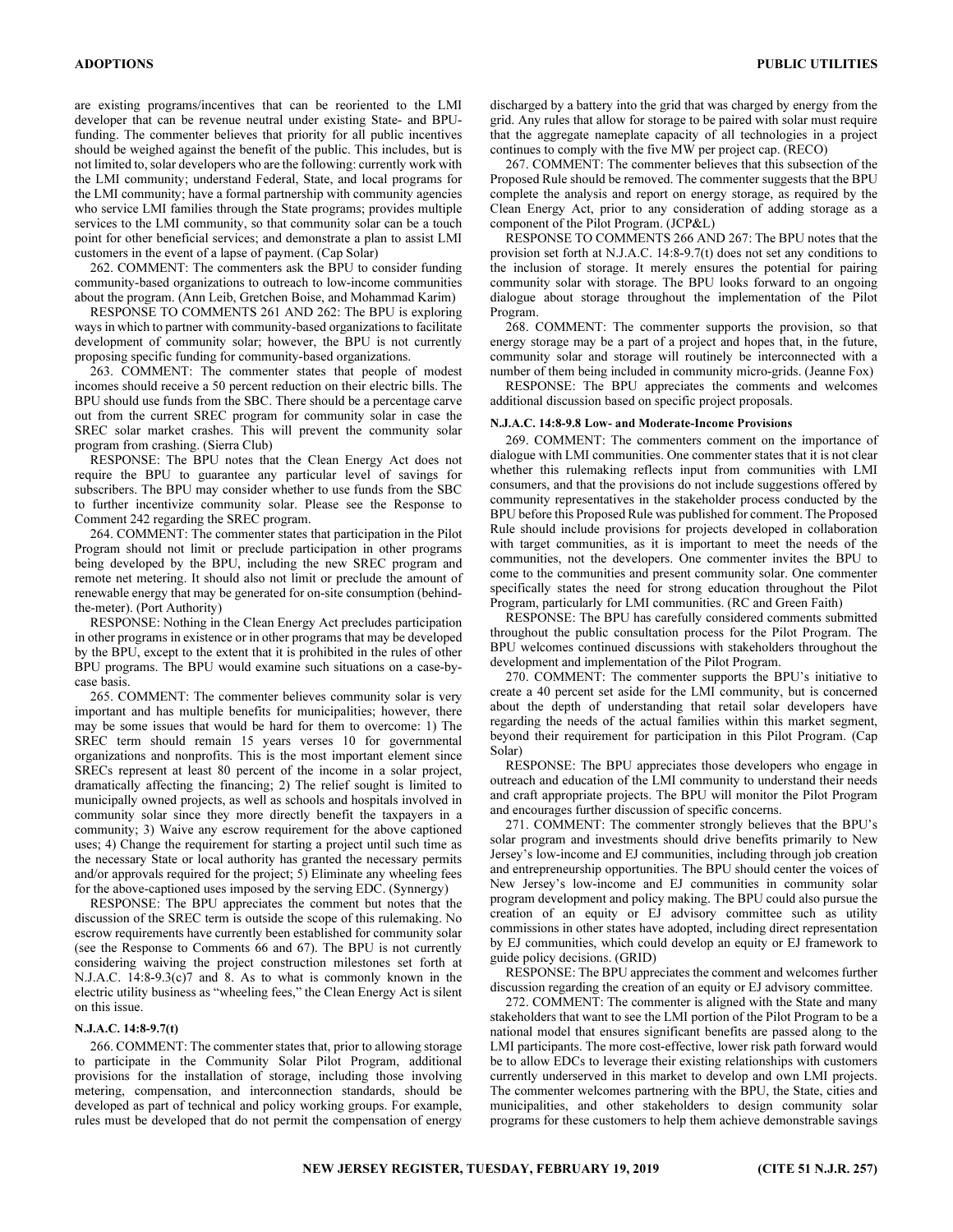are existing programs/incentives that can be reoriented to the LMI developer that can be revenue neutral under existing State- and BPU-funding. The commenter believes that priority for all public incentives should be weighed against the benefit of the public. This includes, but is not limited to, solar developers who are the following: currently work with the LMI community; understand Federal, State, and local programs for the LMI community; have a formal partnership with community agencies who service LMI families through the State programs; provides multiple services to the LMI community, so that community solar can be a touch point for other beneficial services; and demonstrate a plan to assist LMI customers in the event of a lapse of payment. (Cap Solar)

262. COMMENT: The commenters ask the BPU to consider funding community-based organizations to outreach to low-income communities about the program. (Ann Leib, Gretchen Boise, and Mohammad Karim)

RESPONSE TO COMMENTS 261 AND 262: The BPU is exploring ways in which to partner with community-based organizations to facilitate development of community solar; however, the BPU is not currently proposing specific funding for community-based organizations.

263. COMMENT: The commenter states that people of modest incomes should receive a 50 percent reduction on their electric bills. The BPU should use funds from the SBC. There should be a percentage carve out from the current SREC program for community solar in case the SREC solar market crashes. This will prevent the community solar program from crashing. (Sierra Club)

RESPONSE: The BPU notes that the Clean Energy Act does not require the BPU to guarantee any particular level of savings for subscribers. The BPU may consider whether to use funds from the SBC to further incentivize community solar. Please see the Response to Comment 242 regarding the SREC program.

264. COMMENT: The commenter states that participation in the Pilot Program should not limit or preclude participation in other programs being developed by the BPU, including the new SREC program and remote net metering. It should also not limit or preclude the amount of renewable energy that may be generated for on-site consumption (behind-the-meter). (Port Authority)

RESPONSE: Nothing in the Clean Energy Act precludes participation in other programs in existence or in other programs that may be developed by the BPU, except to the extent that it is prohibited in the rules of other BPU programs. The BPU would examine such situations on a case-by-case basis.

265. COMMENT: The commenter believes community solar is very important and has multiple benefits for municipalities; however, there may be some issues that would be hard for them to overcome: 1) The SREC term should remain 15 years verses 10 for governmental organizations and nonprofits. This is the most important element since SRECs represent at least 80 percent of the income in a solar project, dramatically affecting the financing; 2) The relief sought is limited to municipally owned projects, as well as schools and hospitals involved in community solar since they more directly benefit the taxpayers in a community; 3) Waive any escrow requirement for the above captioned uses; 4) Change the requirement for starting a project until such time as the necessary State or local authority has granted the necessary permits and/or approvals required for the project; 5) Eliminate any wheeling fees for the above-captioned uses imposed by the serving EDC. (Synnergy)

RESPONSE: The BPU appreciates the comment but notes that the discussion of the SREC term is outside the scope of this rulemaking. No escrow requirements have currently been established for community solar (see the Response to Comments 66 and 67). The BPU is not currently considering waiving the project construction milestones set forth at N.J.A.C. 14:8-9.3(c)7 and 8. As to what is commonly known in the electric utility business as "wheeling fees," the Clean Energy Act is silent on this issue.

#### N.J.A.C. 14:8-9.7(t)

266. COMMENT: The commenter states that, prior to allowing storage to participate in the Community Solar Pilot Program, additional provisions for the installation of storage, including those involving metering, compensation, and interconnection standards, should be developed as part of technical and policy working groups. For example, rules must be developed that do not permit the compensation of energy discharged by a battery into the grid that was charged by energy from the grid. Any rules that allow for storage to be paired with solar must require that the aggregate nameplate capacity of all technologies in a project continues to comply with the five MW per project cap. (RECO)

267. COMMENT: The commenter believes that this subsection of the Proposed Rule should be removed. The commenter suggests that the BPU complete the analysis and report on energy storage, as required by the Clean Energy Act, prior to any consideration of adding storage as a component of the Pilot Program. (JCP&L)

RESPONSE TO COMMENTS 266 AND 267: The BPU notes that the provision set forth at N.J.A.C. 14:8-9.7(t) does not set any conditions to the inclusion of storage. It merely ensures the potential for pairing community solar with storage. The BPU looks forward to an ongoing dialogue about storage throughout the implementation of the Pilot Program.

268. COMMENT: The commenter supports the provision, so that energy storage may be a part of a project and hopes that, in the future, community solar and storage will routinely be interconnected with a number of them being included in community micro-grids. (Jeanne Fox)

RESPONSE: The BPU appreciates the comments and welcomes additional discussion based on specific project proposals.

#### N.J.A.C. 14:8-9.8 Low- and Moderate-Income Provisions

269. COMMENT: The commenters comment on the importance of dialogue with LMI communities. One commenter states that it is not clear whether this rulemaking reflects input from communities with LMI consumers, and that the provisions do not include suggestions offered by community representatives in the stakeholder process conducted by the BPU before this Proposed Rule was published for comment. The Proposed Rule should include provisions for projects developed in collaboration with target communities, as it is important to meet the needs of the communities, not the developers. One commenter invites the BPU to come to the communities and present community solar. One commenter specifically states the need for strong education throughout the Pilot Program, particularly for LMI communities. (RC and Green Faith)

RESPONSE: The BPU has carefully considered comments submitted throughout the public consultation process for the Pilot Program. The BPU welcomes continued discussions with stakeholders throughout the development and implementation of the Pilot Program.

270. COMMENT: The commenter supports the BPU's initiative to create a 40 percent set aside for the LMI community, but is concerned about the depth of understanding that retail solar developers have regarding the needs of the actual families within this market segment, beyond their requirement for participation in this Pilot Program. (Cap Solar)

RESPONSE: The BPU appreciates those developers who engage in outreach and education of the LMI community to understand their needs and craft appropriate projects. The BPU will monitor the Pilot Program and encourages further discussion of specific concerns.

271. COMMENT: The commenter strongly believes that the BPU's solar program and investments should drive benefits primarily to New Jersey's low-income and EJ communities, including through job creation and entrepreneurship opportunities. The BPU should center the voices of New Jersey's low-income and EJ communities in community solar program development and policy making. The BPU could also pursue the creation of an equity or EJ advisory committee such as utility commissions in other states have adopted, including direct representation by EJ communities, which could develop an equity or EJ framework to guide policy decisions. (GRID)

RESPONSE: The BPU appreciates the comment and welcomes further discussion regarding the creation of an equity or EJ advisory committee.

272. COMMENT: The commenter is aligned with the State and many stakeholders that want to see the LMI portion of the Pilot Program to be a national model that ensures significant benefits are passed along to the LMI participants. The more cost-effective, lower risk path forward would be to allow EDCs to leverage their existing relationships with customers currently underserved in this market to develop and own LMI projects. The commenter welcomes partnering with the BPU, the State, cities and municipalities, and other stakeholders to design community solar programs for these customers to help them achieve demonstrable savings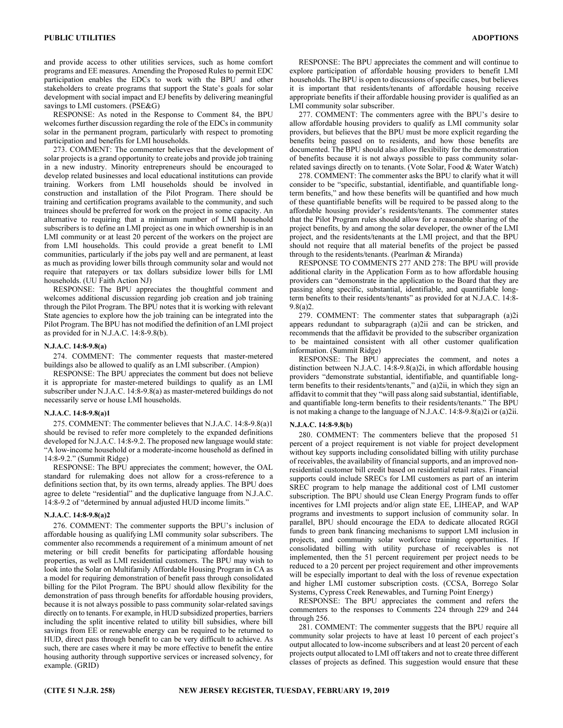and provide access to other utilities services, such as home comfort programs and EE measures. Amending the Proposed Rules to permit EDC participation enables the EDCs to work with the BPU and other stakeholders to create programs that support the State's goals for solar development with social impact and EJ benefits by delivering meaningful savings to LMI customers. (PSE&G)

RESPONSE: As noted in the Response to Comment 84, the BPU welcomes further discussion regarding the role of the EDCs in community solar in the permanent program, particularly with respect to promoting participation and benefits for LMI households.

273. COMMENT: The commenter believes that the development of solar projects is a grand opportunity to create jobs and provide job training in a new industry. Minority entrepreneurs should be encouraged to develop related businesses and local educational institutions can provide training. Workers from LMI households should be involved in construction and installation of the Pilot Program. There should be training and certification programs available to the community, and such trainees should be preferred for work on the project in some capacity. An alternative to requiring that a minimum number of LMI household subscribers is to define an LMI project as one in which ownership is in an LMI community or at least 20 percent of the workers on the project are from LMI households. This could provide a great benefit to LMI communities, particularly if the jobs pay well and are permanent, at least as much as providing lower bills through community solar and would not require that ratepayers or tax dollars subsidize lower bills for LMI households. (UU Faith Action NJ)

RESPONSE: The BPU appreciates the thoughtful comment and welcomes additional discussion regarding job creation and job training through the Pilot Program. The BPU notes that it is working with relevant State agencies to explore how the job training can be integrated into the Pilot Program. The BPU has not modified the definition of an LMI project as provided for in N.J.A.C. 14:8-9.8(b).

#### N.J.A.C. 14:8-9.8(a)

274. COMMENT: The commenter requests that master-metered buildings also be allowed to qualify as an LMI subscriber. (Ampion)

RESPONSE: The BPU appreciates the comment but does not believe it is appropriate for master-metered buildings to qualify as an LMI subscriber under N.J.A.C. 14:8-9.8(a) as master-metered buildings do not necessarily serve or house LMI households.

#### N.J.A.C. 14:8-9.8(a)1

275. COMMENT: The commenter believes that N.J.A.C. 14:8-9.8(a)1 should be revised to refer more completely to the expanded definitions developed for N.J.A.C. 14:8-9.2. The proposed new language would state: "A low-income household or a moderate-income household as defined in 14:8-9.2." (Summit Ridge)

RESPONSE: The BPU appreciates the comment; however, the OAL standard for rulemaking does not allow for a cross-reference to a definitions section that, by its own terms, already applies. The BPU does agree to delete "residential" and the duplicative language from N.J.A.C. 14:8-9.2 of "determined by annual adjusted HUD income limits."

#### N.J.A.C. 14:8-9.8(a)2

276. COMMENT: The commenter supports the BPU's inclusion of affordable housing as qualifying LMI community solar subscribers. The commenter also recommends a requirement of a minimum amount of net metering or bill credit benefits for participating affordable housing properties, as well as LMI residential customers. The BPU may wish to look into the Solar on Multifamily Affordable Housing Program in CA as a model for requiring demonstration of benefit pass through consolidated billing for the Pilot Program. The BPU should allow flexibility for the demonstration of pass through benefits for affordable housing providers, because it is not always possible to pass community solar-related savings directly on to tenants. For example, in HUD subsidized properties, barriers including the split incentive related to utility bill subsidies, where bill savings from EE or renewable energy can be required to be returned to HUD, direct pass through benefit to can be very difficult to achieve. As such, there are cases where it may be more effective to benefit the entire housing authority through supportive services or increased solvency, for example. (GRID)

RESPONSE: The BPU appreciates the comment and will continue to explore participation of affordable housing providers to benefit LMI households. The BPU is open to discussions of specific cases, but believes it is important that residents/tenants of affordable housing receive appropriate benefits if their affordable housing provider is qualified as an LMI community solar subscriber.

277. COMMENT: The commenters agree with the BPU's desire to allow affordable housing providers to qualify as LMI community solar providers, but believes that the BPU must be more explicit regarding the benefits being passed on to residents, and how those benefits are documented. The BPU should also allow flexibility for the demonstration of benefits because it is not always possible to pass community solar-related savings directly on to tenants. (Vote Solar, Food & Water Watch)

278. COMMENT: The commenter asks the BPU to clarify what it will consider to be "specific, substantial, identifiable, and quantifiable long-term benefits," and how these benefits will be quantified and how much of these quantifiable benefits will be required to be passed along to the affordable housing provider's residents/tenants. The commenter states that the Pilot Program rules should allow for a reasonable sharing of the project benefits, by and among the solar developer, the owner of the LMI project, and the residents/tenants at the LMI project, and that the BPU should not require that all material benefits of the project be passed through to the residents/tenants. (Pearlman & Miranda)

RESPONSE TO COMMENTS 277 AND 278: The BPU will provide additional clarity in the Application Form as to how affordable housing providers can "demonstrate in the application to the Board that they are passing along specific, substantial, identifiable, and quantifiable long-term benefits to their residents/tenants" as provided for at N.J.A.C. 14:8-9.8(a)2.

279. COMMENT: The commenter states that subparagraph (a)2i appears redundant to subparagraph (a)2ii and can be stricken, and recommends that the affidavit be provided to the subscriber organization to be maintained consistent with all other customer qualification information. (Summit Ridge)

RESPONSE: The BPU appreciates the comment, and notes a distinction between N.J.A.C. 14:8-9.8(a)2i, in which affordable housing providers "demonstrate substantial, identifiable, and quantifiable long-term benefits to their residents/tenants," and (a)2ii, in which they sign an affidavit to commit that they "will pass along said substantial, identifiable, and quantifiable long-term benefits to their residents/tenants." The BPU is not making a change to the language of N.J.A.C. 14:8-9.8(a)2i or (a)2ii.

#### N.J.A.C. 14:8-9.8(b)

280. COMMENT: The commenters believe that the proposed 51 percent of a project requirement is not viable for project development without key supports including consolidated billing with utility purchase of receivables, the availability of financial supports, and an improved non-residential customer bill credit based on residential retail rates. Financial supports could include SRECs for LMI customers as part of an interim SREC program to help manage the additional cost of LMI customer subscription. The BPU should use Clean Energy Program funds to offer incentives for LMI projects and/or align state EE, LIHEAP, and WAP programs and investments to support inclusion of community solar. In parallel, BPU should encourage the EDA to dedicate allocated RGGI funds to green bank financing mechanisms to support LMI inclusion in projects, and community solar workforce training opportunities. If consolidated billing with utility purchase of receivables is not implemented, then the 51 percent requirement per project needs to be reduced to a 20 percent per project requirement and other improvements will be especially important to deal with the loss of revenue expectation and higher LMI customer subscription costs. (CCSA, Borrego Solar Systems, Cypress Creek Renewables, and Turning Point Energy)

RESPONSE: The BPU appreciates the comment and refers the commenters to the responses to Comments 224 through 229 and 244 through 256.

281. COMMENT: The commenter suggests that the BPU require all community solar projects to have at least 10 percent of each project's output allocated to low-income subscribers and at least 20 percent of each projects output allocated to LMI off takers and not to create three different classes of projects as defined. This suggestion would ensure that these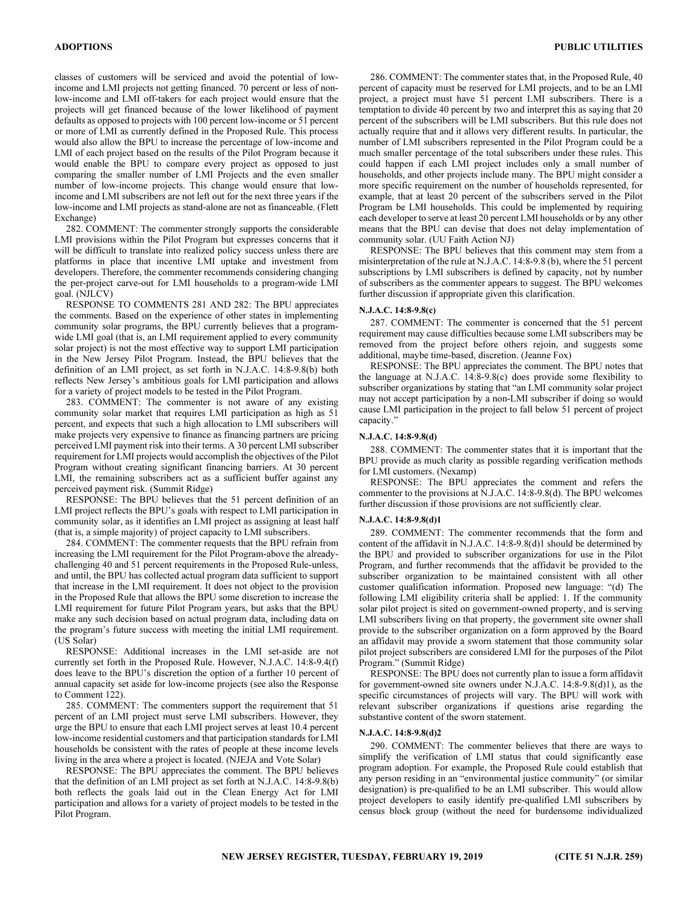classes of customers will be serviced and avoid the potential of low-income and LMI projects not getting financed. 70 percent or less of non-low-income and LMI off-takers for each project would ensure that the projects will get financed because of the lower likelihood of payment defaults as opposed to projects with 100 percent low-income or 51 percent or more of LMI as currently defined in the Proposed Rule. This process would also allow the BPU to increase the percentage of low-income and LMI of each project based on the results of the Pilot Program because it would enable the BPU to compare every project as opposed to just comparing the smaller number of LMI Projects and the even smaller number of low-income projects. This change would ensure that low-income and LMI subscribers are not left out for the next three years if the low-income and LMI projects as stand-alone are not as financeable. (Flett Exchange)

282. COMMENT: The commenter strongly supports the considerable LMI provisions within the Pilot Program but expresses concerns that it will be difficult to translate into realized policy success unless there are platforms in place that incentive LMI uptake and investment from developers. Therefore, the commenter recommends considering changing the per-project carve-out for LMI households to a program-wide LMI goal. (NJLCV)

RESPONSE TO COMMENTS 281 AND 282: The BPU appreciates the comments. Based on the experience of other states in implementing community solar programs, the BPU currently believes that a program-wide LMI goal (that is, an LMI requirement applied to every community solar project) is not the most effective way to support LMI participation in the New Jersey Pilot Program. Instead, the BPU believes that the definition of an LMI project, as set forth in N.J.A.C. 14:8-9.8(b) both reflects New Jersey's ambitious goals for LMI participation and allows for a variety of project models to be tested in the Pilot Program.

283. COMMENT: The commenter is not aware of any existing community solar market that requires LMI participation as high as 51 percent, and expects that such a high allocation to LMI subscribers will make projects very expensive to finance as financing partners are pricing perceived LMI payment risk into their terms. A 30 percent LMI subscriber requirement for LMI projects would accomplish the objectives of the Pilot Program without creating significant financing barriers. At 30 percent LMI, the remaining subscribers act as a sufficient buffer against any perceived payment risk. (Summit Ridge)

RESPONSE: The BPU believes that the 51 percent definition of an LMI project reflects the BPU's goals with respect to LMI participation in community solar, as it identifies an LMI project as assigning at least half (that is, a simple majority) of project capacity to LMI subscribers.

284. COMMENT: The commenter requests that the BPU refrain from increasing the LMI requirement for the Pilot Program-above the already-challenging 40 and 51 percent requirements in the Proposed Rule-unless, and until, the BPU has collected actual program data sufficient to support that increase in the LMI requirement. It does not object to the provision in the Proposed Rule that allows the BPU some discretion to increase the LMI requirement for future Pilot Program years, but asks that the BPU make any such decision based on actual program data, including data on the program's future success with meeting the initial LMI requirement. (US Solar)

RESPONSE: Additional increases in the LMI set-aside are not currently set forth in the Proposed Rule. However, N.J.A.C. 14:8-9.4(f) does leave to the BPU's discretion the option of a further 10 percent of annual capacity set aside for low-income projects (see also the Response to Comment 122).

285. COMMENT: The commenters support the requirement that 51 percent of an LMI project must serve LMI subscribers. However, they urge the BPU to ensure that each LMI project serves at least 10.4 percent low-income residential customers and that participation standards for LMI households be consistent with the rates of people at these income levels living in the area where a project is located. (NJEJA and Vote Solar)

RESPONSE: The BPU appreciates the comment. The BPU believes that the definition of an LMI project as set forth at N.J.A.C. 14:8-9.8(b) both reflects the goals laid out in the Clean Energy Act for LMI participation and allows for a variety of project models to be tested in the Pilot Program.

286. COMMENT: The commenter states that, in the Proposed Rule, 40 percent of capacity must be reserved for LMI projects, and to be an LMI project, a project must have 51 percent LMI subscribers. There is a temptation to divide 40 percent by two and interpret this as saying that 20 percent of the subscribers will be LMI subscribers. But this rule does not actually require that and it allows very different results. In particular, the number of LMI subscribers represented in the Pilot Program could be a much smaller percentage of the total subscribers under these rules. This could happen if each LMI project includes only a small number of households, and other projects include many. The BPU might consider a more specific requirement on the number of households represented, for example, that at least 20 percent of the subscribers served in the Pilot Program be LMI households. This could be implemented by requiring each developer to serve at least 20 percent LMI households or by any other means that the BPU can devise that does not delay implementation of community solar. (UU Faith Action NJ)

RESPONSE: The BPU believes that this comment may stem from a misinterpretation of the rule at N.J.A.C. 14:8-9.8 (b), where the 51 percent subscriptions by LMI subscribers is defined by capacity, not by number of subscribers as the commenter appears to suggest. The BPU welcomes further discussion if appropriate given this clarification.

**N.J.A.C. 14:8-9.8(c)**

287. COMMENT: The commenter is concerned that the 51 percent requirement may cause difficulties because some LMI subscribers may be removed from the project before others rejoin, and suggests some additional, maybe time-based, discretion. (Jeanne Fox)

RESPONSE: The BPU appreciates the comment. The BPU notes that the language at N.J.A.C. 14:8-9.8(c) does provide some flexibility to subscriber organizations by stating that "an LMI community solar project may not accept participation by a non-LMI subscriber if doing so would cause LMI participation in the project to fall below 51 percent of project capacity."

**N.J.A.C. 14:8-9.8(d)**

288. COMMENT: The commenter states that it is important that the BPU provide as much clarity as possible regarding verification methods for LMI customers. (Nexamp)

RESPONSE: The BPU appreciates the comment and refers the commenter to the provisions at N.J.A.C. 14:8-9.8(d). The BPU welcomes further discussion if those provisions are not sufficiently clear.

**N.J.A.C. 14:8-9.8(d)1**

289. COMMENT: The commenter recommends that the form and content of the affidavit in N.J.A.C. 14:8-9.8(d)1 should be determined by the BPU and provided to subscriber organizations for use in the Pilot Program, and further recommends that the affidavit be provided to the subscriber organization to be maintained consistent with all other customer qualification information. Proposed new language: "(d) The following LMI eligibility criteria shall be applied: 1. If the community solar pilot project is sited on government-owned property, and is serving LMI subscribers living on that property, the government site owner shall provide to the subscriber organization on a form approved by the Board an affidavit may provide a sworn statement that those community solar pilot project subscribers are considered LMI for the purposes of the Pilot Program." (Summit Ridge)

RESPONSE: The BPU does not currently plan to issue a form affidavit for government-owned site owners under N.J.A.C. 14:8-9.8(d)1), as the specific circumstances of projects will vary. The BPU will work with relevant subscriber organizations if questions arise regarding the substantive content of the sworn statement.

**N.J.A.C. 14:8-9.8(d)2**

290. COMMENT: The commenter believes that there are ways to simplify the verification of LMI status that could significantly ease program adoption. For example, the Proposed Rule could establish that any person residing in an "environmental justice community" (or similar designation) is pre-qualified to be an LMI subscriber. This would allow project developers to easily identify pre-qualified LMI subscribers by census block group (without the need for burdensome individualized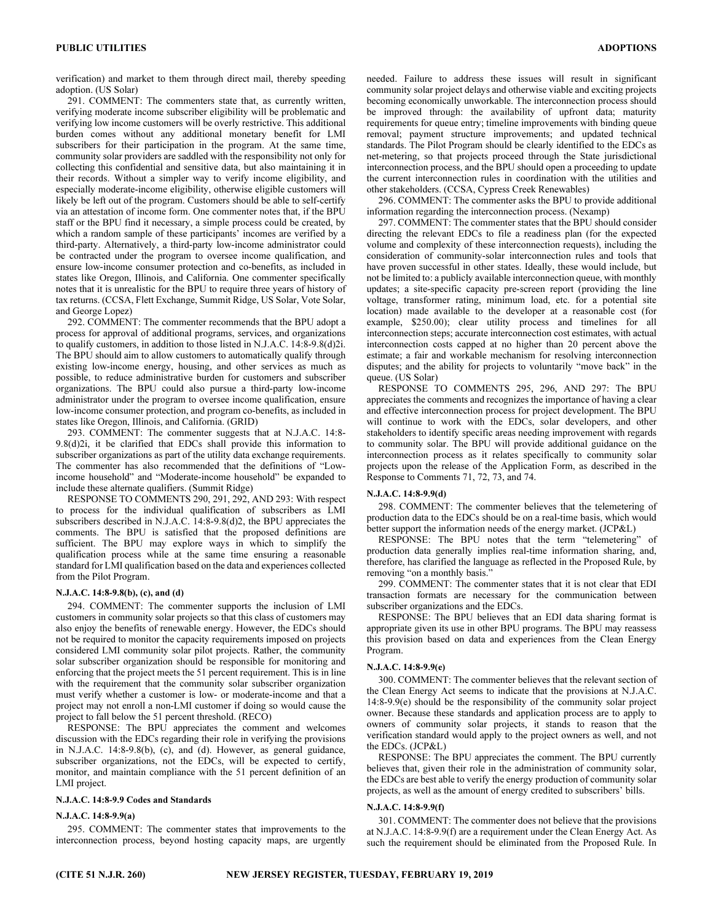verification) and market to them through direct mail, thereby speeding adoption. (US Solar)

291. COMMENT: The commenters state that, as currently written, verifying moderate income subscriber eligibility will be problematic and verifying low income customers will be overly restrictive. This additional burden comes without any additional monetary benefit for LMI subscribers for their participation in the program. At the same time, community solar providers are saddled with the responsibility not only for collecting this confidential and sensitive data, but also maintaining it in their records. Without a simpler way to verify income eligibility, and especially moderate-income eligibility, otherwise eligible customers will likely be left out of the program. Customers should be able to self-certify via an attestation of income form. One commenter notes that, if the BPU staff or the BPU find it necessary, a simple process could be created, by which a random sample of these participants' incomes are verified by a third-party. Alternatively, a third-party low-income administrator could be contracted under the program to oversee income qualification, and ensure low-income consumer protection and co-benefits, as included in states like Oregon, Illinois, and California. One commenter specifically notes that it is unrealistic for the BPU to require three years of history of tax returns. (CCSA, Flett Exchange, Summit Ridge, US Solar, Vote Solar, and George Lopez)

292. COMMENT: The commenter recommends that the BPU adopt a process for approval of additional programs, services, and organizations to qualify customers, in addition to those listed in N.J.A.C. 14:8-9.8(d)2i. The BPU should aim to allow customers to automatically qualify through existing low-income energy, housing, and other services as much as possible, to reduce administrative burden for customers and subscriber organizations. The BPU could also pursue a third-party low-income administrator under the program to oversee income qualification, ensure low-income consumer protection, and program co-benefits, as included in states like Oregon, Illinois, and California. (GRID)

293. COMMENT: The commenter suggests that at N.J.A.C. 14:8-9.8(d)2i, it be clarified that EDCs shall provide this information to subscriber organizations as part of the utility data exchange requirements. The commenter has also recommended that the definitions of "Low-income household" and "Moderate-income household" be expanded to include these alternate qualifiers. (Summit Ridge)

RESPONSE TO COMMENTS 290, 291, 292, AND 293: With respect to process for the individual qualification of subscribers as LMI subscribers described in N.J.A.C. 14:8-9.8(d)2, the BPU appreciates the comments. The BPU is satisfied that the proposed definitions are sufficient. The BPU may explore ways in which to simplify the qualification process while at the same time ensuring a reasonable standard for LMI qualification based on the data and experiences collected from the Pilot Program.

#### N.J.A.C. 14:8-9.8(b), (c), and (d)

294. COMMENT: The commenter supports the inclusion of LMI customers in community solar projects so that this class of customers may also enjoy the benefits of renewable energy. However, the EDCs should not be required to monitor the capacity requirements imposed on projects considered LMI community solar pilot projects. Rather, the community solar subscriber organization should be responsible for monitoring and enforcing that the project meets the 51 percent requirement. This is in line with the requirement that the community solar subscriber organization must verify whether a customer is low- or moderate-income and that a project may not enroll a non-LMI customer if doing so would cause the project to fall below the 51 percent threshold. (RECO)

RESPONSE: The BPU appreciates the comment and welcomes discussion with the EDCs regarding their role in verifying the provisions in N.J.A.C. 14:8-9.8(b), (c), and (d). However, as general guidance, subscriber organizations, not the EDCs, will be expected to certify, monitor, and maintain compliance with the 51 percent definition of an LMI project.

#### N.J.A.C. 14:8-9.9 Codes and Standards

#### N.J.A.C. 14:8-9.9(a)

295. COMMENT: The commenter states that improvements to the interconnection process, beyond hosting capacity maps, are urgently needed. Failure to address these issues will result in significant community solar project delays and otherwise viable and exciting projects becoming economically unworkable. The interconnection process should be improved through: the availability of upfront data; maturity requirements for queue entry; timeline improvements with binding queue removal; payment structure improvements; and updated technical standards. The Pilot Program should be clearly identified to the EDCs as net-metering, so that projects proceed through the State jurisdictional interconnection process, and the BPU should open a proceeding to update the current interconnection rules in coordination with the utilities and other stakeholders. (CCSA, Cypress Creek Renewables)

296. COMMENT: The commenter asks the BPU to provide additional information regarding the interconnection process. (Nexamp)

297. COMMENT: The commenter states that the BPU should consider directing the relevant EDCs to file a readiness plan (for the expected volume and complexity of these interconnection requests), including the consideration of community-solar interconnection rules and tools that have proven successful in other states. Ideally, these would include, but not be limited to: a publicly available interconnection queue, with monthly updates; a site-specific capacity pre-screen report (providing the line voltage, transformer rating, minimum load, etc. for a potential site location) made available to the developer at a reasonable cost (for example, $250.00); clear utility process and timelines for all interconnection steps; accurate interconnection cost estimates, with actual interconnection costs capped at no higher than 20 percent above the estimate; a fair and workable mechanism for resolving interconnection disputes; and the ability for projects to voluntarily "move back" in the queue. (US Solar)

RESPONSE TO COMMENTS 295, 296, AND 297: The BPU appreciates the comments and recognizes the importance of having a clear and effective interconnection process for project development. The BPU will continue to work with the EDCs, solar developers, and other stakeholders to identify specific areas needing improvement with regards to community solar. The BPU will provide additional guidance on the interconnection process as it relates specifically to community solar projects upon the release of the Application Form, as described in the Response to Comments 71, 72, 73, and 74.

#### N.J.A.C. 14:8-9.9(d)

298. COMMENT: The commenter believes that the telemetering of production data to the EDCs should be on a real-time basis, which would better support the information needs of the energy market. (JCP&L)

RESPONSE: The BPU notes that the term "telemetering" of production data generally implies real-time information sharing, and, therefore, has clarified the language as reflected in the Proposed Rule, by removing "on a monthly basis."

299. COMMENT: The commenter states that it is not clear that EDI transaction formats are necessary for the communication between subscriber organizations and the EDCs.

RESPONSE: The BPU believes that an EDI data sharing format is appropriate given its use in other BPU programs. The BPU may reassess this provision based on data and experiences from the Clean Energy Program.

#### N.J.A.C. 14:8-9.9(e)

300. COMMENT: The commenter believes that the relevant section of the Clean Energy Act seems to indicate that the provisions at N.J.A.C. 14:8-9.9(e) should be the responsibility of the community solar project owner. Because these standards and application process are to apply to owners of community solar projects, it stands to reason that the verification standard would apply to the project owners as well, and not the EDCs. (JCP&L)

RESPONSE: The BPU appreciates the comment. The BPU currently believes that, given their role in the administration of community solar, the EDCs are best able to verify the energy production of community solar projects, as well as the amount of energy credited to subscribers' bills.

#### N.J.A.C. 14:8-9.9(f)

301. COMMENT: The commenter does not believe that the provisions at N.J.A.C. 14:8-9.9(f) are a requirement under the Clean Energy Act. As such the requirement should be eliminated from the Proposed Rule. In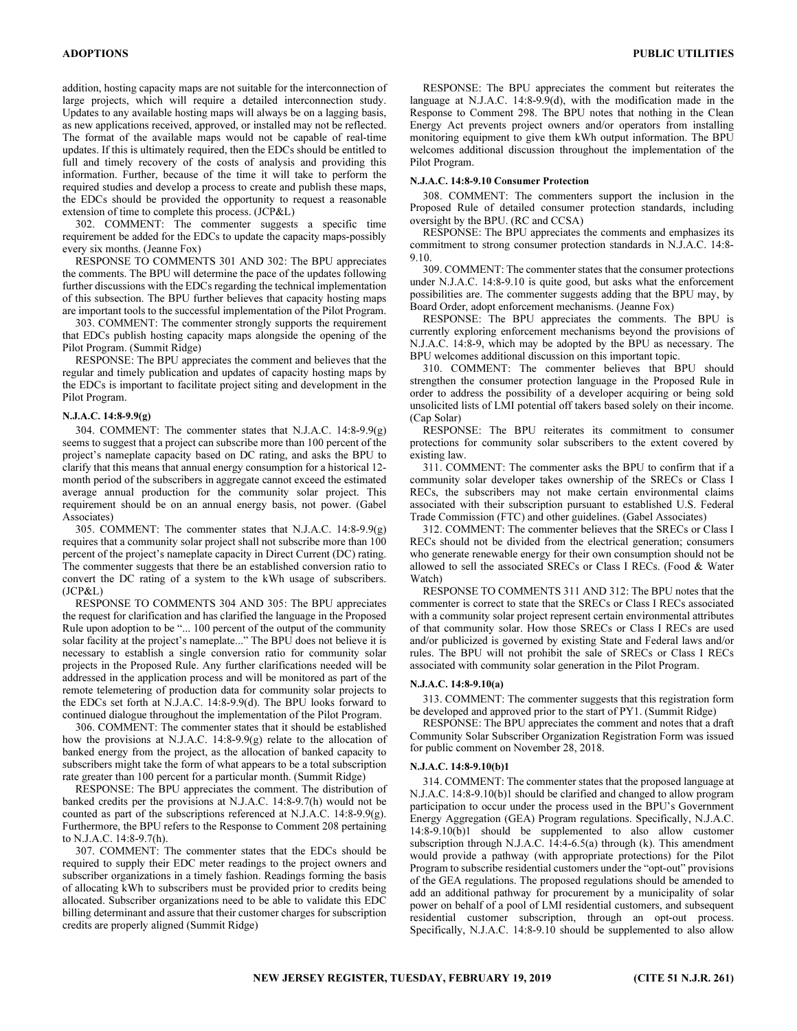addition, hosting capacity maps are not suitable for the interconnection of large projects, which will require a detailed interconnection study. Updates to any available hosting maps will always be on a lagging basis, as new applications received, approved, or installed may not be reflected. The format of the available maps would not be capable of real-time updates. If this is ultimately required, then the EDCs should be entitled to full and timely recovery of the costs of analysis and providing this information. Further, because of the time it will take to perform the required studies and develop a process to create and publish these maps, the EDCs should be provided the opportunity to request a reasonable extension of time to complete this process. (JCP&L)

302. COMMENT: The commenter suggests a specific time requirement be added for the EDCs to update the capacity maps-possibly every six months. (Jeanne Fox)

RESPONSE TO COMMENTS 301 AND 302: The BPU appreciates the comments. The BPU will determine the pace of the updates following further discussions with the EDCs regarding the technical implementation of this subsection. The BPU further believes that capacity hosting maps are important tools to the successful implementation of the Pilot Program.

303. COMMENT: The commenter strongly supports the requirement that EDCs publish hosting capacity maps alongside the opening of the Pilot Program. (Summit Ridge)

RESPONSE: The BPU appreciates the comment and believes that the regular and timely publication and updates of capacity hosting maps by the EDCs is important to facilitate project siting and development in the Pilot Program.

#### N.J.A.C. 14:8-9.9(g)

304. COMMENT: The commenter states that N.J.A.C. 14:8-9.9(g) seems to suggest that a project can subscribe more than 100 percent of the project's nameplate capacity based on DC rating, and asks the BPU to clarify that this means that annual energy consumption for a historical 12-month period of the subscribers in aggregate cannot exceed the estimated average annual production for the community solar project. This requirement should be on an annual energy basis, not power. (Gabel Associates)

305. COMMENT: The commenter states that N.J.A.C. 14:8-9.9(g) requires that a community solar project shall not subscribe more than 100 percent of the project's nameplate capacity in Direct Current (DC) rating. The commenter suggests that there be an established conversion ratio to convert the DC rating of a system to the kWh usage of subscribers. (JCP&L)

RESPONSE TO COMMENTS 304 AND 305: The BPU appreciates the request for clarification and has clarified the language in the Proposed Rule upon adoption to be "... 100 percent of the output of the community solar facility at the project's nameplate..." The BPU does not believe it is necessary to establish a single conversion ratio for community solar projects in the Proposed Rule. Any further clarifications needed will be addressed in the application process and will be monitored as part of the remote telemetering of production data for community solar projects to the EDCs set forth at N.J.A.C. 14:8-9.9(d). The BPU looks forward to continued dialogue throughout the implementation of the Pilot Program.

306. COMMENT: The commenter states that it should be established how the provisions at N.J.A.C. 14:8-9.9(g) relate to the allocation of banked energy from the project, as the allocation of banked capacity to subscribers might take the form of what appears to be a total subscription rate greater than 100 percent for a particular month. (Summit Ridge)

RESPONSE: The BPU appreciates the comment. The distribution of banked credits per the provisions at N.J.A.C. 14:8-9.7(h) would not be counted as part of the subscriptions referenced at N.J.A.C. 14:8-9.9(g). Furthermore, the BPU refers to the Response to Comment 208 pertaining to N.J.A.C. 14:8-9.7(h).

307. COMMENT: The commenter states that the EDCs should be required to supply their EDC meter readings to the project owners and subscriber organizations in a timely fashion. Readings forming the basis of allocating kWh to subscribers must be provided prior to credits being allocated. Subscriber organizations need to be able to validate this EDC billing determinant and assure that their customer charges for subscription credits are properly aligned (Summit Ridge)

RESPONSE: The BPU appreciates the comment but reiterates the language at N.J.A.C. 14:8-9.9(d), with the modification made in the Response to Comment 298. The BPU notes that nothing in the Clean Energy Act prevents project owners and/or operators from installing monitoring equipment to give them kWh output information. The BPU welcomes additional discussion throughout the implementation of the Pilot Program.

#### N.J.A.C. 14:8-9.10 Consumer Protection

308. COMMENT: The commenters support the inclusion in the Proposed Rule of detailed consumer protection standards, including oversight by the BPU. (RC and CCSA)

RESPONSE: The BPU appreciates the comments and emphasizes its commitment to strong consumer protection standards in N.J.A.C. 14:8-9.10.

309. COMMENT: The commenter states that the consumer protections under N.J.A.C. 14:8-9.10 is quite good, but asks what the enforcement possibilities are. The commenter suggests adding that the BPU may, by Board Order, adopt enforcement mechanisms. (Jeanne Fox)

RESPONSE: The BPU appreciates the comments. The BPU is currently exploring enforcement mechanisms beyond the provisions of N.J.A.C. 14:8-9, which may be adopted by the BPU as necessary. The BPU welcomes additional discussion on this important topic.

310. COMMENT: The commenter believes that BPU should strengthen the consumer protection language in the Proposed Rule in order to address the possibility of a developer acquiring or being sold unsolicited lists of LMI potential off takers based solely on their income. (Cap Solar)

RESPONSE: The BPU reiterates its commitment to consumer protections for community solar subscribers to the extent covered by existing law.

311. COMMENT: The commenter asks the BPU to confirm that if a community solar developer takes ownership of the SRECs or Class I RECs, the subscribers may not make certain environmental claims associated with their subscription pursuant to established U.S. Federal Trade Commission (FTC) and other guidelines. (Gabel Associates)

312. COMMENT: The commenter believes that the SRECs or Class I RECs should not be divided from the electrical generation; consumers who generate renewable energy for their own consumption should not be allowed to sell the associated SRECs or Class I RECs. (Food & Water Watch)

RESPONSE TO COMMENTS 311 AND 312: The BPU notes that the commenter is correct to state that the SRECs or Class I RECs associated with a community solar project represent certain environmental attributes of that community solar. How those SRECs or Class I RECs are used and/or publicized is governed by existing State and Federal laws and/or rules. The BPU will not prohibit the sale of SRECs or Class I RECs associated with community solar generation in the Pilot Program.

#### N.J.A.C. 14:8-9.10(a)

313. COMMENT: The commenter suggests that this registration form be developed and approved prior to the start of PY1. (Summit Ridge)

RESPONSE: The BPU appreciates the comment and notes that a draft Community Solar Subscriber Organization Registration Form was issued for public comment on November 28, 2018.

#### N.J.A.C. 14:8-9.10(b)1

314. COMMENT: The commenter states that the proposed language at N.J.A.C. 14:8-9.10(b)1 should be clarified and changed to allow program participation to occur under the process used in the BPU's Government Energy Aggregation (GEA) Program regulations. Specifically, N.J.A.C. 14:8-9.10(b)1 should be supplemented to also allow customer subscription through N.J.A.C. 14:4-6.5(a) through (k). This amendment would provide a pathway (with appropriate protections) for the Pilot Program to subscribe residential customers under the "opt-out" provisions of the GEA regulations. The proposed regulations should be amended to add an additional pathway for procurement by a municipality of solar power on behalf of a pool of LMI residential customers, and subsequent residential customer subscription, through an opt-out process. Specifically, N.J.A.C. 14:8-9.10 should be supplemented to also allow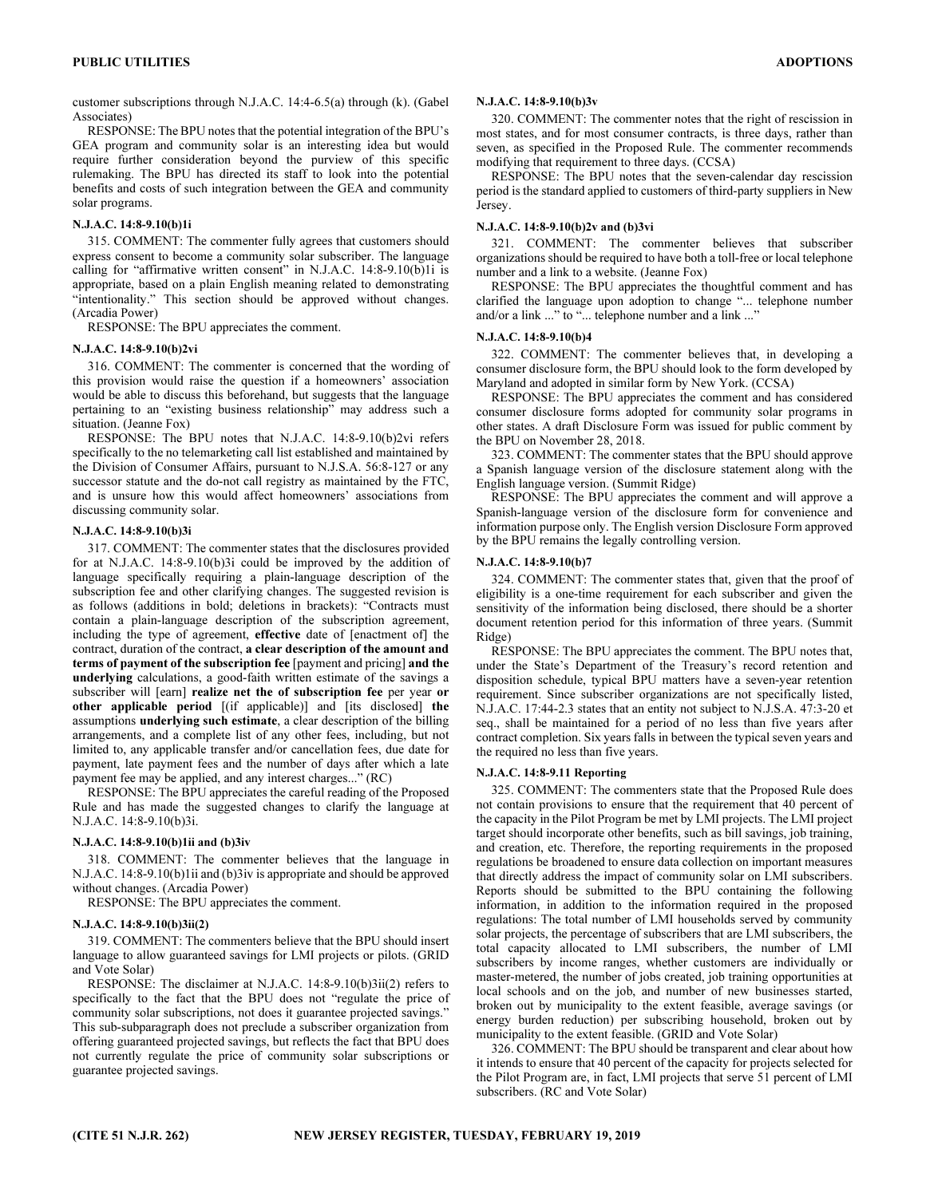customer subscriptions through N.J.A.C. 14:4-6.5(a) through (k). (Gabel Associates)

RESPONSE: The BPU notes that the potential integration of the BPU's GEA program and community solar is an interesting idea but would require further consideration beyond the purview of this specific rulemaking. The BPU has directed its staff to look into the potential benefits and costs of such integration between the GEA and community solar programs.

#### N.J.A.C. 14:8-9.10(b)1i

315. COMMENT: The commenter fully agrees that customers should express consent to become a community solar subscriber. The language calling for "affirmative written consent" in N.J.A.C. 14:8-9.10(b)1i is appropriate, based on a plain English meaning related to demonstrating "intentionality." This section should be approved without changes. (Arcadia Power)

RESPONSE: The BPU appreciates the comment.

#### N.J.A.C. 14:8-9.10(b)2vi

316. COMMENT: The commenter is concerned that the wording of this provision would raise the question if a homeowners' association would be able to discuss this beforehand, but suggests that the language pertaining to an "existing business relationship" may address such a situation. (Jeanne Fox)

RESPONSE: The BPU notes that N.J.A.C. 14:8-9.10(b)2vi refers specifically to the no telemarketing call list established and maintained by the Division of Consumer Affairs, pursuant to N.J.S.A. 56:8-127 or any successor statute and the do-not call registry as maintained by the FTC, and is unsure how this would affect homeowners' associations from discussing community solar.

#### N.J.A.C. 14:8-9.10(b)3i

317. COMMENT: The commenter states that the disclosures provided for at N.J.A.C. 14:8-9.10(b)3i could be improved by the addition of language specifically requiring a plain-language description of the subscription fee and other clarifying changes. The suggested revision is as follows (additions in bold; deletions in brackets): "Contracts must contain a plain-language description of the subscription agreement, including the type of agreement, **effective** date of [enactment of] the contract, duration of the contract, **a clear description of the amount and terms of payment of the subscription fee** [payment and pricing] **and the underlying** calculations, a good-faith written estimate of the savings a subscriber will [earn] **realize net the of subscription fee** per year **or other applicable period** [(if applicable)] and [its disclosed] **the** assumptions **underlying such estimate**, a clear description of the billing arrangements, and a complete list of any other fees, including, but not limited to, any applicable transfer and/or cancellation fees, due date for payment, late payment fees and the number of days after which a late payment fee may be applied, and any interest charges..." (RC)

RESPONSE: The BPU appreciates the careful reading of the Proposed Rule and has made the suggested changes to clarify the language at N.J.A.C. 14:8-9.10(b)3i.

#### N.J.A.C. 14:8-9.10(b)1ii and (b)3iv

318. COMMENT: The commenter believes that the language in N.J.A.C. 14:8-9.10(b)1ii and (b)3iv is appropriate and should be approved without changes. (Arcadia Power)

RESPONSE: The BPU appreciates the comment.

#### N.J.A.C. 14:8-9.10(b)3ii(2)

319. COMMENT: The commenters believe that the BPU should insert language to allow guaranteed savings for LMI projects or pilots. (GRID and Vote Solar)

RESPONSE: The disclaimer at N.J.A.C. 14:8-9.10(b)3ii(2) refers to specifically to the fact that the BPU does not "regulate the price of community solar subscriptions, not does it guarantee projected savings." This sub-subparagraph does not preclude a subscriber organization from offering guaranteed projected savings, but reflects the fact that BPU does not currently regulate the price of community solar subscriptions or guarantee projected savings.

#### N.J.A.C. 14:8-9.10(b)3v

320. COMMENT: The commenter notes that the right of rescission in most states, and for most consumer contracts, is three days, rather than seven, as specified in the Proposed Rule. The commenter recommends modifying that requirement to three days. (CCSA)

RESPONSE: The BPU notes that the seven-calendar day rescission period is the standard applied to customers of third-party suppliers in New Jersey.

#### N.J.A.C. 14:8-9.10(b)2v and (b)3vi

321. COMMENT: The commenter believes that subscriber organizations should be required to have both a toll-free or local telephone number and a link to a website. (Jeanne Fox)

RESPONSE: The BPU appreciates the thoughtful comment and has clarified the language upon adoption to change "... telephone number and/or a link ..." to "... telephone number and a link ..."

#### N.J.A.C. 14:8-9.10(b)4

322. COMMENT: The commenter believes that, in developing a consumer disclosure form, the BPU should look to the form developed by Maryland and adopted in similar form by New York. (CCSA)

RESPONSE: The BPU appreciates the comment and has considered consumer disclosure forms adopted for community solar programs in other states. A draft Disclosure Form was issued for public comment by the BPU on November 28, 2018.

323. COMMENT: The commenter states that the BPU should approve a Spanish language version of the disclosure statement along with the English language version. (Summit Ridge)

RESPONSE: The BPU appreciates the comment and will approve a Spanish-language version of the disclosure form for convenience and information purpose only. The English version Disclosure Form approved by the BPU remains the legally controlling version.

#### N.J.A.C. 14:8-9.10(b)7

324. COMMENT: The commenter states that, given that the proof of eligibility is a one-time requirement for each subscriber and given the sensitivity of the information being disclosed, there should be a shorter document retention period for this information of three years. (Summit Ridge)

RESPONSE: The BPU appreciates the comment. The BPU notes that, under the State's Department of the Treasury's record retention and disposition schedule, typical BPU matters have a seven-year retention requirement. Since subscriber organizations are not specifically listed, N.J.A.C. 17:44-2.3 states that an entity not subject to N.J.S.A. 47:3-20 et seq., shall be maintained for a period of no less than five years after contract completion. Six years falls in between the typical seven years and the required no less than five years.

#### N.J.A.C. 14:8-9.11 Reporting

325. COMMENT: The commenters state that the Proposed Rule does not contain provisions to ensure that the requirement that 40 percent of the capacity in the Pilot Program be met by LMI projects. The LMI project target should incorporate other benefits, such as bill savings, job training, and creation, etc. Therefore, the reporting requirements in the proposed regulations be broadened to ensure data collection on important measures that directly address the impact of community solar on LMI subscribers. Reports should be submitted to the BPU containing the following information, in addition to the information required in the proposed regulations: The total number of LMI households served by community solar projects, the percentage of subscribers that are LMI subscribers, the total capacity allocated to LMI subscribers, the number of LMI subscribers by income ranges, whether customers are individually or master-metered, the number of jobs created, job training opportunities at local schools and on the job, and number of new businesses started, broken out by municipality to the extent feasible, average savings (or energy burden reduction) per subscribing household, broken out by municipality to the extent feasible. (GRID and Vote Solar)

326. COMMENT: The BPU should be transparent and clear about how it intends to ensure that 40 percent of the capacity for projects selected for the Pilot Program are, in fact, LMI projects that serve 51 percent of LMI subscribers. (RC and Vote Solar)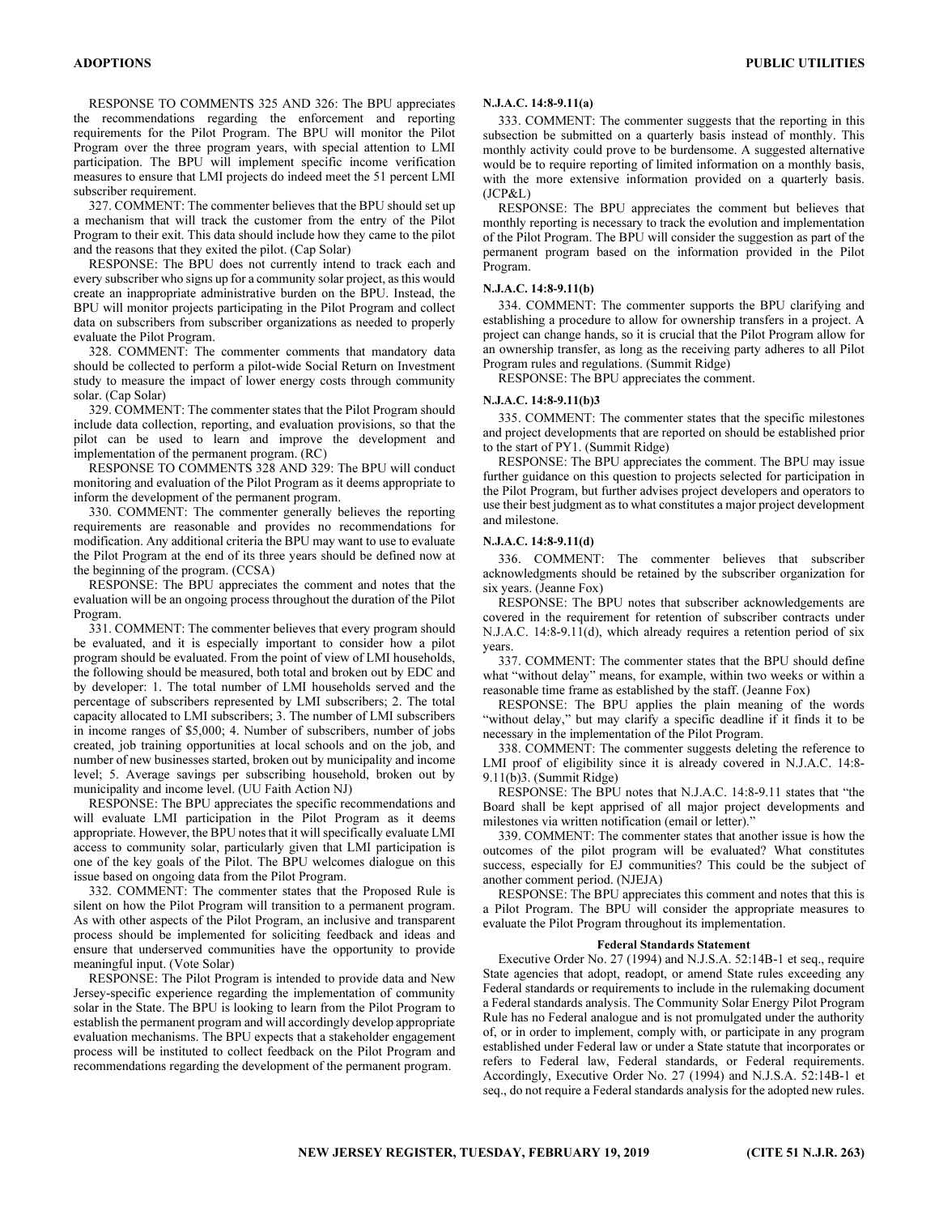RESPONSE TO COMMENTS 325 AND 326: The BPU appreciates the recommendations regarding the enforcement and reporting requirements for the Pilot Program. The BPU will monitor the Pilot Program over the three program years, with special attention to LMI participation. The BPU will implement specific income verification measures to ensure that LMI projects do indeed meet the 51 percent LMI subscriber requirement.

327. COMMENT: The commenter believes that the BPU should set up a mechanism that will track the customer from the entry of the Pilot Program to their exit. This data should include how they came to the pilot and the reasons that they exited the pilot. (Cap Solar)

RESPONSE: The BPU does not currently intend to track each and every subscriber who signs up for a community solar project, as this would create an inappropriate administrative burden on the BPU. Instead, the BPU will monitor projects participating in the Pilot Program and collect data on subscribers from subscriber organizations as needed to properly evaluate the Pilot Program.

328. COMMENT: The commenter comments that mandatory data should be collected to perform a pilot-wide Social Return on Investment study to measure the impact of lower energy costs through community solar. (Cap Solar)

329. COMMENT: The commenter states that the Pilot Program should include data collection, reporting, and evaluation provisions, so that the pilot can be used to learn and improve the development and implementation of the permanent program. (RC)

RESPONSE TO COMMENTS 328 AND 329: The BPU will conduct monitoring and evaluation of the Pilot Program as it deems appropriate to inform the development of the permanent program.

330. COMMENT: The commenter generally believes the reporting requirements are reasonable and provides no recommendations for modification. Any additional criteria the BPU may want to use to evaluate the Pilot Program at the end of its three years should be defined now at the beginning of the program. (CCSA)

RESPONSE: The BPU appreciates the comment and notes that the evaluation will be an ongoing process throughout the duration of the Pilot Program.

331. COMMENT: The commenter believes that every program should be evaluated, and it is especially important to consider how a pilot program should be evaluated. From the point of view of LMI households, the following should be measured, both total and broken out by EDC and by developer: 1. The total number of LMI households served and the percentage of subscribers represented by LMI subscribers; 2. The total capacity allocated to LMI subscribers; 3. The number of LMI subscribers in income ranges of $5,000; 4. Number of subscribers, number of jobs created, job training opportunities at local schools and on the job, and number of new businesses started, broken out by municipality and income level; 5. Average savings per subscribing household, broken out by municipality and income level. (UU Faith Action NJ)

RESPONSE: The BPU appreciates the specific recommendations and will evaluate LMI participation in the Pilot Program as it deems appropriate. However, the BPU notes that it will specifically evaluate LMI access to community solar, particularly given that LMI participation is one of the key goals of the Pilot. The BPU welcomes dialogue on this issue based on ongoing data from the Pilot Program.

332. COMMENT: The commenter states that the Proposed Rule is silent on how the Pilot Program will transition to a permanent program. As with other aspects of the Pilot Program, an inclusive and transparent process should be implemented for soliciting feedback and ideas and ensure that underserved communities have the opportunity to provide meaningful input. (Vote Solar)

RESPONSE: The Pilot Program is intended to provide data and New Jersey-specific experience regarding the implementation of community solar in the State. The BPU is looking to learn from the Pilot Program to establish the permanent program and will accordingly develop appropriate evaluation mechanisms. The BPU expects that a stakeholder engagement process will be instituted to collect feedback on the Pilot Program and recommendations regarding the development of the permanent program.

**N.J.A.C. 14:8-9.11(a)**

333. COMMENT: The commenter suggests that the reporting in this subsection be submitted on a quarterly basis instead of monthly. This monthly activity could prove to be burdensome. A suggested alternative would be to require reporting of limited information on a monthly basis, with the more extensive information provided on a quarterly basis. (JCP&L)

RESPONSE: The BPU appreciates the comment but believes that monthly reporting is necessary to track the evolution and implementation of the Pilot Program. The BPU will consider the suggestion as part of the permanent program based on the information provided in the Pilot Program.

**N.J.A.C. 14:8-9.11(b)**

334. COMMENT: The commenter supports the BPU clarifying and establishing a procedure to allow for ownership transfers in a project. A project can change hands, so it is crucial that the Pilot Program allow for an ownership transfer, as long as the receiving party adheres to all Pilot Program rules and regulations. (Summit Ridge)

RESPONSE: The BPU appreciates the comment.

**N.J.A.C. 14:8-9.11(b)3**

335. COMMENT: The commenter states that the specific milestones and project developments that are reported on should be established prior to the start of PY1. (Summit Ridge)

RESPONSE: The BPU appreciates the comment. The BPU may issue further guidance on this question to projects selected for participation in the Pilot Program, but further advises project developers and operators to use their best judgment as to what constitutes a major project development and milestone.

**N.J.A.C. 14:8-9.11(d)**

336. COMMENT: The commenter believes that subscriber acknowledgments should be retained by the subscriber organization for six years. (Jeanne Fox)

RESPONSE: The BPU notes that subscriber acknowledgements are covered in the requirement for retention of subscriber contracts under N.J.A.C. 14:8-9.11(d), which already requires a retention period of six years.

337. COMMENT: The commenter states that the BPU should define what "without delay" means, for example, within two weeks or within a reasonable time frame as established by the staff. (Jeanne Fox)

RESPONSE: The BPU applies the plain meaning of the words "without delay," but may clarify a specific deadline if it finds it to be necessary in the implementation of the Pilot Program.

338. COMMENT: The commenter suggests deleting the reference to LMI proof of eligibility since it is already covered in N.J.A.C. 14:8-9.11(b)3. (Summit Ridge)

RESPONSE: The BPU notes that N.J.A.C. 14:8-9.11 states that "the Board shall be kept apprised of all major project developments and milestones via written notification (email or letter)."

339. COMMENT: The commenter states that another issue is how the outcomes of the pilot program will be evaluated? What constitutes success, especially for EJ communities? This could be the subject of another comment period. (NJEJA)

RESPONSE: The BPU appreciates this comment and notes that this is a Pilot Program. The BPU will consider the appropriate measures to evaluate the Pilot Program throughout its implementation.

**Federal Standards Statement**

Executive Order No. 27 (1994) and N.J.S.A. 52:14B-1 et seq., require State agencies that adopt, readopt, or amend State rules exceeding any Federal standards or requirements to include in the rulemaking document a Federal standards analysis. The Community Solar Energy Pilot Program Rule has no Federal analogue and is not promulgated under the authority of, or in order to implement, comply with, or participate in any program established under Federal law or under a State statute that incorporates or refers to Federal law, Federal standards, or Federal requirements. Accordingly, Executive Order No. 27 (1994) and N.J.S.A. 52:14B-1 et seq., do not require a Federal standards analysis for the adopted new rules.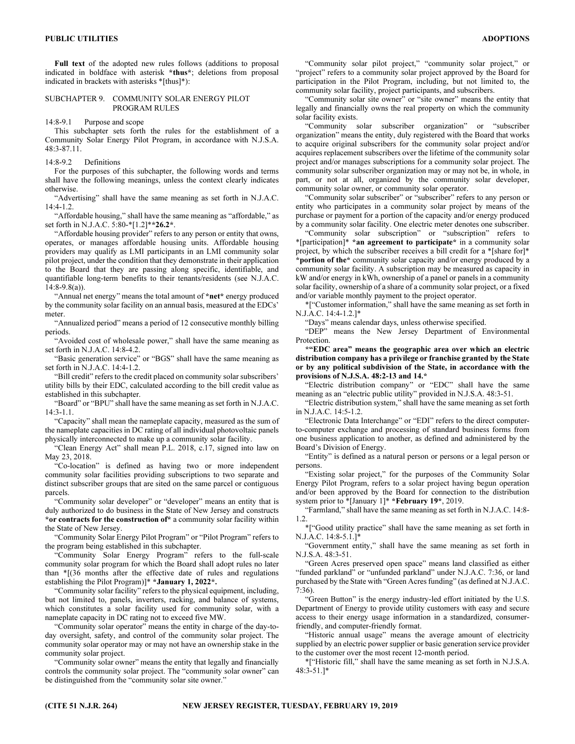**Full text** of the adopted new rules follows (additions to proposal indicated in boldface with asterisk ***thus***; deletions from proposal indicated in brackets with asterisks *[thus]*):

## SUBCHAPTER 9. COMMUNITY SOLAR ENERGY PILOT PROGRAM RULES

### 14:8-9.1 Purpose and scope

This subchapter sets forth the rules for the establishment of a Community Solar Energy Pilot Program, in accordance with N.J.S.A. 48:3-87.11.

### 14:8-9.2 Definitions

For the purposes of this subchapter, the following words and terms shall have the following meanings, unless the context clearly indicates otherwise.

"Advertising" shall have the same meaning as set forth in N.J.A.C. 14:4-1.2.

"Affordable housing," shall have the same meaning as "affordable," as set forth in N.J.A.C. 5:80-*[1.2]****26.2***.

"Affordable housing provider" refers to any person or entity that owns, operates, or manages affordable housing units. Affordable housing providers may qualify as LMI participants in an LMI community solar pilot project, under the condition that they demonstrate in their application to the Board that they are passing along specific, identifiable, and quantifiable long-term benefits to their tenants/residents (see N.J.A.C. 14:8-9.8(a)).

"Annual net energy" means the total amount of ***net*** energy produced by the community solar facility on an annual basis, measured at the EDCs' meter.

"Annualized period" means a period of 12 consecutive monthly billing periods.

"Avoided cost of wholesale power," shall have the same meaning as set forth in N.J.A.C. 14:8-4.2.

"Basic generation service" or "BGS" shall have the same meaning as set forth in N.J.A.C. 14:4-1.2.

"Bill credit" refers to the credit placed on community solar subscribers' utility bills by their EDC, calculated according to the bill credit value as established in this subchapter.

"Board" or "BPU" shall have the same meaning as set forth in N.J.A.C. 14:3-1.1.

"Capacity" shall mean the nameplate capacity, measured as the sum of the nameplate capacities in DC rating of all individual photovoltaic panels physically interconnected to make up a community solar facility.

"Clean Energy Act" shall mean P.L. 2018, c.17, signed into law on May 23, 2018.

"Co-location" is defined as having two or more independent community solar facilities providing subscriptions to two separate and distinct subscriber groups that are sited on the same parcel or contiguous parcels.

"Community solar developer" or "developer" means an entity that is duly authorized to do business in the State of New Jersey and constructs ***or contracts for the construction of*** a community solar facility within the State of New Jersey.

"Community Solar Energy Pilot Program" or "Pilot Program" refers to the program being established in this subchapter.

"Community Solar Energy Program" refers to the full-scale community solar program for which the Board shall adopt rules no later than *[(36 months after the effective date of rules and regulations establishing the Pilot Program)]* ***January 1, 2022***.

"Community solar facility" refers to the physical equipment, including, but not limited to, panels, inverters, racking, and balance of systems, which constitutes a solar facility used for community solar, with a nameplate capacity in DC rating not to exceed five MW.

"Community solar operator" means the entity in charge of the day-to-day oversight, safety, and control of the community solar project. The community solar operator may or may not have an ownership stake in the community solar project.

"Community solar owner" means the entity that legally and financially controls the community solar project. The "community solar owner" can be distinguished from the "community solar site owner."

"Community solar pilot project," "community solar project," or "project" refers to a community solar project approved by the Board for participation in the Pilot Program, including, but not limited to, the community solar facility, project participants, and subscribers.

"Community solar site owner" or "site owner" means the entity that legally and financially owns the real property on which the community solar facility exists.

"Community solar subscriber organization" or "subscriber organization" means the entity, duly registered with the Board that works to acquire original subscribers for the community solar project and/or acquires replacement subscribers over the lifetime of the community solar project and/or manages subscriptions for a community solar project. The community solar subscriber organization may or may not be, in whole, in part, or not at all, organized by the community solar developer, community solar owner, or community solar operator.

"Community solar subscriber" or "subscriber" refers to any person or entity who participates in a community solar project by means of the purchase or payment for a portion of the capacity and/or energy produced by a community solar facility. One electric meter denotes one subscriber.

"Community solar subscription" or "subscription" refers to *[participation]* ***an agreement to participate*** in a community solar project, by which the subscriber receives a bill credit for a *[share for]* ***portion of the*** community solar capacity and/or energy produced by a community solar facility. A subscription may be measured as capacity in kW and/or energy in kWh, ownership of a panel or panels in a community solar facility, ownership of a share of a community solar project, or a fixed and/or variable monthly payment to the project operator.

*["Customer information," shall have the same meaning as set forth in N.J.A.C. 14:4-1.2.]*

"Days" means calendar days, unless otherwise specified.

"DEP" means the New Jersey Department of Environmental Protection.

***"EDC area" means the geographic area over which an electric distribution company has a privilege or franchise granted by the State or by any political subdivision of the State, in accordance with the provisions of N.J.S.A. 48:2-13 and 14.***

"Electric distribution company" or "EDC" shall have the same meaning as an "electric public utility" provided in N.J.S.A. 48:3-51.

"Electric distribution system," shall have the same meaning as set forth in N.J.A.C. 14:5-1.2.

"Electronic Data Interchange" or "EDI" refers to the direct computer-to-computer exchange and processing of standard business forms from one business application to another, as defined and administered by the Board's Division of Energy.

"Entity" is defined as a natural person or persons or a legal person or persons.

"Existing solar project," for the purposes of the Community Solar Energy Pilot Program, refers to a solar project having begun operation and/or been approved by the Board for connection to the distribution system prior to *[January 1]* ***February 19***, 2019.

"Farmland," shall have the same meaning as set forth in N.J.A.C. 14:8-1.2.

*["Good utility practice" shall have the same meaning as set forth in N.J.A.C. 14:8-5.1.]*

"Government entity," shall have the same meaning as set forth in N.J.S.A. 48:3-51.

"Green Acres preserved open space" means land classified as either "funded parkland" or "unfunded parkland" under N.J.A.C. 7:36, or land purchased by the State with "Green Acres funding" (as defined at N.J.A.C. 7:36).

"Green Button" is the energy industry-led effort initiated by the U.S. Department of Energy to provide utility customers with easy and secure access to their energy usage information in a standardized, consumer-friendly, and computer-friendly format.

"Historic annual usage" means the average amount of electricity supplied by an electric power supplier or basic generation service provider to the customer over the most recent 12-month period.

*["Historic fill," shall have the same meaning as set forth in N.J.S.A. 48:3-51.]*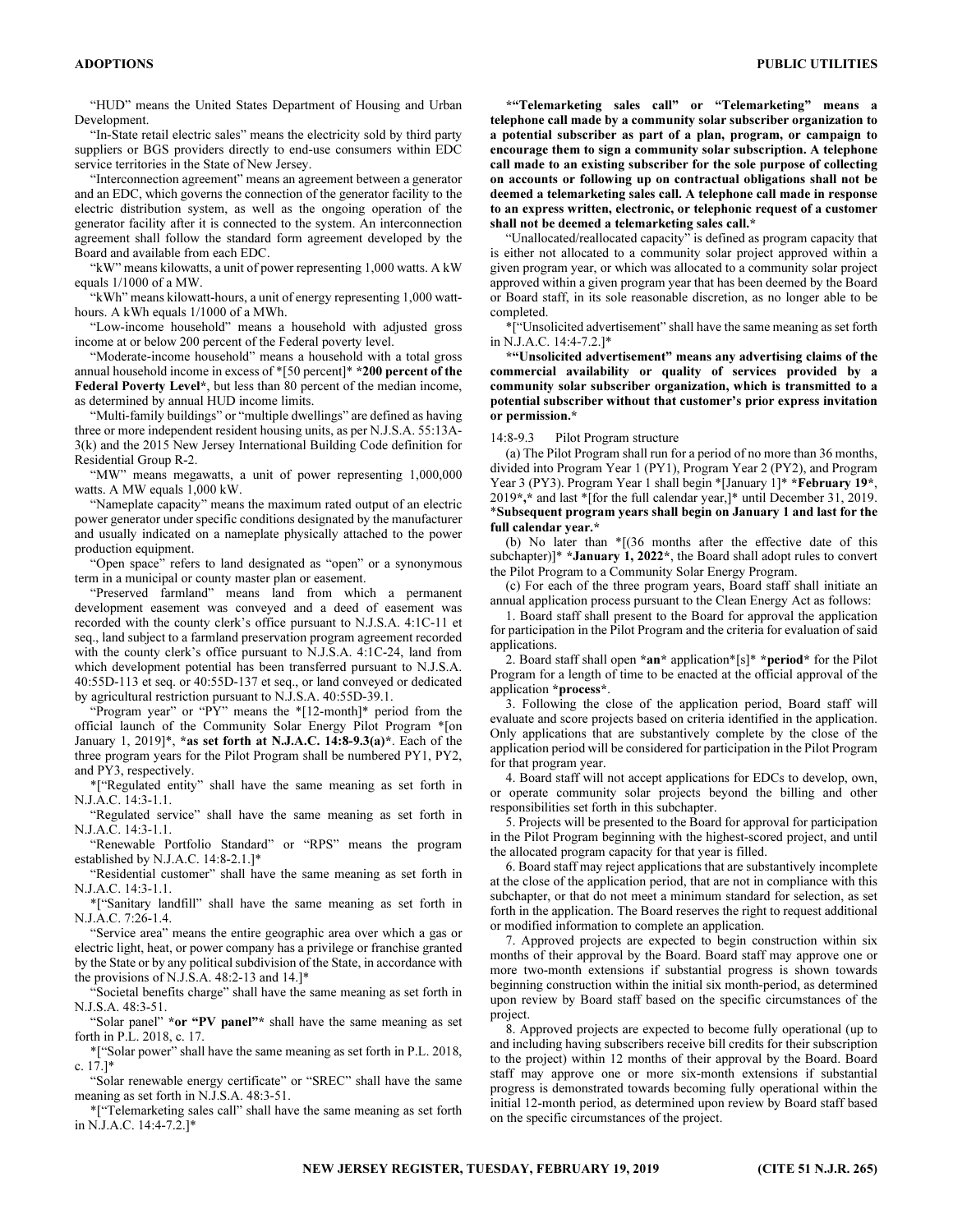"HUD" means the United States Department of Housing and Urban Development.

"In-State retail electric sales" means the electricity sold by third party suppliers or BGS providers directly to end-use consumers within EDC service territories in the State of New Jersey.

"Interconnection agreement" means an agreement between a generator and an EDC, which governs the connection of the generator facility to the electric distribution system, as well as the ongoing operation of the generator facility after it is connected to the system. An interconnection agreement shall follow the standard form agreement developed by the Board and available from each EDC.

"kW" means kilowatts, a unit of power representing 1,000 watts. A kW equals 1/1000 of a MW.

"kWh" means kilowatt-hours, a unit of energy representing 1,000 watt-hours. A kWh equals 1/1000 of a MWh.

"Low-income household" means a household with adjusted gross income at or below 200 percent of the Federal poverty level.

"Moderate-income household" means a household with a total gross annual household income in excess of *[50 percent]* ***200 percent of the Federal Poverty Level***, but less than 80 percent of the median income, as determined by annual HUD income limits.

"Multi-family buildings" or "multiple dwellings" are defined as having three or more independent resident housing units, as per N.J.S.A. 55:13A-3(k) and the 2015 New Jersey International Building Code definition for Residential Group R-2.

"MW" means megawatts, a unit of power representing 1,000,000 watts. A MW equals 1,000 kW.

"Nameplate capacity" means the maximum rated output of an electric power generator under specific conditions designated by the manufacturer and usually indicated on a nameplate physically attached to the power production equipment.

"Open space" refers to land designated as "open" or a synonymous term in a municipal or county master plan or easement.

"Preserved farmland" means land from which a permanent development easement was conveyed and a deed of easement was recorded with the county clerk's office pursuant to N.J.S.A. 4:1C-11 et seq., land subject to a farmland preservation program agreement recorded with the county clerk's office pursuant to N.J.S.A. 4:1C-24, land from which development potential has been transferred pursuant to N.J.S.A. 40:55D-113 et seq. or 40:55D-137 et seq., or land conveyed or dedicated by agricultural restriction pursuant to N.J.S.A. 40:55D-39.1.

"Program year" or "PY" means the *[12-month]* period from the official launch of the Community Solar Energy Pilot Program *[on January 1, 2019]*, ***as set forth at N.J.A.C. 14:8-9.3(a)***. Each of the three program years for the Pilot Program shall be numbered PY1, PY2, and PY3, respectively.

*["Regulated entity" shall have the same meaning as set forth in N.J.A.C. 14:3-1.1.

"Regulated service" shall have the same meaning as set forth in N.J.A.C. 14:3-1.1.

"Renewable Portfolio Standard" or "RPS" means the program established by N.J.A.C. 14:8-2.1.]*

"Residential customer" shall have the same meaning as set forth in N.J.A.C. 14:3-1.1.

*["Sanitary landfill" shall have the same meaning as set forth in N.J.A.C. 7:26-1.4.

"Service area" means the entire geographic area over which a gas or electric light, heat, or power company has a privilege or franchise granted by the State or by any political subdivision of the State, in accordance with the provisions of N.J.S.A. 48:2-13 and 14.]*

"Societal benefits charge" shall have the same meaning as set forth in N.J.S.A. 48:3-51.

"Solar panel" ***or "PV panel"*** shall have the same meaning as set forth in P.L. 2018, c. 17.

*["Solar power" shall have the same meaning as set forth in P.L. 2018, c. 17.]*

"Solar renewable energy certificate" or "SREC" shall have the same meaning as set forth in N.J.S.A. 48:3-51.

*["Telemarketing sales call" shall have the same meaning as set forth in N.J.A.C. 14:4-7.2.]*

***"Telemarketing sales call" or "Telemarketing" means a telephone call made by a community solar subscriber organization to a potential subscriber as part of a plan, program, or campaign to encourage them to sign a community solar subscription. A telephone call made to an existing subscriber for the sole purpose of collecting on accounts or following up on contractual obligations shall not be deemed a telemarketing sales call. A telephone call made in response to an express written, electronic, or telephonic request of a customer shall not be deemed a telemarketing sales call.***

"Unallocated/reallocated capacity" is defined as program capacity that is either not allocated to a community solar project approved within a given program year, or which was allocated to a community solar project approved within a given program year that has been deemed by the Board or Board staff, in its sole reasonable discretion, as no longer able to be completed.

*["Unsolicited advertisement" shall have the same meaning as set forth in N.J.A.C. 14:4-7.2.]*

***"Unsolicited advertisement" means any advertising claims of the commercial availability or quality of services provided by a community solar subscriber organization, which is transmitted to a potential subscriber without that customer's prior express invitation or permission.***

14:8-9.3 Pilot Program structure

(a) The Pilot Program shall run for a period of no more than 36 months, divided into Program Year 1 (PY1), Program Year 2 (PY2), and Program Year 3 (PY3). Program Year 1 shall begin *[January 1]* ***February 19***, 2019***,*** and last *[for the full calendar year,]* until December 31, 2019. ***Subsequent program years shall begin on January 1 and last for the full calendar year.***

(b) No later than *[(36 months after the effective date of this subchapter)]* ***January 1, 2022***, the Board shall adopt rules to convert the Pilot Program to a Community Solar Energy Program.

(c) For each of the three program years, Board staff shall initiate an annual application process pursuant to the Clean Energy Act as follows:

1. Board staff shall present to the Board for approval the application for participation in the Pilot Program and the criteria for evaluation of said applications.

2. Board staff shall open ***an*** application*[s]* ***period*** for the Pilot Program for a length of time to be enacted at the official approval of the application ***process***.

3. Following the close of the application period, Board staff will evaluate and score projects based on criteria identified in the application. Only applications that are substantively complete by the close of the application period will be considered for participation in the Pilot Program for that program year.

4. Board staff will not accept applications for EDCs to develop, own, or operate community solar projects beyond the billing and other responsibilities set forth in this subchapter.

5. Projects will be presented to the Board for approval for participation in the Pilot Program beginning with the highest-scored project, and until the allocated program capacity for that year is filled.

6. Board staff may reject applications that are substantively incomplete at the close of the application period, that are not in compliance with this subchapter, or that do not meet a minimum standard for selection, as set forth in the application. The Board reserves the right to request additional or modified information to complete an application.

7. Approved projects are expected to begin construction within six months of their approval by the Board. Board staff may approve one or more two-month extensions if substantial progress is shown towards beginning construction within the initial six month-period, as determined upon review by Board staff based on the specific circumstances of the project.

8. Approved projects are expected to become fully operational (up to and including having subscribers receive bill credits for their subscription to the project) within 12 months of their approval by the Board. Board staff may approve one or more six-month extensions if substantial progress is demonstrated towards becoming fully operational within the initial 12-month period, as determined upon review by Board staff based on the specific circumstances of the project.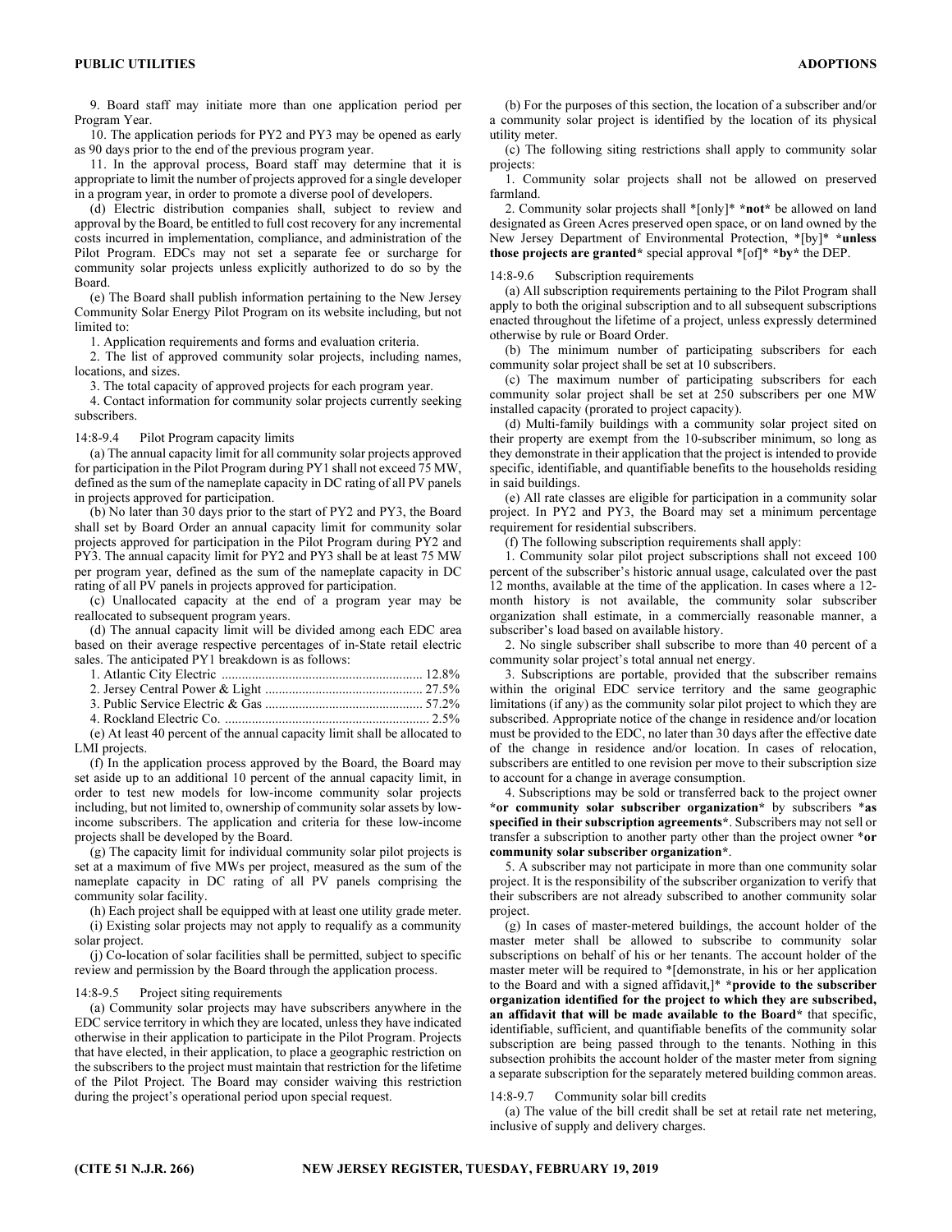9. Board staff may initiate more than one application period per Program Year.

10. The application periods for PY2 and PY3 may be opened as early as 90 days prior to the end of the previous program year.

11. In the approval process, Board staff may determine that it is appropriate to limit the number of projects approved for a single developer in a program year, in order to promote a diverse pool of developers.

(d) Electric distribution companies shall, subject to review and approval by the Board, be entitled to full cost recovery for any incremental costs incurred in implementation, compliance, and administration of the Pilot Program. EDCs may not set a separate fee or surcharge for community solar projects unless explicitly authorized to do so by the Board.

(e) The Board shall publish information pertaining to the New Jersey Community Solar Energy Pilot Program on its website including, but not limited to:

1. Application requirements and forms and evaluation criteria.

2. The list of approved community solar projects, including names, locations, and sizes.

3. The total capacity of approved projects for each program year.

4. Contact information for community solar projects currently seeking subscribers.

14:8-9.4 Pilot Program capacity limits

(a) The annual capacity limit for all community solar projects approved for participation in the Pilot Program during PY1 shall not exceed 75 MW, defined as the sum of the nameplate capacity in DC rating of all PV panels in projects approved for participation.

(b) No later than 30 days prior to the start of PY2 and PY3, the Board shall set by Board Order an annual capacity limit for community solar projects approved for participation in the Pilot Program during PY2 and PY3. The annual capacity limit for PY2 and PY3 shall be at least 75 MW per program year, defined as the sum of the nameplate capacity in DC rating of all PV panels in projects approved for participation.

(c) Unallocated capacity at the end of a program year may be reallocated to subsequent program years.

(d) The annual capacity limit will be divided among each EDC area based on their average respective percentages of in-State retail electric sales. The anticipated PY1 breakdown is as follows:

1. Atlantic City Electric ........................................................... 12.8%

2. Jersey Central Power & Light ............................................... 27.5%

3. Public Service Electric & Gas ............................................... 57.2%

4. Rockland Electric Co. ............................................................. 2.5%

(e) At least 40 percent of the annual capacity limit shall be allocated to LMI projects.

(f) In the application process approved by the Board, the Board may set aside up to an additional 10 percent of the annual capacity limit, in order to test new models for low-income community solar projects including, but not limited to, ownership of community solar assets by low-income subscribers. The application and criteria for these low-income projects shall be developed by the Board.

(g) The capacity limit for individual community solar pilot projects is set at a maximum of five MWs per project, measured as the sum of the nameplate capacity in DC rating of all PV panels comprising the community solar facility.

(h) Each project shall be equipped with at least one utility grade meter.

(i) Existing solar projects may not apply to requalify as a community solar project.

(j) Co-location of solar facilities shall be permitted, subject to specific review and permission by the Board through the application process.

14:8-9.5 Project siting requirements

(a) Community solar projects may have subscribers anywhere in the EDC service territory in which they are located, unless they have indicated otherwise in their application to participate in the Pilot Program. Projects that have elected, in their application, to place a geographic restriction on the subscribers to the project must maintain that restriction for the lifetime of the Pilot Project. The Board may consider waiving this restriction during the project's operational period upon special request.

(b) For the purposes of this section, the location of a subscriber and/or a community solar project is identified by the location of its physical utility meter.

(c) The following siting restrictions shall apply to community solar projects:

1. Community solar projects shall not be allowed on preserved farmland.

2. Community solar projects shall *[only]* ***not*** be allowed on land designated as Green Acres preserved open space, or on land owned by the New Jersey Department of Environmental Protection, *[by]* ***unless those projects are granted*** special approval *[of]* ***by*** the DEP.

14:8-9.6 Subscription requirements

(a) All subscription requirements pertaining to the Pilot Program shall apply to both the original subscription and to all subsequent subscriptions enacted throughout the lifetime of a project, unless expressly determined otherwise by rule or Board Order.

(b) The minimum number of participating subscribers for each community solar project shall be set at 10 subscribers.

(c) The maximum number of participating subscribers for each community solar project shall be set at 250 subscribers per one MW installed capacity (prorated to project capacity).

(d) Multi-family buildings with a community solar project sited on their property are exempt from the 10-subscriber minimum, so long as they demonstrate in their application that the project is intended to provide specific, identifiable, and quantifiable benefits to the households residing in said buildings.

(e) All rate classes are eligible for participation in a community solar project. In PY2 and PY3, the Board may set a minimum percentage requirement for residential subscribers.

(f) The following subscription requirements shall apply:

1. Community solar pilot project subscriptions shall not exceed 100 percent of the subscriber's historic annual usage, calculated over the past 12 months, available at the time of the application. In cases where a 12-month history is not available, the community solar subscriber organization shall estimate, in a commercially reasonable manner, a subscriber's load based on available history.

2. No single subscriber shall subscribe to more than 40 percent of a community solar project's total annual net energy.

3. Subscriptions are portable, provided that the subscriber remains within the original EDC service territory and the same geographic limitations (if any) as the community solar pilot project to which they are subscribed. Appropriate notice of the change in residence and/or location must be provided to the EDC, no later than 30 days after the effective date of the change in residence and/or location. In cases of relocation, subscribers are entitled to one revision per move to their subscription size to account for a change in average consumption.

4. Subscriptions may be sold or transferred back to the project owner ***or community solar subscriber organization*** by subscribers ***as specified in their subscription agreements***. Subscribers may not sell or transfer a subscription to another party other than the project owner ***or community solar subscriber organization***.

5. A subscriber may not participate in more than one community solar project. It is the responsibility of the subscriber organization to verify that their subscribers are not already subscribed to another community solar project.

(g) In cases of master-metered buildings, the account holder of the master meter shall be allowed to subscribe to community solar subscriptions on behalf of his or her tenants. The account holder of the master meter will be required to *[demonstrate, in his or her application to the Board and with a signed affidavit,]* ***provide to the subscriber organization identified for the project to which they are subscribed, an affidavit that will be made available to the Board*** that specific, identifiable, sufficient, and quantifiable benefits of the community solar subscription are being passed through to the tenants. Nothing in this subsection prohibits the account holder of the master meter from signing a separate subscription for the separately metered building common areas.

14:8-9.7 Community solar bill credits

(a) The value of the bill credit shall be set at retail rate net metering, inclusive of supply and delivery charges.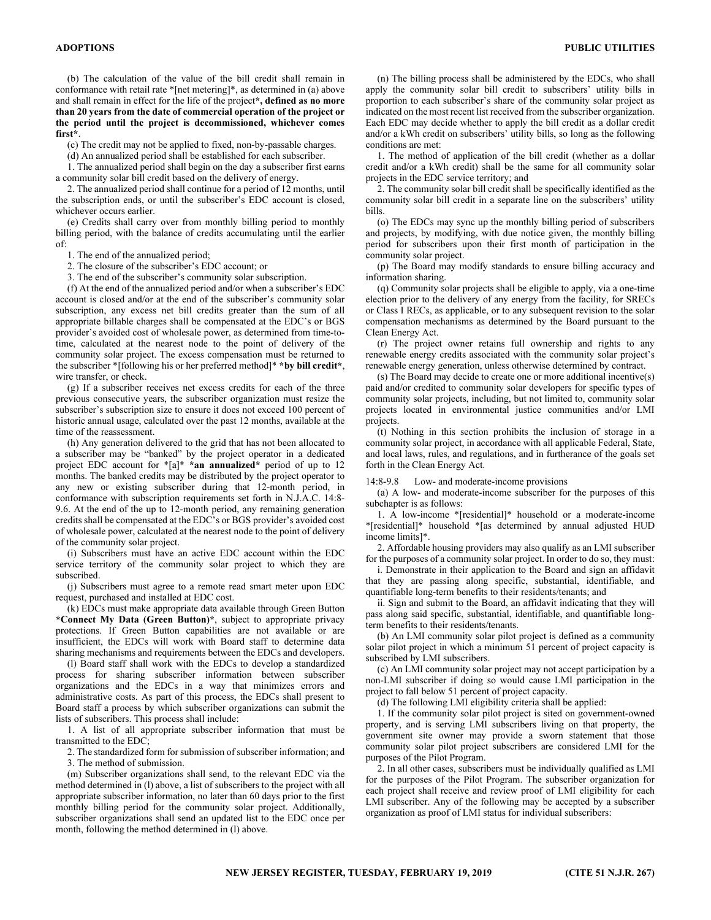(b) The calculation of the value of the bill credit shall remain in conformance with retail rate *[net metering]*, as determined in (a) above and shall remain in effect for the life of the project***, defined as no more than 20 years from the date of commercial operation of the project or the period until the project is decommissioned, whichever comes first***.

(c) The credit may not be applied to fixed, non-by-passable charges.

(d) An annualized period shall be established for each subscriber.

1. The annualized period shall begin on the day a subscriber first earns a community solar bill credit based on the delivery of energy.

2. The annualized period shall continue for a period of 12 months, until the subscription ends, or until the subscriber's EDC account is closed, whichever occurs earlier.

(e) Credits shall carry over from monthly billing period to monthly billing period, with the balance of credits accumulating until the earlier of:

1. The end of the annualized period;

2. The closure of the subscriber's EDC account; or

3. The end of the subscriber's community solar subscription.

(f) At the end of the annualized period and/or when a subscriber's EDC account is closed and/or at the end of the subscriber's community solar subscription, any excess net bill credits greater than the sum of all appropriate billable charges shall be compensated at the EDC's or BGS provider's avoided cost of wholesale power, as determined from time-to-time, calculated at the nearest node to the point of delivery of the community solar project. The excess compensation must be returned to the subscriber *[following his or her preferred method]* ***by bill credit***, wire transfer, or check.

(g) If a subscriber receives net excess credits for each of the three previous consecutive years, the subscriber organization must resize the subscriber's subscription size to ensure it does not exceed 100 percent of historic annual usage, calculated over the past 12 months, available at the time of the reassessment.

(h) Any generation delivered to the grid that has not been allocated to a subscriber may be "banked" by the project operator in a dedicated project EDC account for *[a]* ***an annualized*** period of up to 12 months. The banked credits may be distributed by the project operator to any new or existing subscriber during that 12-month period, in conformance with subscription requirements set forth in N.J.A.C. 14:8-9.6. At the end of the up to 12-month period, any remaining generation credits shall be compensated at the EDC's or BGS provider's avoided cost of wholesale power, calculated at the nearest node to the point of delivery of the community solar project.

(i) Subscribers must have an active EDC account within the EDC service territory of the community solar project to which they are subscribed.

(j) Subscribers must agree to a remote read smart meter upon EDC request, purchased and installed at EDC cost.

(k) EDCs must make appropriate data available through Green Button ***Connect My Data (Green Button)***, subject to appropriate privacy protections. If Green Button capabilities are not available or are insufficient, the EDCs will work with Board staff to determine data sharing mechanisms and requirements between the EDCs and developers.

(l) Board staff shall work with the EDCs to develop a standardized process for sharing subscriber information between subscriber organizations and the EDCs in a way that minimizes errors and administrative costs. As part of this process, the EDCs shall present to Board staff a process by which subscriber organizations can submit the lists of subscribers. This process shall include:

1. A list of all appropriate subscriber information that must be transmitted to the EDC;

2. The standardized form for submission of subscriber information; and

3. The method of submission.

(m) Subscriber organizations shall send, to the relevant EDC via the method determined in (l) above, a list of subscribers to the project with all appropriate subscriber information, no later than 60 days prior to the first monthly billing period for the community solar project. Additionally, subscriber organizations shall send an updated list to the EDC once per month, following the method determined in (l) above.

(n) The billing process shall be administered by the EDCs, who shall apply the community solar bill credit to subscribers' utility bills in proportion to each subscriber's share of the community solar project as indicated on the most recent list received from the subscriber organization. Each EDC may decide whether to apply the bill credit as a dollar credit and/or a kWh credit on subscribers' utility bills, so long as the following conditions are met:

1. The method of application of the bill credit (whether as a dollar credit and/or a kWh credit) shall be the same for all community solar projects in the EDC service territory; and

2. The community solar bill credit shall be specifically identified as the community solar bill credit in a separate line on the subscribers' utility bills.

(o) The EDCs may sync up the monthly billing period of subscribers and projects, by modifying, with due notice given, the monthly billing period for subscribers upon their first month of participation in the community solar project.

(p) The Board may modify standards to ensure billing accuracy and information sharing.

(q) Community solar projects shall be eligible to apply, via a one-time election prior to the delivery of any energy from the facility, for SRECs or Class I RECs, as applicable, or to any subsequent revision to the solar compensation mechanisms as determined by the Board pursuant to the Clean Energy Act.

(r) The project owner retains full ownership and rights to any renewable energy credits associated with the community solar project's renewable energy generation, unless otherwise determined by contract.

(s) The Board may decide to create one or more additional incentive(s) paid and/or credited to community solar developers for specific types of community solar projects, including, but not limited to, community solar projects located in environmental justice communities and/or LMI projects.

(t) Nothing in this section prohibits the inclusion of storage in a community solar project, in accordance with all applicable Federal, State, and local laws, rules, and regulations, and in furtherance of the goals set forth in the Clean Energy Act.

14:8-9.8 Low- and moderate-income provisions

(a) A low- and moderate-income subscriber for the purposes of this subchapter is as follows:

1. A low-income *[residential]* household or a moderate-income *[residential]* household *[as determined by annual adjusted HUD income limits]*.

2. Affordable housing providers may also qualify as an LMI subscriber for the purposes of a community solar project. In order to do so, they must:

i. Demonstrate in their application to the Board and sign an affidavit that they are passing along specific, substantial, identifiable, and quantifiable long-term benefits to their residents/tenants; and

ii. Sign and submit to the Board, an affidavit indicating that they will pass along said specific, substantial, identifiable, and quantifiable long-term benefits to their residents/tenants.

(b) An LMI community solar pilot project is defined as a community solar pilot project in which a minimum 51 percent of project capacity is subscribed by LMI subscribers.

(c) An LMI community solar project may not accept participation by a non-LMI subscriber if doing so would cause LMI participation in the project to fall below 51 percent of project capacity.

(d) The following LMI eligibility criteria shall be applied:

1. If the community solar pilot project is sited on government-owned property, and is serving LMI subscribers living on that property, the government site owner may provide a sworn statement that those community solar pilot project subscribers are considered LMI for the purposes of the Pilot Program.

2. In all other cases, subscribers must be individually qualified as LMI for the purposes of the Pilot Program. The subscriber organization for each project shall receive and review proof of LMI eligibility for each LMI subscriber. Any of the following may be accepted by a subscriber organization as proof of LMI status for individual subscribers: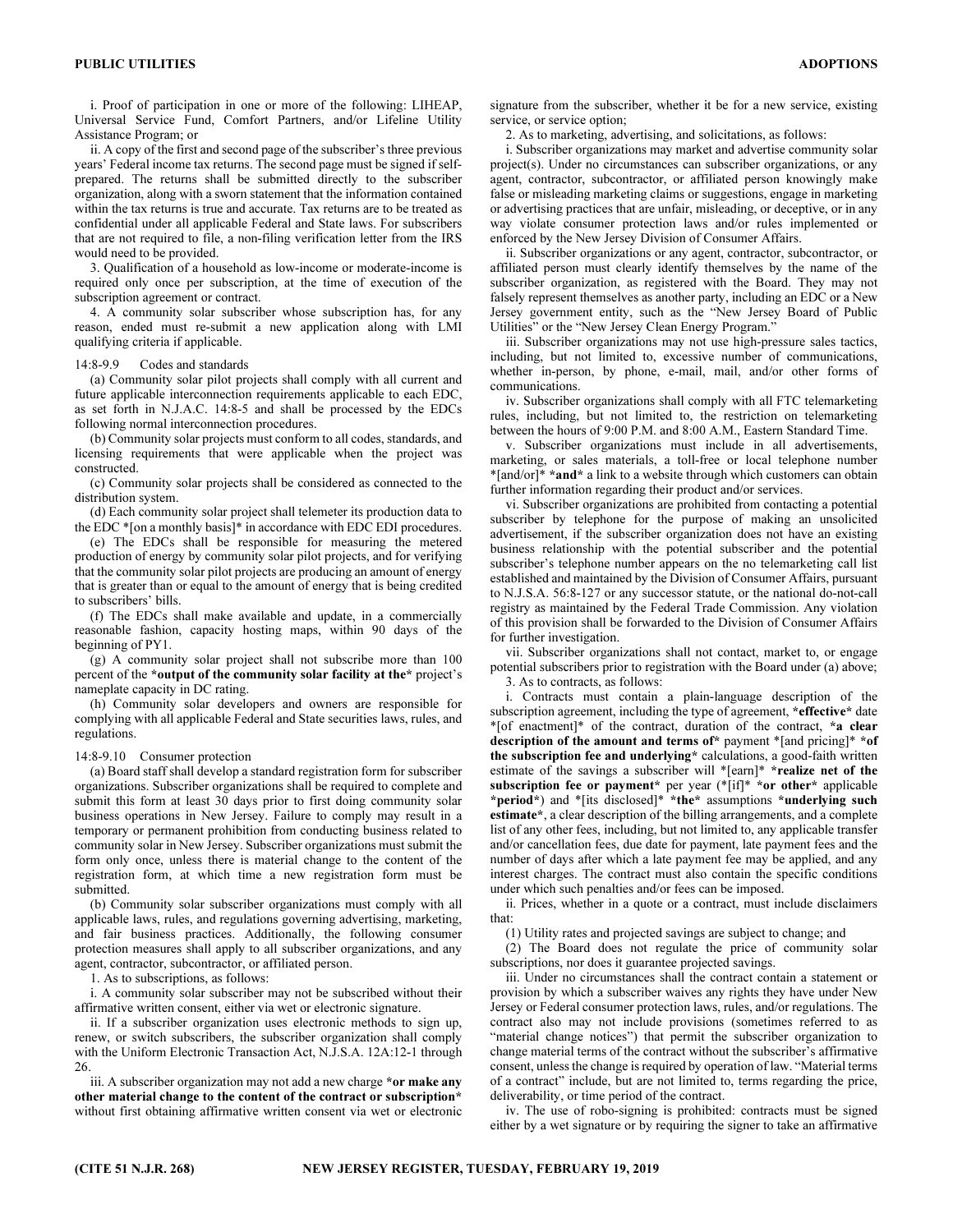i. Proof of participation in one or more of the following: LIHEAP, Universal Service Fund, Comfort Partners, and/or Lifeline Utility Assistance Program; or

ii. A copy of the first and second page of the subscriber's three previous years' Federal income tax returns. The second page must be signed if self-prepared. The returns shall be submitted directly to the subscriber organization, along with a sworn statement that the information contained within the tax returns is true and accurate. Tax returns are to be treated as confidential under all applicable Federal and State laws. For subscribers that are not required to file, a non-filing verification letter from the IRS would need to be provided.

3. Qualification of a household as low-income or moderate-income is required only once per subscription, at the time of execution of the subscription agreement or contract.

4. A community solar subscriber whose subscription has, for any reason, ended must re-submit a new application along with LMI qualifying criteria if applicable.

14:8-9.9 Codes and standards

(a) Community solar pilot projects shall comply with all current and future applicable interconnection requirements applicable to each EDC, as set forth in N.J.A.C. 14:8-5 and shall be processed by the EDCs following normal interconnection procedures.

(b) Community solar projects must conform to all codes, standards, and licensing requirements that were applicable when the project was constructed.

(c) Community solar projects shall be considered as connected to the distribution system.

(d) Each community solar project shall telemeter its production data to the EDC *[on a monthly basis]* in accordance with EDC EDI procedures.

(e) The EDCs shall be responsible for measuring the metered production of energy by community solar pilot projects, and for verifying that the community solar pilot projects are producing an amount of energy that is greater than or equal to the amount of energy that is being credited to subscribers' bills.

(f) The EDCs shall make available and update, in a commercially reasonable fashion, capacity hosting maps, within 90 days of the beginning of PY1.

(g) A community solar project shall not subscribe more than 100 percent of the ***output of the community solar facility at the*** project's nameplate capacity in DC rating.

(h) Community solar developers and owners are responsible for complying with all applicable Federal and State securities laws, rules, and regulations.

14:8-9.10 Consumer protection

(a) Board staff shall develop a standard registration form for subscriber organizations. Subscriber organizations shall be required to complete and submit this form at least 30 days prior to first doing community solar business operations in New Jersey. Failure to comply may result in a temporary or permanent prohibition from conducting business related to community solar in New Jersey. Subscriber organizations must submit the form only once, unless there is material change to the content of the registration form, at which time a new registration form must be submitted.

(b) Community solar subscriber organizations must comply with all applicable laws, rules, and regulations governing advertising, marketing, and fair business practices. Additionally, the following consumer protection measures shall apply to all subscriber organizations, and any agent, contractor, subcontractor, or affiliated person.

1. As to subscriptions, as follows:

i. A community solar subscriber may not be subscribed without their affirmative written consent, either via wet or electronic signature.

ii. If a subscriber organization uses electronic methods to sign up, renew, or switch subscribers, the subscriber organization shall comply with the Uniform Electronic Transaction Act, N.J.S.A. 12A:12-1 through 26.

iii. A subscriber organization may not add a new charge ***or make any other material change to the content of the contract or subscription*** without first obtaining affirmative written consent via wet or electronic signature from the subscriber, whether it be for a new service, existing service, or service option;

2. As to marketing, advertising, and solicitations, as follows:

i. Subscriber organizations may market and advertise community solar project(s). Under no circumstances can subscriber organizations, or any agent, contractor, subcontractor, or affiliated person knowingly make false or misleading marketing claims or suggestions, engage in marketing or advertising practices that are unfair, misleading, or deceptive, or in any way violate consumer protection laws and/or rules implemented or enforced by the New Jersey Division of Consumer Affairs.

ii. Subscriber organizations or any agent, contractor, subcontractor, or affiliated person must clearly identify themselves by the name of the subscriber organization, as registered with the Board. They may not falsely represent themselves as another party, including an EDC or a New Jersey government entity, such as the "New Jersey Board of Public Utilities" or the "New Jersey Clean Energy Program."

iii. Subscriber organizations may not use high-pressure sales tactics, including, but not limited to, excessive number of communications, whether in-person, by phone, e-mail, mail, and/or other forms of communications.

iv. Subscriber organizations shall comply with all FTC telemarketing rules, including, but not limited to, the restriction on telemarketing between the hours of 9:00 P.M. and 8:00 A.M., Eastern Standard Time.

v. Subscriber organizations must include in all advertisements, marketing, or sales materials, a toll-free or local telephone number *[and/or]* ***and*** a link to a website through which customers can obtain further information regarding their product and/or services.

vi. Subscriber organizations are prohibited from contacting a potential subscriber by telephone for the purpose of making an unsolicited advertisement, if the subscriber organization does not have an existing business relationship with the potential subscriber and the potential subscriber's telephone number appears on the no telemarketing call list established and maintained by the Division of Consumer Affairs, pursuant to N.J.S.A. 56:8-127 or any successor statute, or the national do-not-call registry as maintained by the Federal Trade Commission. Any violation of this provision shall be forwarded to the Division of Consumer Affairs for further investigation.

vii. Subscriber organizations shall not contact, market to, or engage potential subscribers prior to registration with the Board under (a) above;

3. As to contracts, as follows:

i. Contracts must contain a plain-language description of the subscription agreement, including the type of agreement, ***effective*** date *[of enactment]* of the contract, duration of the contract, ***a clear description of the amount and terms of*** payment *[and pricing]* ***of the subscription fee and underlying*** calculations, a good-faith written estimate of the savings a subscriber will *[earn]* ***realize net of the subscription fee or payment*** per year (*[if]* ***or other*** applicable ***period***) and *[its disclosed]* ***the*** assumptions ***underlying such estimate***, a clear description of the billing arrangements, and a complete list of any other fees, including, but not limited to, any applicable transfer and/or cancellation fees, due date for payment, late payment fees and the number of days after which a late payment fee may be applied, and any interest charges. The contract must also contain the specific conditions under which such penalties and/or fees can be imposed.

ii. Prices, whether in a quote or a contract, must include disclaimers that:

(1) Utility rates and projected savings are subject to change; and

(2) The Board does not regulate the price of community solar subscriptions, nor does it guarantee projected savings.

iii. Under no circumstances shall the contract contain a statement or provision by which a subscriber waives any rights they have under New Jersey or Federal consumer protection laws, rules, and/or regulations. The contract also may not include provisions (sometimes referred to as "material change notices") that permit the subscriber organization to change material terms of the contract without the subscriber's affirmative consent, unless the change is required by operation of law. "Material terms of a contract" include, but are not limited to, terms regarding the price, deliverability, or time period of the contract.

iv. The use of robo-signing is prohibited: contracts must be signed either by a wet signature or by requiring the signer to take an affirmative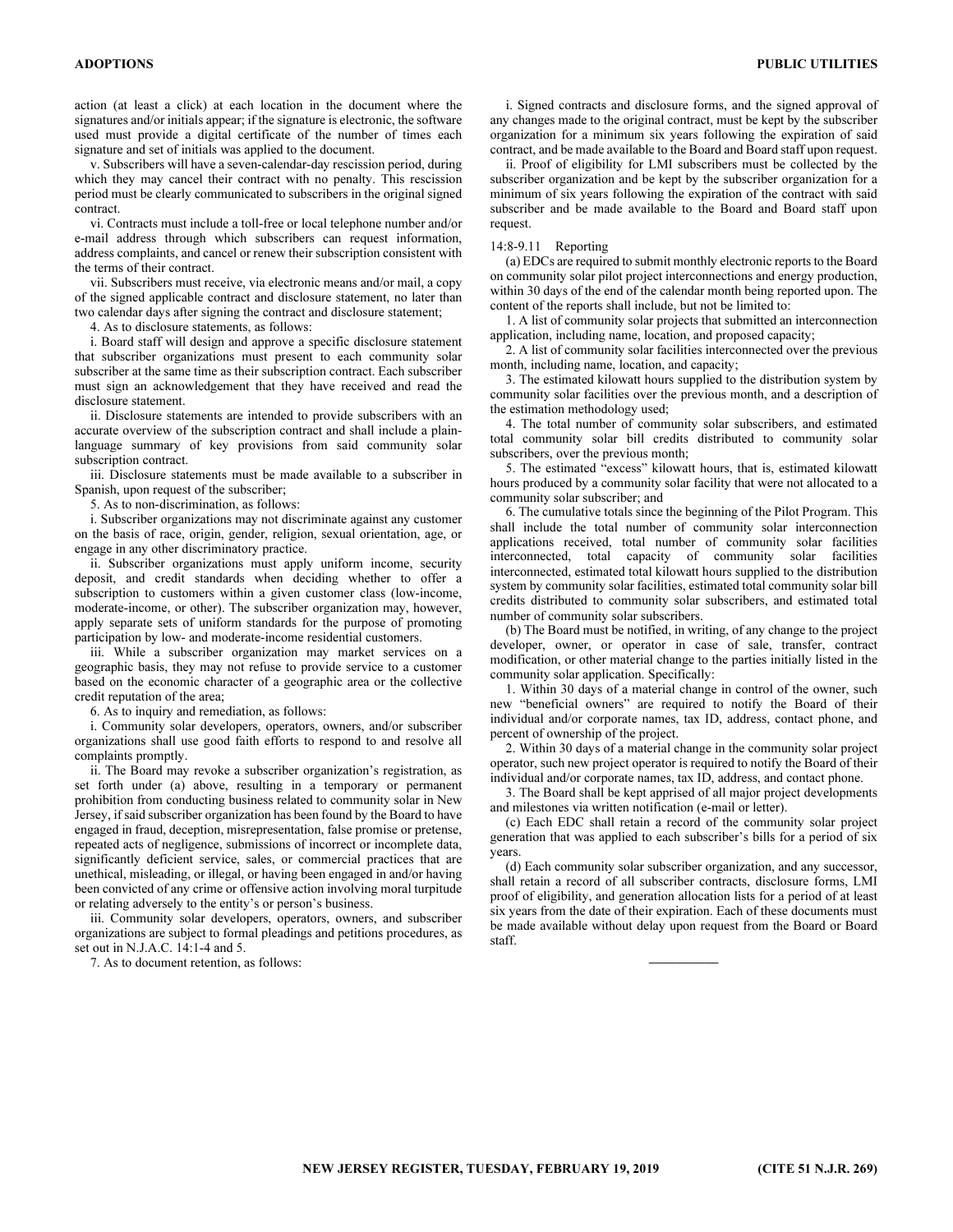action (at least a click) at each location in the document where the signatures and/or initials appear; if the signature is electronic, the software used must provide a digital certificate of the number of times each signature and set of initials was applied to the document.

v. Subscribers will have a seven-calendar-day rescission period, during which they may cancel their contract with no penalty. This rescission period must be clearly communicated to subscribers in the original signed contract.

vi. Contracts must include a toll-free or local telephone number and/or e-mail address through which subscribers can request information, address complaints, and cancel or renew their subscription consistent with the terms of their contract.

vii. Subscribers must receive, via electronic means and/or mail, a copy of the signed applicable contract and disclosure statement, no later than two calendar days after signing the contract and disclosure statement;

4. As to disclosure statements, as follows:

i. Board staff will design and approve a specific disclosure statement that subscriber organizations must present to each community solar subscriber at the same time as their subscription contract. Each subscriber must sign an acknowledgement that they have received and read the disclosure statement.

ii. Disclosure statements are intended to provide subscribers with an accurate overview of the subscription contract and shall include a plain-language summary of key provisions from said community solar subscription contract.

iii. Disclosure statements must be made available to a subscriber in Spanish, upon request of the subscriber;

5. As to non-discrimination, as follows:

i. Subscriber organizations may not discriminate against any customer on the basis of race, origin, gender, religion, sexual orientation, age, or engage in any other discriminatory practice.

ii. Subscriber organizations must apply uniform income, security deposit, and credit standards when deciding whether to offer a subscription to customers within a given customer class (low-income, moderate-income, or other). The subscriber organization may, however, apply separate sets of uniform standards for the purpose of promoting participation by low- and moderate-income residential customers.

iii. While a subscriber organization may market services on a geographic basis, they may not refuse to provide service to a customer based on the economic character of a geographic area or the collective credit reputation of the area;

6. As to inquiry and remediation, as follows:

i. Community solar developers, operators, owners, and/or subscriber organizations shall use good faith efforts to respond to and resolve all complaints promptly.

ii. The Board may revoke a subscriber organization's registration, as set forth under (a) above, resulting in a temporary or permanent prohibition from conducting business related to community solar in New Jersey, if said subscriber organization has been found by the Board to have engaged in fraud, deception, misrepresentation, false promise or pretense, repeated acts of negligence, submissions of incorrect or incomplete data, significantly deficient service, sales, or commercial practices that are unethical, misleading, or illegal, or having been engaged in and/or having been convicted of any crime or offensive action involving moral turpitude or relating adversely to the entity's or person's business.

iii. Community solar developers, operators, owners, and subscriber organizations are subject to formal pleadings and petitions procedures, as set out in N.J.A.C. 14:1-4 and 5.

7. As to document retention, as follows:

i. Signed contracts and disclosure forms, and the signed approval of any changes made to the original contract, must be kept by the subscriber organization for a minimum six years following the expiration of said contract, and be made available to the Board and Board staff upon request.

ii. Proof of eligibility for LMI subscribers must be collected by the subscriber organization and be kept by the subscriber organization for a minimum of six years following the expiration of the contract with said subscriber and be made available to the Board and Board staff upon request.

14:8-9.11 Reporting

(a) EDCs are required to submit monthly electronic reports to the Board on community solar pilot project interconnections and energy production, within 30 days of the end of the calendar month being reported upon. The content of the reports shall include, but not be limited to:

1. A list of community solar projects that submitted an interconnection application, including name, location, and proposed capacity;

2. A list of community solar facilities interconnected over the previous month, including name, location, and capacity;

3. The estimated kilowatt hours supplied to the distribution system by community solar facilities over the previous month, and a description of the estimation methodology used;

4. The total number of community solar subscribers, and estimated total community solar bill credits distributed to community solar subscribers, over the previous month;

5. The estimated "excess" kilowatt hours, that is, estimated kilowatt hours produced by a community solar facility that were not allocated to a community solar subscriber; and

6. The cumulative totals since the beginning of the Pilot Program. This shall include the total number of community solar interconnection applications received, total number of community solar facilities interconnected, total capacity of community solar facilities interconnected, estimated total kilowatt hours supplied to the distribution system by community solar facilities, estimated total community solar bill credits distributed to community solar subscribers, and estimated total number of community solar subscribers.

(b) The Board must be notified, in writing, of any change to the project developer, owner, or operator in case of sale, transfer, contract modification, or other material change to the parties initially listed in the community solar application. Specifically:

1. Within 30 days of a material change in control of the owner, such new "beneficial owners" are required to notify the Board of their individual and/or corporate names, tax ID, address, contact phone, and percent of ownership of the project.

2. Within 30 days of a material change in the community solar project operator, such new project operator is required to notify the Board of their individual and/or corporate names, tax ID, address, and contact phone.

3. The Board shall be kept apprised of all major project developments and milestones via written notification (e-mail or letter).

(c) Each EDC shall retain a record of the community solar project generation that was applied to each subscriber's bills for a period of six years.

(d) Each community solar subscriber organization, and any successor, shall retain a record of all subscriber contracts, disclosure forms, LMI proof of eligibility, and generation allocation lists for a period of at least six years from the date of their expiration. Each of these documents must be made available without delay upon request from the Board or Board staff.